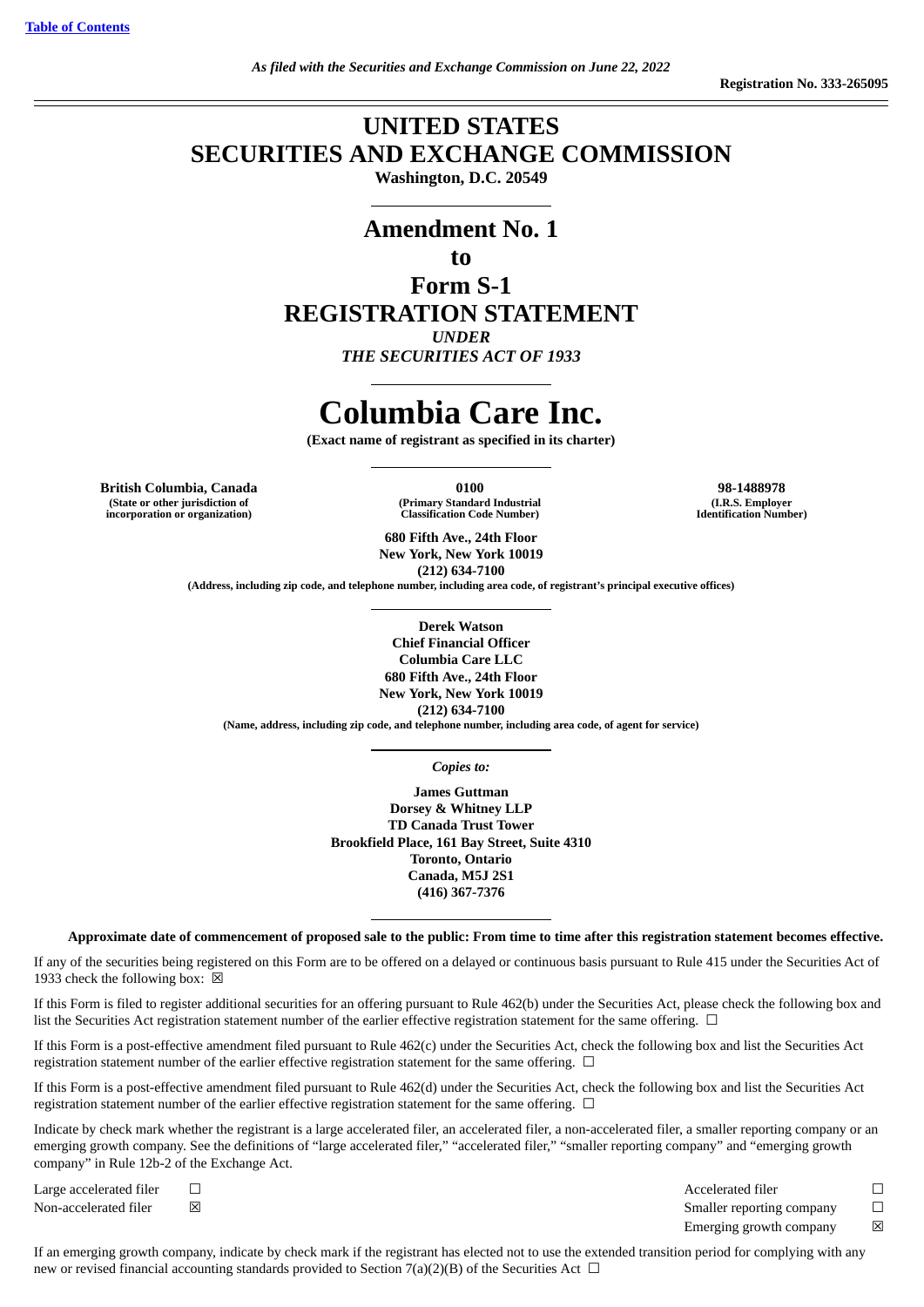[Table of Contents](#)

*As filed with the Securities and Exchange Commission on June 22, 2022*

**Registration No. 333-265095**

---

# UNITED STATES SECURITIES AND EXCHANGE COMMISSION

**Washington, D.C. 20549**

---

# Amendment No. 1

# to

# Form S-1

# REGISTRATION STATEMENT

***UNDER***

***THE SECURITIES ACT OF 1933***

---

# Columbia Care Inc.

**(Exact name of registrant as specified in its charter)**

---

| **British Columbia, Canada** | **0100** | **98-1488978** |
|---|---|---|
| **(State or other jurisdiction of incorporation or organization)** | **(Primary Standard Industrial Classification Code Number)** | **(I.R.S. Employer Identification Number)** |

**680 Fifth Ave., 24th Floor**
**New York, New York 10019**
**(212) 634-7100**
**(Address, including zip code, and telephone number, including area code, of registrant's principal executive offices)**

---

**Derek Watson**
**Chief Financial Officer**
**Columbia Care LLC**
**680 Fifth Ave., 24th Floor**
**New York, New York 10019**
**(212) 634-7100**
**(Name, address, including zip code, and telephone number, including area code, of agent for service)**

---

*Copies to:*

**James Guttman**
**Dorsey & Whitney LLP**
**TD Canada Trust Tower**
**Brookfield Place, 161 Bay Street, Suite 4310**
**Toronto, Ontario**
**Canada, M5J 2S1**
**(416) 367-7376**

---

**Approximate date of commencement of proposed sale to the public: From time to time after this registration statement becomes effective.**

If any of the securities being registered on this Form are to be offered on a delayed or continuous basis pursuant to Rule 415 under the Securities Act of 1933 check the following box: ☒

If this Form is filed to register additional securities for an offering pursuant to Rule 462(b) under the Securities Act, please check the following box and list the Securities Act registration statement number of the earlier effective registration statement for the same offering. ☐

If this Form is a post-effective amendment filed pursuant to Rule 462(c) under the Securities Act, check the following box and list the Securities Act registration statement number of the earlier effective registration statement for the same offering. ☐

If this Form is a post-effective amendment filed pursuant to Rule 462(d) under the Securities Act, check the following box and list the Securities Act registration statement number of the earlier effective registration statement for the same offering. ☐

Indicate by check mark whether the registrant is a large accelerated filer, an accelerated filer, a non-accelerated filer, a smaller reporting company or an emerging growth company. See the definitions of "large accelerated filer," "accelerated filer," "smaller reporting company" and "emerging growth company" in Rule 12b-2 of the Exchange Act.

| | | | |
|---|---|---|---|
| Large accelerated filer | ☐ | Accelerated filer | ☐ |
| Non-accelerated filer | ☒ | Smaller reporting company | ☐ |
| | | Emerging growth company | ☒ |

If an emerging growth company, indicate by check mark if the registrant has elected not to use the extended transition period for complying with any new or revised financial accounting standards provided to Section 7(a)(2)(B) of the Securities Act ☐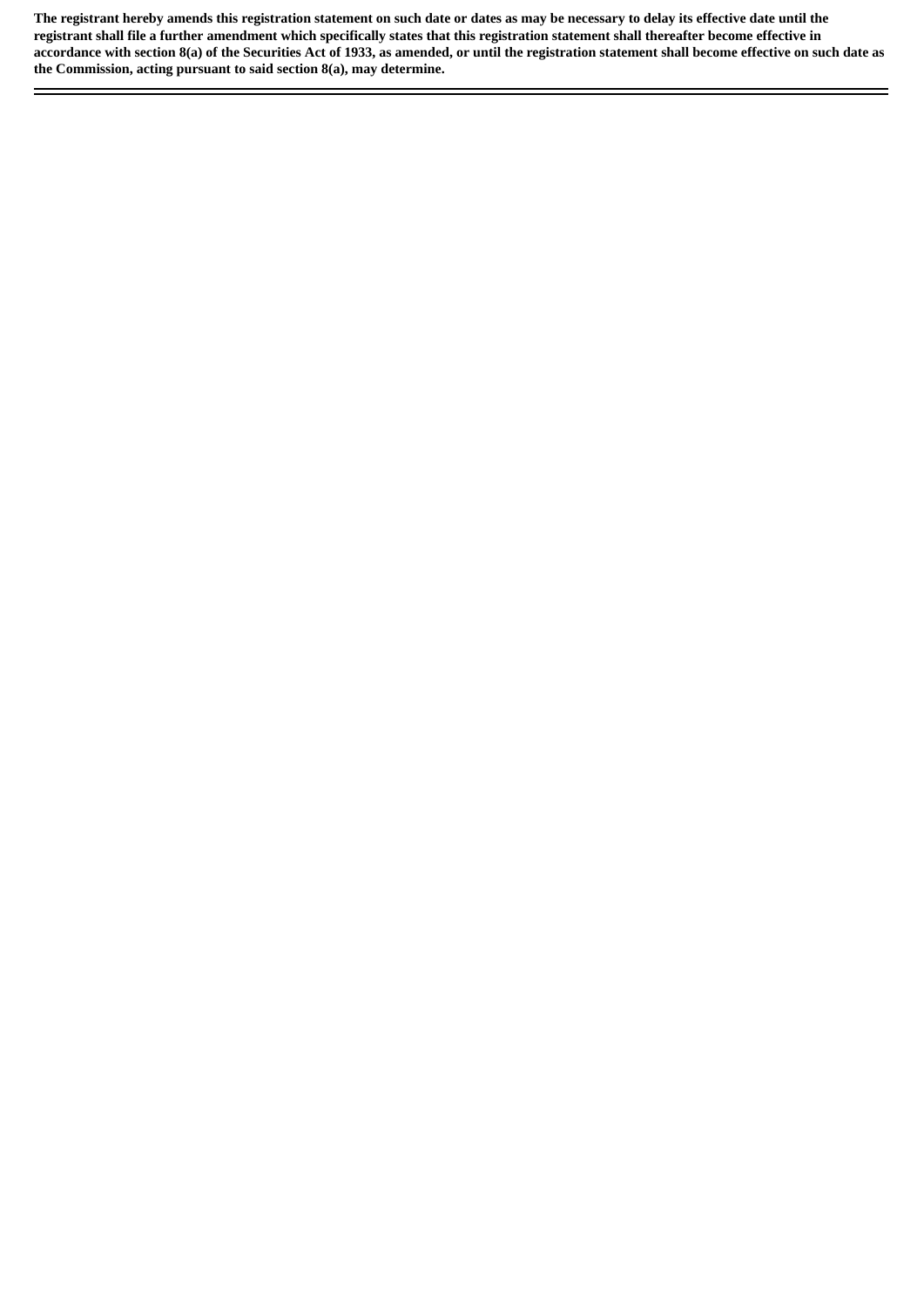**The registrant hereby amends this registration statement on such date or dates as may be necessary to delay its effective date until the registrant shall file a further amendment which specifically states that this registration statement shall thereafter become effective in accordance with section 8(a) of the Securities Act of 1933, as amended, or until the registration statement shall become effective on such date as the Commission, acting pursuant to said section 8(a), may determine.**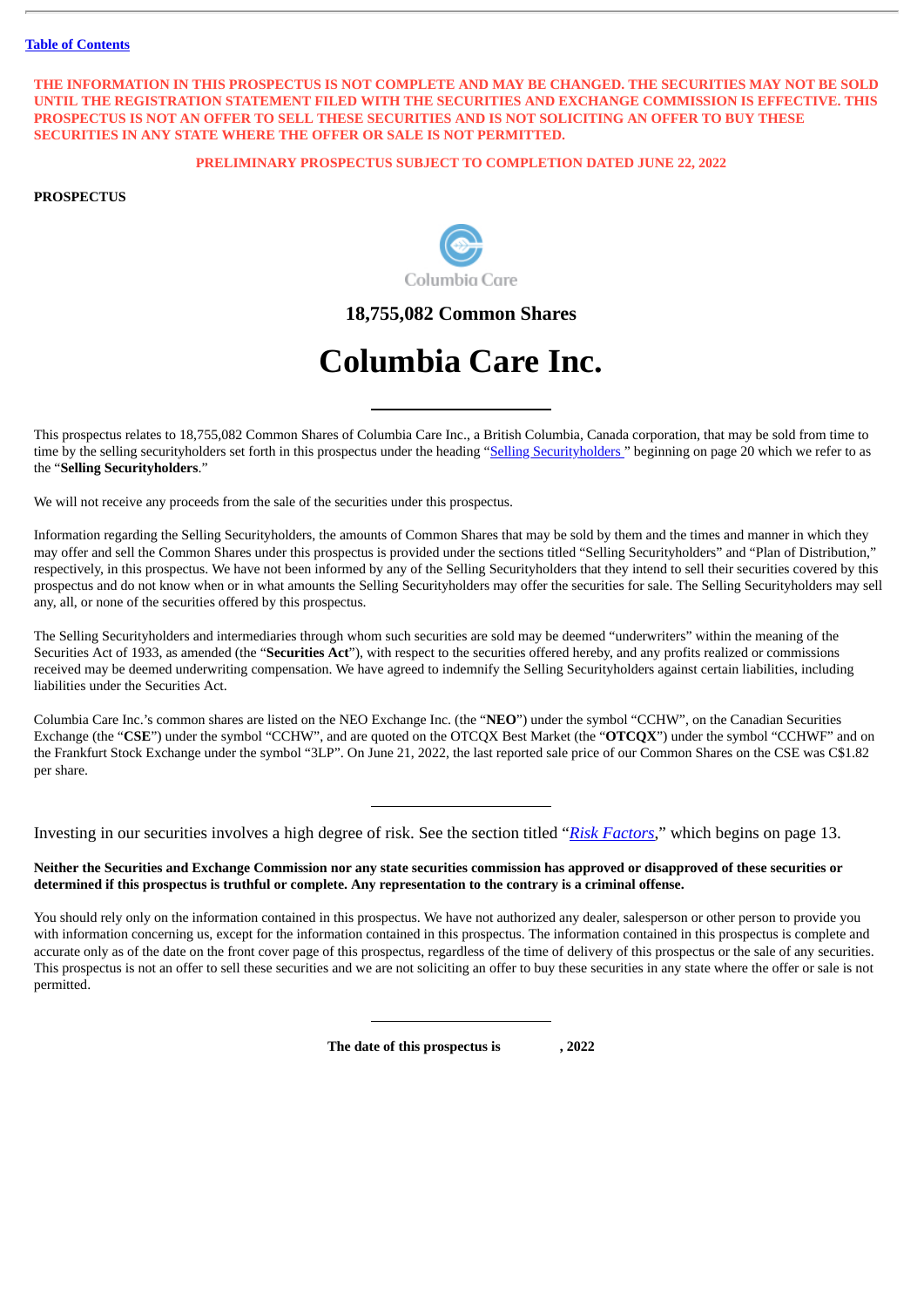Table of Contents

**THE INFORMATION IN THIS PROSPECTUS IS NOT COMPLETE AND MAY BE CHANGED. THE SECURITIES MAY NOT BE SOLD UNTIL THE REGISTRATION STATEMENT FILED WITH THE SECURITIES AND EXCHANGE COMMISSION IS EFFECTIVE. THIS PROSPECTUS IS NOT AN OFFER TO SELL THESE SECURITIES AND IS NOT SOLICITING AN OFFER TO BUY THESE SECURITIES IN ANY STATE WHERE THE OFFER OR SALE IS NOT PERMITTED.**

**PRELIMINARY PROSPECTUS SUBJECT TO COMPLETION DATED JUNE 22, 2022**

**PROSPECTUS**

Columbia Care

## 18,755,082 Common Shares

# Columbia Care Inc.

This prospectus relates to 18,755,082 Common Shares of Columbia Care Inc., a British Columbia, Canada corporation, that may be sold from time to time by the selling securityholders set forth in this prospectus under the heading "Selling Securityholders" beginning on page 20 which we refer to as the "**Selling Securityholders**."

We will not receive any proceeds from the sale of the securities under this prospectus.

Information regarding the Selling Securityholders, the amounts of Common Shares that may be sold by them and the times and manner in which they may offer and sell the Common Shares under this prospectus is provided under the sections titled "Selling Securityholders" and "Plan of Distribution," respectively, in this prospectus. We have not been informed by any of the Selling Securityholders that they intend to sell their securities covered by this prospectus and do not know when or in what amounts the Selling Securityholders may offer the securities for sale. The Selling Securityholders may sell any, all, or none of the securities offered by this prospectus.

The Selling Securityholders and intermediaries through whom such securities are sold may be deemed "underwriters" within the meaning of the Securities Act of 1933, as amended (the "**Securities Act**"), with respect to the securities offered hereby, and any profits realized or commissions received may be deemed underwriting compensation. We have agreed to indemnify the Selling Securityholders against certain liabilities, including liabilities under the Securities Act.

Columbia Care Inc.'s common shares are listed on the NEO Exchange Inc. (the "**NEO**") under the symbol "CCHW", on the Canadian Securities Exchange (the "**CSE**") under the symbol "CCHW", and are quoted on the OTCQX Best Market (the "**OTCQX**") under the symbol "CCHWF" and on the Frankfurt Stock Exchange under the symbol "3LP". On June 21, 2022, the last reported sale price of our Common Shares on the CSE was C$1.82 per share.

Investing in our securities involves a high degree of risk. See the section titled "*Risk Factors*," which begins on page 13.

**Neither the Securities and Exchange Commission nor any state securities commission has approved or disapproved of these securities or determined if this prospectus is truthful or complete. Any representation to the contrary is a criminal offense.**

You should rely only on the information contained in this prospectus. We have not authorized any dealer, salesperson or other person to provide you with information concerning us, except for the information contained in this prospectus. The information contained in this prospectus is complete and accurate only as of the date on the front cover page of this prospectus, regardless of the time of delivery of this prospectus or the sale of any securities. This prospectus is not an offer to sell these securities and we are not soliciting an offer to buy these securities in any state where the offer or sale is not permitted.

**The date of this prospectus is , 2022**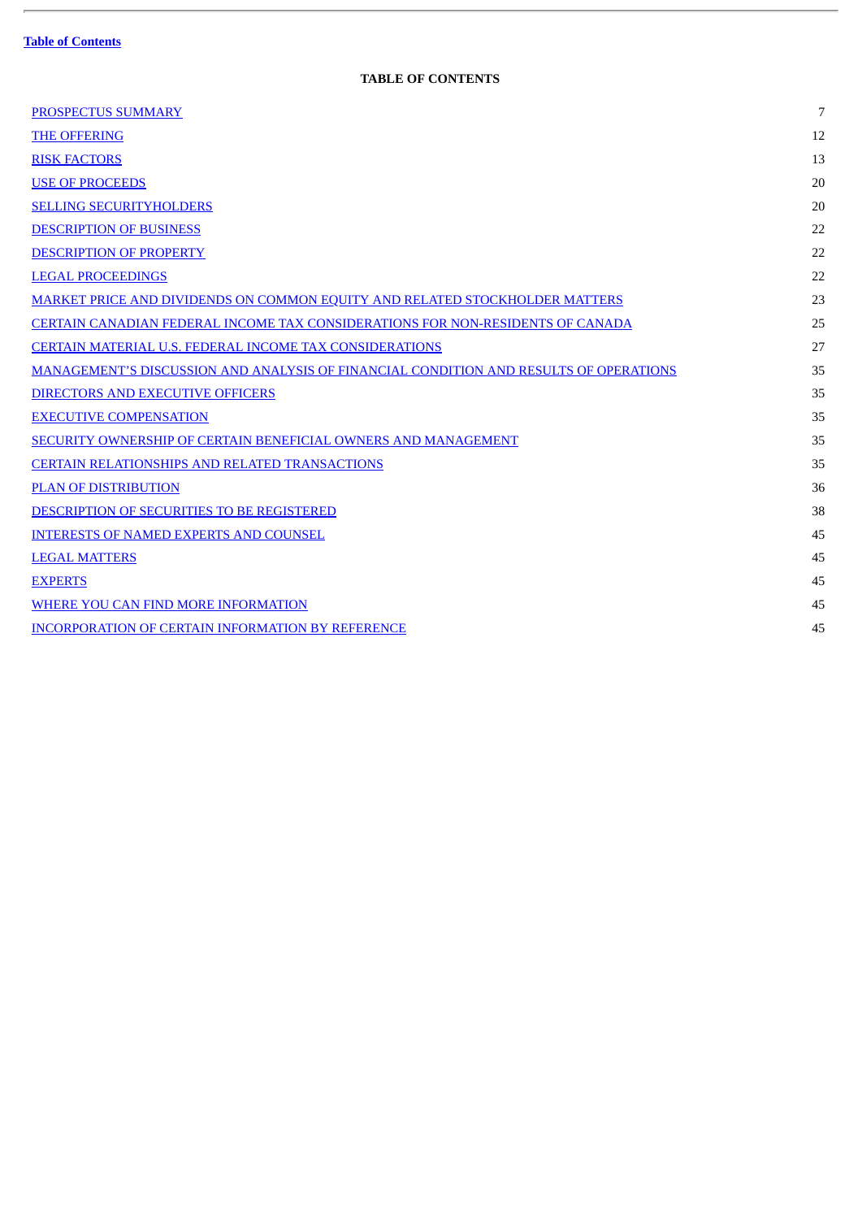**Table of Contents**

**TABLE OF CONTENTS**

| | |
|---|---|
| PROSPECTUS SUMMARY | 7 |
| THE OFFERING | 12 |
| RISK FACTORS | 13 |
| USE OF PROCEEDS | 20 |
| SELLING SECURITYHOLDERS | 20 |
| DESCRIPTION OF BUSINESS | 22 |
| DESCRIPTION OF PROPERTY | 22 |
| LEGAL PROCEEDINGS | 22 |
| MARKET PRICE AND DIVIDENDS ON COMMON EQUITY AND RELATED STOCKHOLDER MATTERS | 23 |
| CERTAIN CANADIAN FEDERAL INCOME TAX CONSIDERATIONS FOR NON-RESIDENTS OF CANADA | 25 |
| CERTAIN MATERIAL U.S. FEDERAL INCOME TAX CONSIDERATIONS | 27 |
| MANAGEMENT'S DISCUSSION AND ANALYSIS OF FINANCIAL CONDITION AND RESULTS OF OPERATIONS | 35 |
| DIRECTORS AND EXECUTIVE OFFICERS | 35 |
| EXECUTIVE COMPENSATION | 35 |
| SECURITY OWNERSHIP OF CERTAIN BENEFICIAL OWNERS AND MANAGEMENT | 35 |
| CERTAIN RELATIONSHIPS AND RELATED TRANSACTIONS | 35 |
| PLAN OF DISTRIBUTION | 36 |
| DESCRIPTION OF SECURITIES TO BE REGISTERED | 38 |
| INTERESTS OF NAMED EXPERTS AND COUNSEL | 45 |
| LEGAL MATTERS | 45 |
| EXPERTS | 45 |
| WHERE YOU CAN FIND MORE INFORMATION | 45 |
| INCORPORATION OF CERTAIN INFORMATION BY REFERENCE | 45 |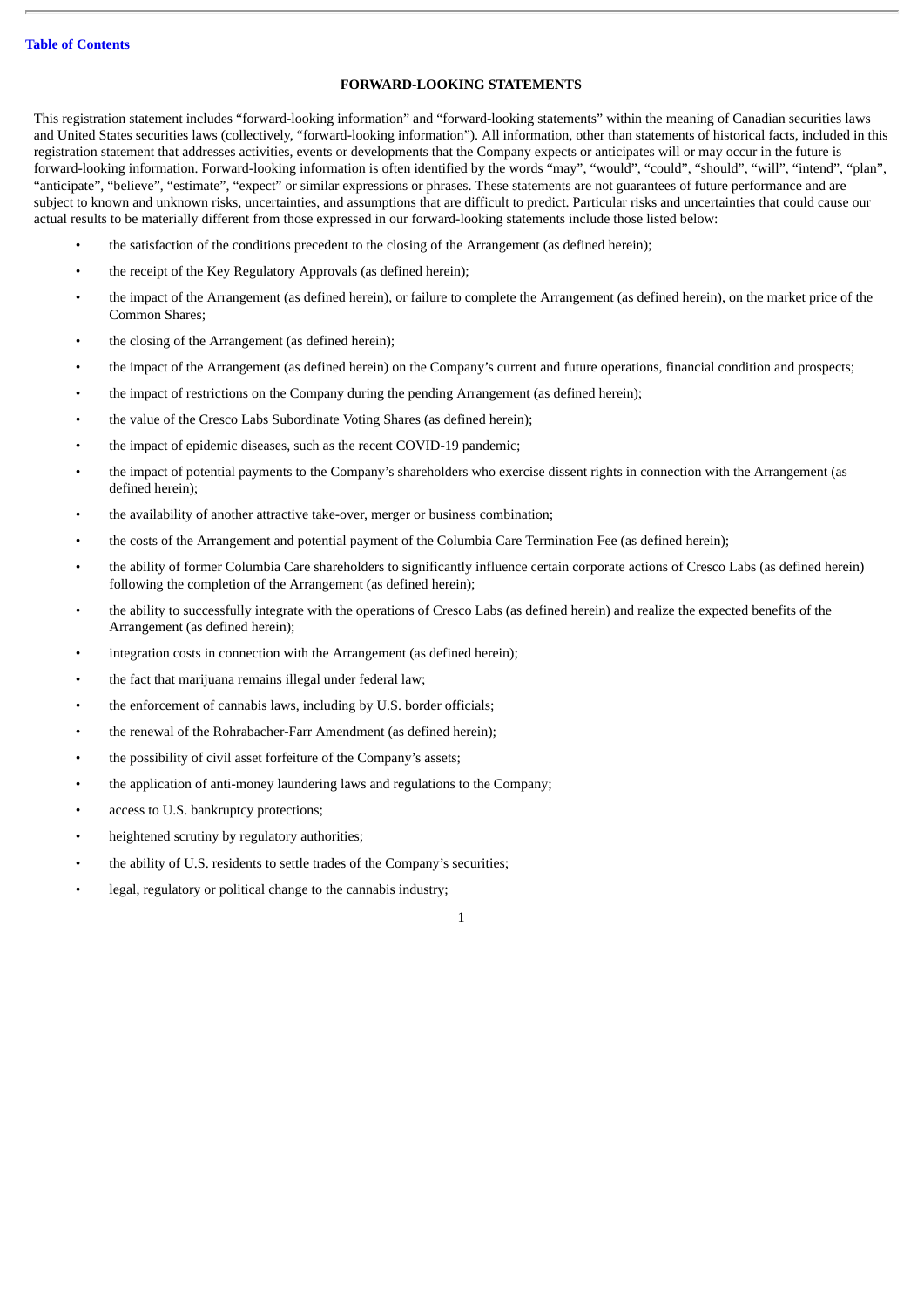## FORWARD-LOOKING STATEMENTS

This registration statement includes "forward-looking information" and "forward-looking statements" within the meaning of Canadian securities laws and United States securities laws (collectively, "forward-looking information"). All information, other than statements of historical facts, included in this registration statement that addresses activities, events or developments that the Company expects or anticipates will or may occur in the future is forward-looking information. Forward-looking information is often identified by the words "may", "would", "could", "should", "will", "intend", "plan", "anticipate", "believe", "estimate", "expect" or similar expressions or phrases. These statements are not guarantees of future performance and are subject to known and unknown risks, uncertainties, and assumptions that are difficult to predict. Particular risks and uncertainties that could cause our actual results to be materially different from those expressed in our forward-looking statements include those listed below:

- the satisfaction of the conditions precedent to the closing of the Arrangement (as defined herein);
- the receipt of the Key Regulatory Approvals (as defined herein);
- the impact of the Arrangement (as defined herein), or failure to complete the Arrangement (as defined herein), on the market price of the Common Shares;
- the closing of the Arrangement (as defined herein);
- the impact of the Arrangement (as defined herein) on the Company's current and future operations, financial condition and prospects;
- the impact of restrictions on the Company during the pending Arrangement (as defined herein);
- the value of the Cresco Labs Subordinate Voting Shares (as defined herein);
- the impact of epidemic diseases, such as the recent COVID-19 pandemic;
- the impact of potential payments to the Company's shareholders who exercise dissent rights in connection with the Arrangement (as defined herein);
- the availability of another attractive take-over, merger or business combination;
- the costs of the Arrangement and potential payment of the Columbia Care Termination Fee (as defined herein);
- the ability of former Columbia Care shareholders to significantly influence certain corporate actions of Cresco Labs (as defined herein) following the completion of the Arrangement (as defined herein);
- the ability to successfully integrate with the operations of Cresco Labs (as defined herein) and realize the expected benefits of the Arrangement (as defined herein);
- integration costs in connection with the Arrangement (as defined herein);
- the fact that marijuana remains illegal under federal law;
- the enforcement of cannabis laws, including by U.S. border officials;
- the renewal of the Rohrabacher-Farr Amendment (as defined herein);
- the possibility of civil asset forfeiture of the Company's assets;
- the application of anti-money laundering laws and regulations to the Company;
- access to U.S. bankruptcy protections;
- heightened scrutiny by regulatory authorities;
- the ability of U.S. residents to settle trades of the Company's securities;
- legal, regulatory or political change to the cannabis industry;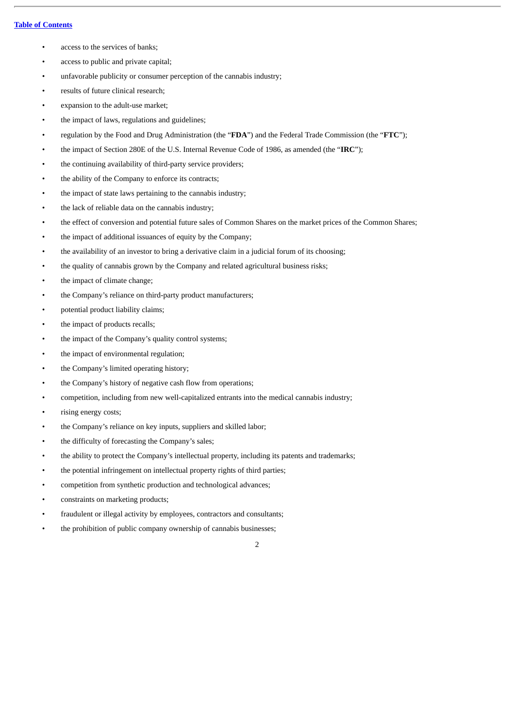- access to the services of banks;
- access to public and private capital;
- unfavorable publicity or consumer perception of the cannabis industry;
- results of future clinical research;
- expansion to the adult-use market;
- the impact of laws, regulations and guidelines;
- regulation by the Food and Drug Administration (the "**FDA**") and the Federal Trade Commission (the "**FTC**");
- the impact of Section 280E of the U.S. Internal Revenue Code of 1986, as amended (the "**IRC**");
- the continuing availability of third-party service providers;
- the ability of the Company to enforce its contracts;
- the impact of state laws pertaining to the cannabis industry;
- the lack of reliable data on the cannabis industry;
- the effect of conversion and potential future sales of Common Shares on the market prices of the Common Shares;
- the impact of additional issuances of equity by the Company;
- the availability of an investor to bring a derivative claim in a judicial forum of its choosing;
- the quality of cannabis grown by the Company and related agricultural business risks;
- the impact of climate change;
- the Company's reliance on third-party product manufacturers;
- potential product liability claims;
- the impact of products recalls;
- the impact of the Company's quality control systems;
- the impact of environmental regulation;
- the Company's limited operating history;
- the Company's history of negative cash flow from operations;
- competition, including from new well-capitalized entrants into the medical cannabis industry;
- rising energy costs;
- the Company's reliance on key inputs, suppliers and skilled labor;
- the difficulty of forecasting the Company's sales;
- the ability to protect the Company's intellectual property, including its patents and trademarks;
- the potential infringement on intellectual property rights of third parties;
- competition from synthetic production and technological advances;
- constraints on marketing products;
- fraudulent or illegal activity by employees, contractors and consultants;
- the prohibition of public company ownership of cannabis businesses;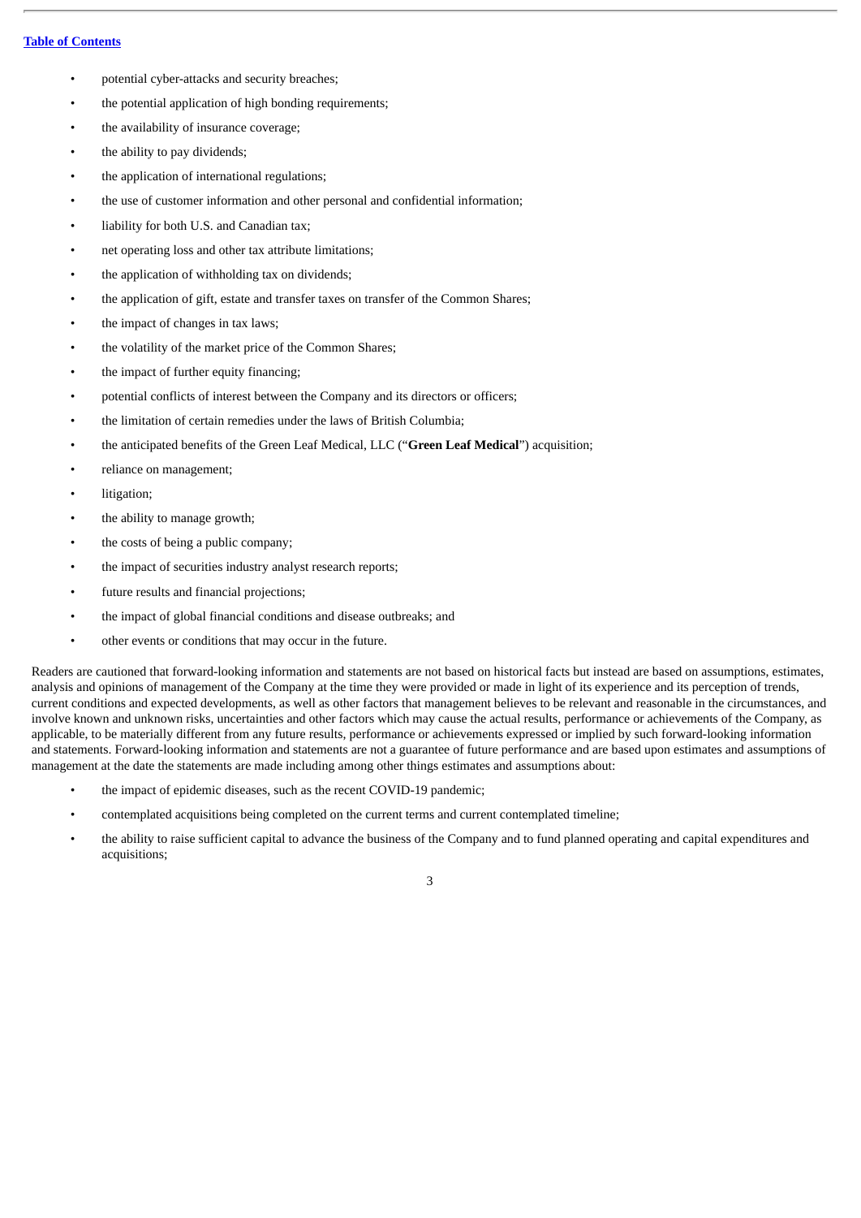- potential cyber-attacks and security breaches;
- the potential application of high bonding requirements;
- the availability of insurance coverage;
- the ability to pay dividends;
- the application of international regulations;
- the use of customer information and other personal and confidential information;
- liability for both U.S. and Canadian tax;
- net operating loss and other tax attribute limitations;
- the application of withholding tax on dividends;
- the application of gift, estate and transfer taxes on transfer of the Common Shares;
- the impact of changes in tax laws;
- the volatility of the market price of the Common Shares;
- the impact of further equity financing;
- potential conflicts of interest between the Company and its directors or officers;
- the limitation of certain remedies under the laws of British Columbia;
- the anticipated benefits of the Green Leaf Medical, LLC ("**Green Leaf Medical**") acquisition;
- reliance on management;
- litigation;
- the ability to manage growth;
- the costs of being a public company;
- the impact of securities industry analyst research reports;
- future results and financial projections;
- the impact of global financial conditions and disease outbreaks; and
- other events or conditions that may occur in the future.

Readers are cautioned that forward-looking information and statements are not based on historical facts but instead are based on assumptions, estimates, analysis and opinions of management of the Company at the time they were provided or made in light of its experience and its perception of trends, current conditions and expected developments, as well as other factors that management believes to be relevant and reasonable in the circumstances, and involve known and unknown risks, uncertainties and other factors which may cause the actual results, performance or achievements of the Company, as applicable, to be materially different from any future results, performance or achievements expressed or implied by such forward-looking information and statements. Forward-looking information and statements are not a guarantee of future performance and are based upon estimates and assumptions of management at the date the statements are made including among other things estimates and assumptions about:

- the impact of epidemic diseases, such as the recent COVID-19 pandemic;
- contemplated acquisitions being completed on the current terms and current contemplated timeline;
- the ability to raise sufficient capital to advance the business of the Company and to fund planned operating and capital expenditures and acquisitions;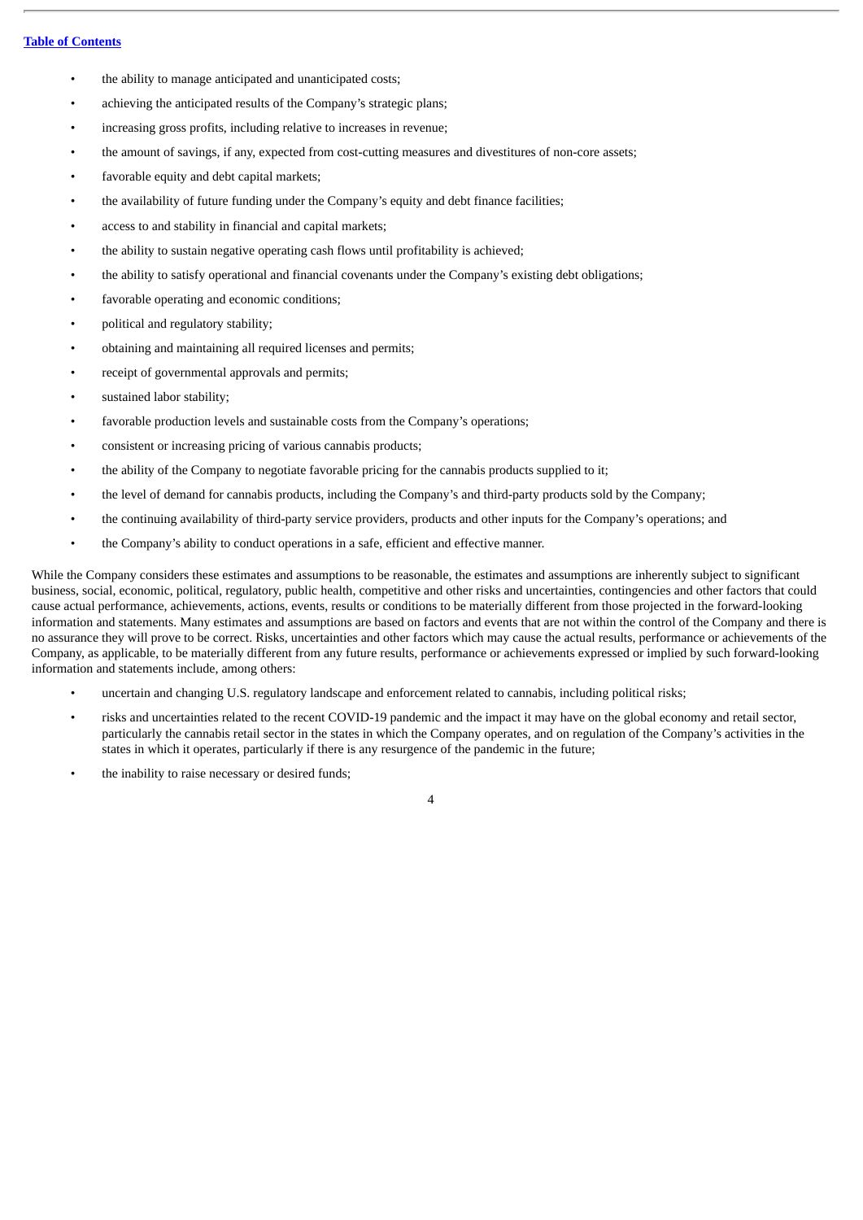- the ability to manage anticipated and unanticipated costs;
- achieving the anticipated results of the Company's strategic plans;
- increasing gross profits, including relative to increases in revenue;
- the amount of savings, if any, expected from cost-cutting measures and divestitures of non-core assets;
- favorable equity and debt capital markets;
- the availability of future funding under the Company's equity and debt finance facilities;
- access to and stability in financial and capital markets;
- the ability to sustain negative operating cash flows until profitability is achieved;
- the ability to satisfy operational and financial covenants under the Company's existing debt obligations;
- favorable operating and economic conditions;
- political and regulatory stability;
- obtaining and maintaining all required licenses and permits;
- receipt of governmental approvals and permits;
- sustained labor stability;
- favorable production levels and sustainable costs from the Company's operations;
- consistent or increasing pricing of various cannabis products;
- the ability of the Company to negotiate favorable pricing for the cannabis products supplied to it;
- the level of demand for cannabis products, including the Company's and third-party products sold by the Company;
- the continuing availability of third-party service providers, products and other inputs for the Company's operations; and
- the Company's ability to conduct operations in a safe, efficient and effective manner.

While the Company considers these estimates and assumptions to be reasonable, the estimates and assumptions are inherently subject to significant business, social, economic, political, regulatory, public health, competitive and other risks and uncertainties, contingencies and other factors that could cause actual performance, achievements, actions, events, results or conditions to be materially different from those projected in the forward-looking information and statements. Many estimates and assumptions are based on factors and events that are not within the control of the Company and there is no assurance they will prove to be correct. Risks, uncertainties and other factors which may cause the actual results, performance or achievements of the Company, as applicable, to be materially different from any future results, performance or achievements expressed or implied by such forward-looking information and statements include, among others:

- uncertain and changing U.S. regulatory landscape and enforcement related to cannabis, including political risks;
- risks and uncertainties related to the recent COVID-19 pandemic and the impact it may have on the global economy and retail sector, particularly the cannabis retail sector in the states in which the Company operates, and on regulation of the Company's activities in the states in which it operates, particularly if there is any resurgence of the pandemic in the future;
- the inability to raise necessary or desired funds;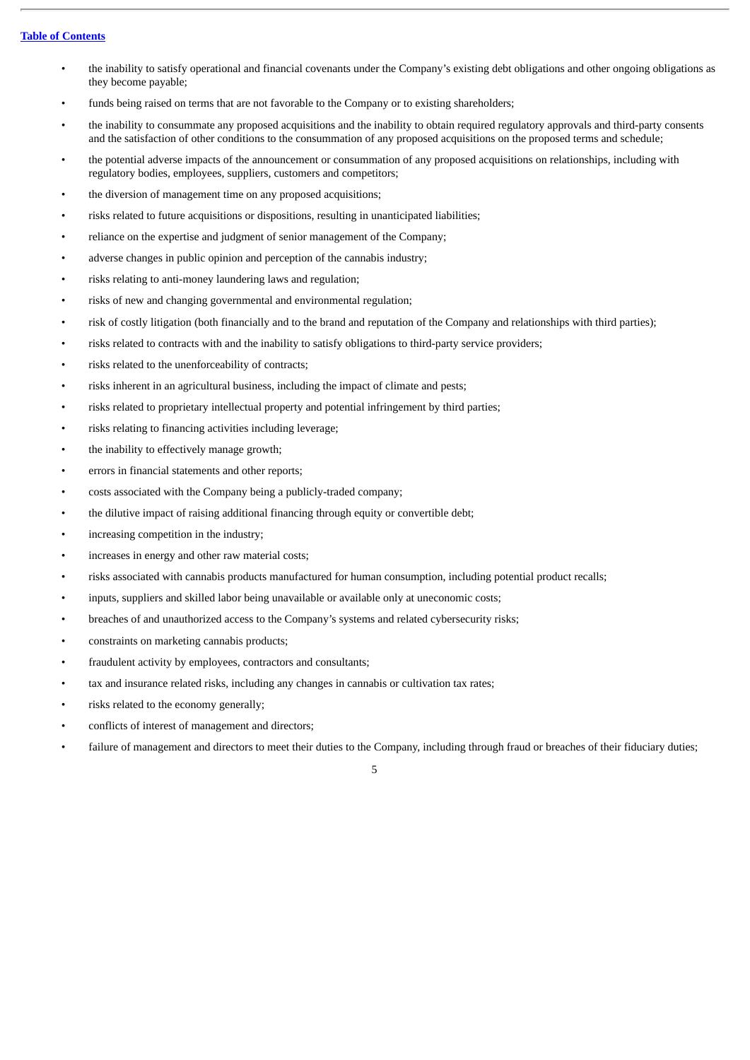- the inability to satisfy operational and financial covenants under the Company's existing debt obligations and other ongoing obligations as they become payable;
- funds being raised on terms that are not favorable to the Company or to existing shareholders;
- the inability to consummate any proposed acquisitions and the inability to obtain required regulatory approvals and third-party consents and the satisfaction of other conditions to the consummation of any proposed acquisitions on the proposed terms and schedule;
- the potential adverse impacts of the announcement or consummation of any proposed acquisitions on relationships, including with regulatory bodies, employees, suppliers, customers and competitors;
- the diversion of management time on any proposed acquisitions;
- risks related to future acquisitions or dispositions, resulting in unanticipated liabilities;
- reliance on the expertise and judgment of senior management of the Company;
- adverse changes in public opinion and perception of the cannabis industry;
- risks relating to anti-money laundering laws and regulation;
- risks of new and changing governmental and environmental regulation;
- risk of costly litigation (both financially and to the brand and reputation of the Company and relationships with third parties);
- risks related to contracts with and the inability to satisfy obligations to third-party service providers;
- risks related to the unenforceability of contracts;
- risks inherent in an agricultural business, including the impact of climate and pests;
- risks related to proprietary intellectual property and potential infringement by third parties;
- risks relating to financing activities including leverage;
- the inability to effectively manage growth;
- errors in financial statements and other reports;
- costs associated with the Company being a publicly-traded company;
- the dilutive impact of raising additional financing through equity or convertible debt;
- increasing competition in the industry;
- increases in energy and other raw material costs;
- risks associated with cannabis products manufactured for human consumption, including potential product recalls;
- inputs, suppliers and skilled labor being unavailable or available only at uneconomic costs;
- breaches of and unauthorized access to the Company's systems and related cybersecurity risks;
- constraints on marketing cannabis products;
- fraudulent activity by employees, contractors and consultants;
- tax and insurance related risks, including any changes in cannabis or cultivation tax rates;
- risks related to the economy generally;
- conflicts of interest of management and directors;
- failure of management and directors to meet their duties to the Company, including through fraud or breaches of their fiduciary duties;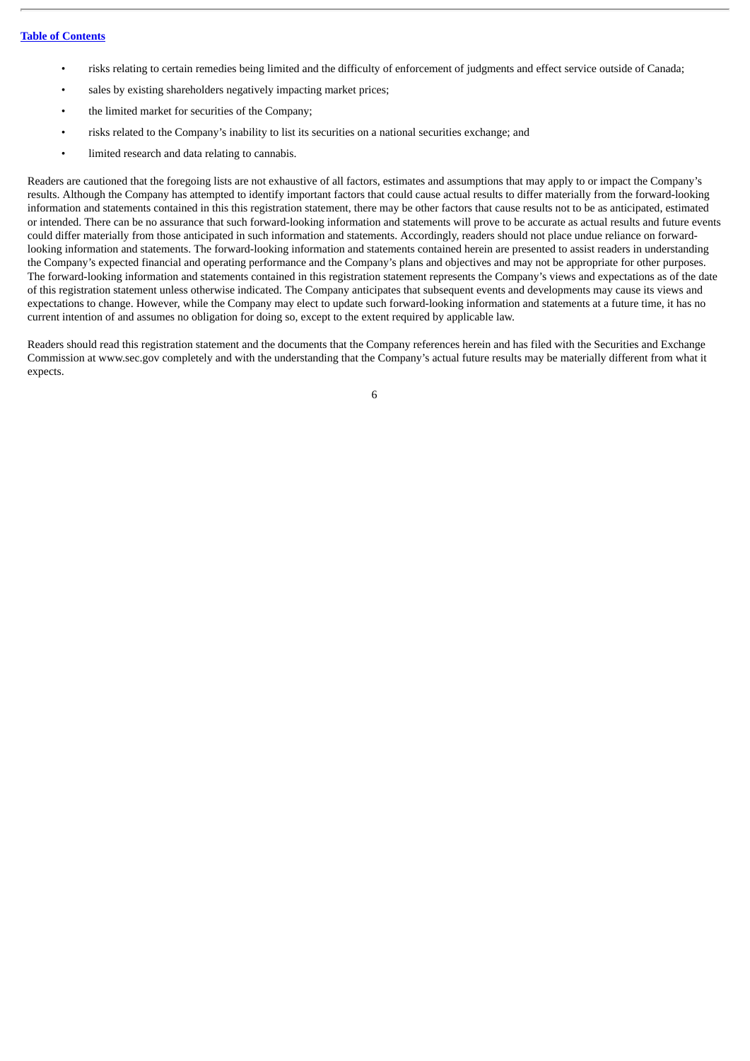- risks relating to certain remedies being limited and the difficulty of enforcement of judgments and effect service outside of Canada;
- sales by existing shareholders negatively impacting market prices;
- the limited market for securities of the Company;
- risks related to the Company's inability to list its securities on a national securities exchange; and
- limited research and data relating to cannabis.

Readers are cautioned that the foregoing lists are not exhaustive of all factors, estimates and assumptions that may apply to or impact the Company's results. Although the Company has attempted to identify important factors that could cause actual results to differ materially from the forward-looking information and statements contained in this this registration statement, there may be other factors that cause results not to be as anticipated, estimated or intended. There can be no assurance that such forward-looking information and statements will prove to be accurate as actual results and future events could differ materially from those anticipated in such information and statements. Accordingly, readers should not place undue reliance on forward-looking information and statements. The forward-looking information and statements contained herein are presented to assist readers in understanding the Company's expected financial and operating performance and the Company's plans and objectives and may not be appropriate for other purposes. The forward-looking information and statements contained in this registration statement represents the Company's views and expectations as of the date of this registration statement unless otherwise indicated. The Company anticipates that subsequent events and developments may cause its views and expectations to change. However, while the Company may elect to update such forward-looking information and statements at a future time, it has no current intention of and assumes no obligation for doing so, except to the extent required by applicable law.

Readers should read this registration statement and the documents that the Company references herein and has filed with the Securities and Exchange Commission at www.sec.gov completely and with the understanding that the Company's actual future results may be materially different from what it expects.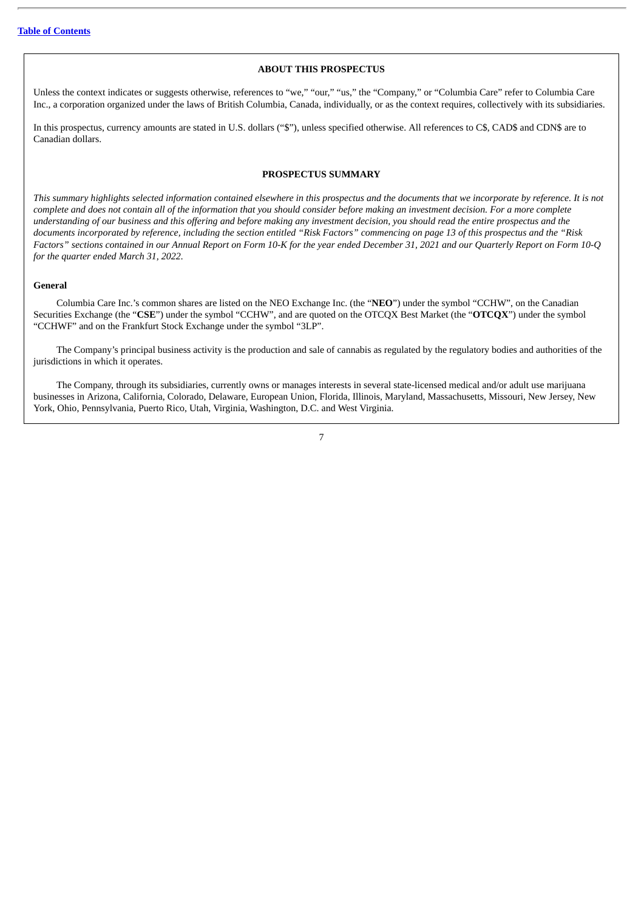## ABOUT THIS PROSPECTUS

Unless the context indicates or suggests otherwise, references to "we," "our," "us," the "Company," or "Columbia Care" refer to Columbia Care Inc., a corporation organized under the laws of British Columbia, Canada, individually, or as the context requires, collectively with its subsidiaries.

In this prospectus, currency amounts are stated in U.S. dollars ("$"), unless specified otherwise. All references to C$, CAD$ and CDN$ are to Canadian dollars.

## PROSPECTUS SUMMARY

*This summary highlights selected information contained elsewhere in this prospectus and the documents that we incorporate by reference. It is not complete and does not contain all of the information that you should consider before making an investment decision. For a more complete understanding of our business and this offering and before making any investment decision, you should read the entire prospectus and the documents incorporated by reference, including the section entitled "Risk Factors" commencing on page 13 of this prospectus and the "Risk Factors" sections contained in our Annual Report on Form 10-K for the year ended December 31, 2021 and our Quarterly Report on Form 10-Q for the quarter ended March 31, 2022.*

### General

Columbia Care Inc.'s common shares are listed on the NEO Exchange Inc. (the "**NEO**") under the symbol "CCHW", on the Canadian Securities Exchange (the "**CSE**") under the symbol "CCHW", and are quoted on the OTCQX Best Market (the "**OTCQX**") under the symbol "CCHWF" and on the Frankfurt Stock Exchange under the symbol "3LP".

The Company's principal business activity is the production and sale of cannabis as regulated by the regulatory bodies and authorities of the jurisdictions in which it operates.

The Company, through its subsidiaries, currently owns or manages interests in several state-licensed medical and/or adult use marijuana businesses in Arizona, California, Colorado, Delaware, European Union, Florida, Illinois, Maryland, Massachusetts, Missouri, New Jersey, New York, Ohio, Pennsylvania, Puerto Rico, Utah, Virginia, Washington, D.C. and West Virginia.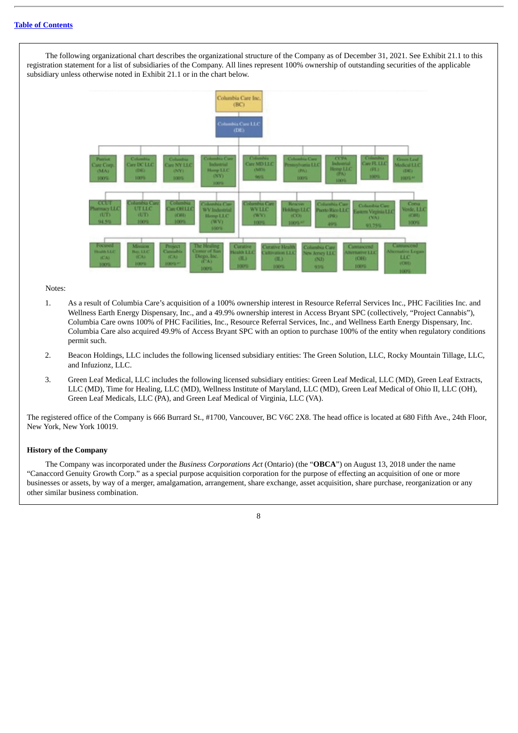The following organizational chart describes the organizational structure of the Company as of December 31, 2021. See Exhibit 21.1 to this registration statement for a list of subsidiaries of the Company. All lines represent 100% ownership of outstanding securities of the applicable subsidiary unless otherwise noted in Exhibit 21.1 or in the chart below.

Columbia Care Inc. (BC)

Columbia Care LLC (DE)

| | | | | | | | | |
|---|---|---|---|---|---|---|---|---|
| Patriot Care Corp. (MA) 100% | Columbia Care DC LLC (DE) 100% | Columbia Care NY LLC (NY) 100% | Columbia Care Industrial Hemp LLC (NY) 100% | Columbia Care MD LLC (MD) 96% | Columbia Care Pennsylvania LLC (PA) 100% | CCPA Industrial Hemp LLC (PA) 100% | Columbia Care FL LLC (FL) 100% | Green Leaf Medical LLC (DE) 100%*³ |
| CCUT Pharmacy LLC (UT) 94.5% | Columbia Care UT LLC (UT) 100% | Columbia Care OH LLC (OH) 100% | Columbia Care WV Industrial Hemp LLC (WV) 100% | Columbia Care WV LLC (WV) 100% | Beacon Holdings LLC (CO) 100%*² | Columbia Care Puerto Rico LLC (PR) 49% | Columbia Care Eastern Virginia LLC (VA) 93.75% | Corsa Verde, LLC (OH) 100% |
| Focused Health LLC (CA) 100% | Mission Bay, LLC (CA) 100% | Project Cannabis (CA) 100%*¹ | The Healing Center of San Diego, Inc. (CA) 100% | Curative Health LLC (IL) 100% | Curative Health Cultivation LLC (IL) 100% | Columbia Care New Jersey LLC (NJ) 93% | Cannascend Alternative LLC (OH) 100% | Cannascend Alternative Logan LLC (OH) 100% |

Notes:

1. As a result of Columbia Care's acquisition of a 100% ownership interest in Resource Referral Services Inc., PHC Facilities Inc. and Wellness Earth Energy Dispensary, Inc., and a 49.9% ownership interest in Access Bryant SPC (collectively, "Project Cannabis"), Columbia Care owns 100% of PHC Facilities, Inc., Resource Referral Services, Inc., and Wellness Earth Energy Dispensary, Inc. Columbia Care also acquired 49.9% of Access Bryant SPC with an option to purchase 100% of the entity when regulatory conditions permit such.
2. Beacon Holdings, LLC includes the following licensed subsidiary entities: The Green Solution, LLC, Rocky Mountain Tillage, LLC, and Infuzionz, LLC.
3. Green Leaf Medical, LLC includes the following licensed subsidiary entities: Green Leaf Medical, LLC (MD), Green Leaf Extracts, LLC (MD), Time for Healing, LLC (MD), Wellness Institute of Maryland, LLC (MD), Green Leaf Medical of Ohio II, LLC (OH), Green Leaf Medicals, LLC (PA), and Green Leaf Medical of Virginia, LLC (VA).

The registered office of the Company is 666 Burrard St., #1700, Vancouver, BC V6C 2X8. The head office is located at 680 Fifth Ave., 24th Floor, New York, New York 10019.

### History of the Company

The Company was incorporated under the *Business Corporations Act* (Ontario) (the "**OBCA**") on August 13, 2018 under the name "Canaccord Genuity Growth Corp." as a special purpose acquisition corporation for the purpose of effecting an acquisition of one or more businesses or assets, by way of a merger, amalgamation, arrangement, share exchange, asset acquisition, share purchase, reorganization or any other similar business combination.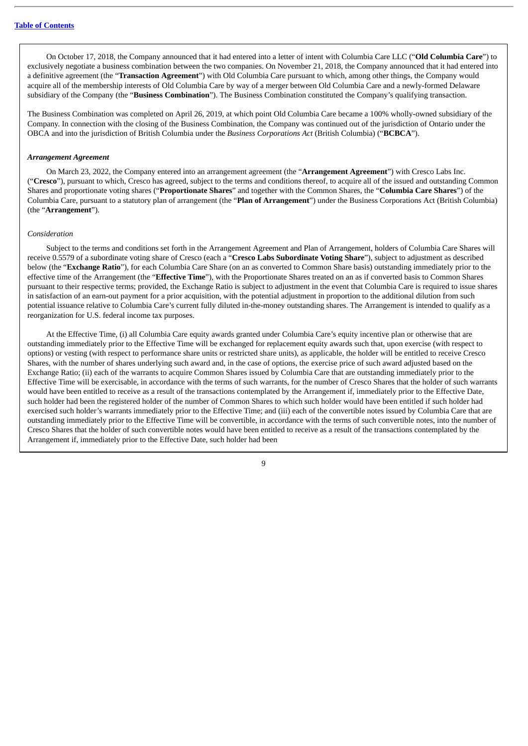On October 17, 2018, the Company announced that it had entered into a letter of intent with Columbia Care LLC ("**Old Columbia Care**") to exclusively negotiate a business combination between the two companies. On November 21, 2018, the Company announced that it had entered into a definitive agreement (the "**Transaction Agreement**") with Old Columbia Care pursuant to which, among other things, the Company would acquire all of the membership interests of Old Columbia Care by way of a merger between Old Columbia Care and a newly-formed Delaware subsidiary of the Company (the "**Business Combination**"). The Business Combination constituted the Company's qualifying transaction.

The Business Combination was completed on April 26, 2019, at which point Old Columbia Care became a 100% wholly-owned subsidiary of the Company. In connection with the closing of the Business Combination, the Company was continued out of the jurisdiction of Ontario under the OBCA and into the jurisdiction of British Columbia under the *Business Corporations Act* (British Columbia) ("**BCBCA**").

***Arrangement Agreement***

On March 23, 2022, the Company entered into an arrangement agreement (the "**Arrangement Agreement**") with Cresco Labs Inc. ("**Cresco**"), pursuant to which, Cresco has agreed, subject to the terms and conditions thereof, to acquire all of the issued and outstanding Common Shares and proportionate voting shares ("**Proportionate Shares**" and together with the Common Shares, the "**Columbia Care Shares**") of the Columbia Care, pursuant to a statutory plan of arrangement (the "**Plan of Arrangement**") under the Business Corporations Act (British Columbia) (the "**Arrangement**").

*Consideration*

Subject to the terms and conditions set forth in the Arrangement Agreement and Plan of Arrangement, holders of Columbia Care Shares will receive 0.5579 of a subordinate voting share of Cresco (each a "**Cresco Labs Subordinate Voting Share**"), subject to adjustment as described below (the "**Exchange Ratio**"), for each Columbia Care Share (on an as converted to Common Share basis) outstanding immediately prior to the effective time of the Arrangement (the "**Effective Time**"), with the Proportionate Shares treated on an as if converted basis to Common Shares pursuant to their respective terms; provided, the Exchange Ratio is subject to adjustment in the event that Columbia Care is required to issue shares in satisfaction of an earn-out payment for a prior acquisition, with the potential adjustment in proportion to the additional dilution from such potential issuance relative to Columbia Care's current fully diluted in-the-money outstanding shares. The Arrangement is intended to qualify as a reorganization for U.S. federal income tax purposes.

At the Effective Time, (i) all Columbia Care equity awards granted under Columbia Care's equity incentive plan or otherwise that are outstanding immediately prior to the Effective Time will be exchanged for replacement equity awards such that, upon exercise (with respect to options) or vesting (with respect to performance share units or restricted share units), as applicable, the holder will be entitled to receive Cresco Shares, with the number of shares underlying such award and, in the case of options, the exercise price of such award adjusted based on the Exchange Ratio; (ii) each of the warrants to acquire Common Shares issued by Columbia Care that are outstanding immediately prior to the Effective Time will be exercisable, in accordance with the terms of such warrants, for the number of Cresco Shares that the holder of such warrants would have been entitled to receive as a result of the transactions contemplated by the Arrangement if, immediately prior to the Effective Date, such holder had been the registered holder of the number of Common Shares to which such holder would have been entitled if such holder had exercised such holder's warrants immediately prior to the Effective Time; and (iii) each of the convertible notes issued by Columbia Care that are outstanding immediately prior to the Effective Time will be convertible, in accordance with the terms of such convertible notes, into the number of Cresco Shares that the holder of such convertible notes would have been entitled to receive as a result of the transactions contemplated by the Arrangement if, immediately prior to the Effective Date, such holder had been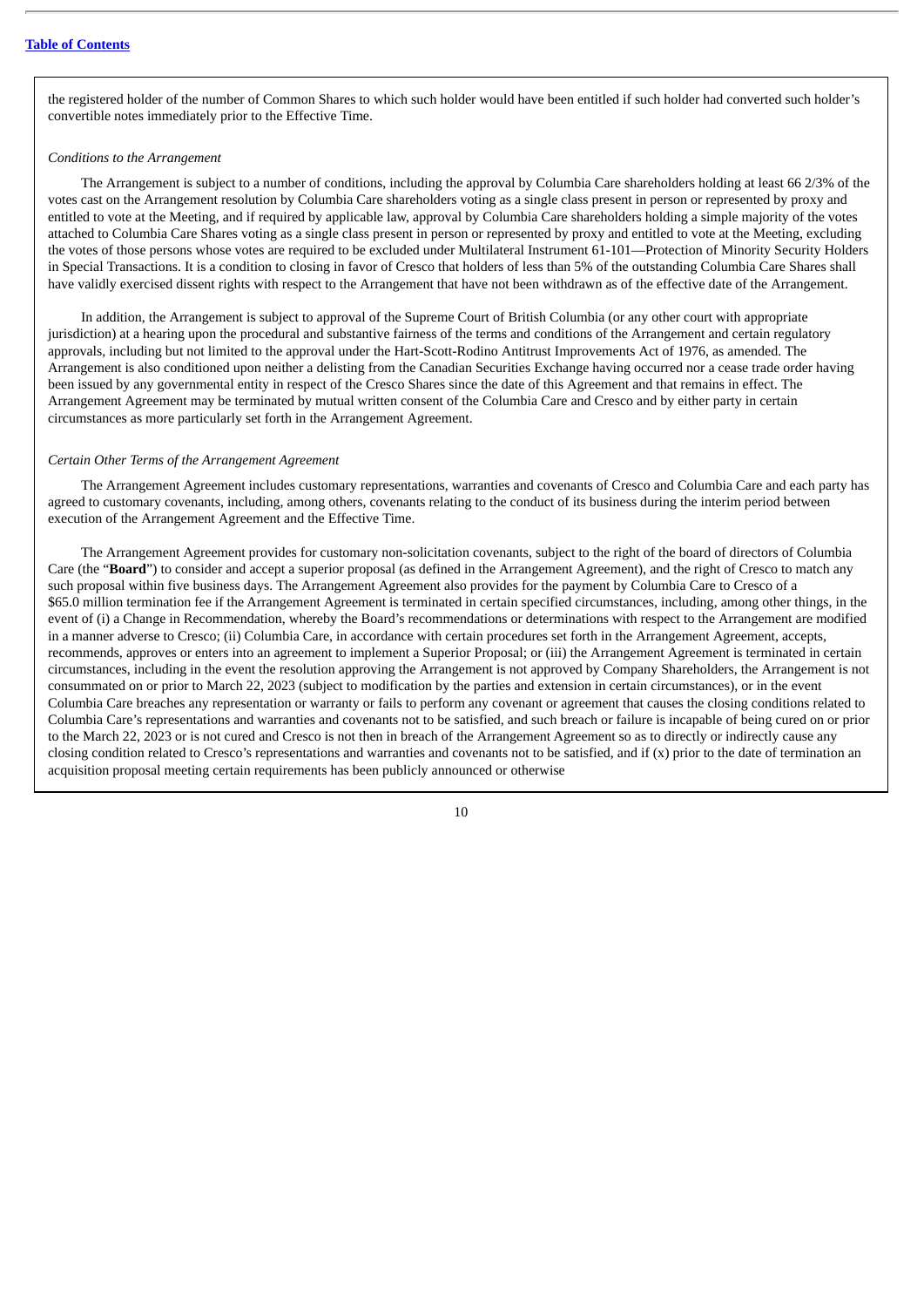the registered holder of the number of Common Shares to which such holder would have been entitled if such holder had converted such holder's convertible notes immediately prior to the Effective Time.

*Conditions to the Arrangement*

The Arrangement is subject to a number of conditions, including the approval by Columbia Care shareholders holding at least 66 2/3% of the votes cast on the Arrangement resolution by Columbia Care shareholders voting as a single class present in person or represented by proxy and entitled to vote at the Meeting, and if required by applicable law, approval by Columbia Care shareholders holding a simple majority of the votes attached to Columbia Care Shares voting as a single class present in person or represented by proxy and entitled to vote at the Meeting, excluding the votes of those persons whose votes are required to be excluded under Multilateral Instrument 61-101—Protection of Minority Security Holders in Special Transactions. It is a condition to closing in favor of Cresco that holders of less than 5% of the outstanding Columbia Care Shares shall have validly exercised dissent rights with respect to the Arrangement that have not been withdrawn as of the effective date of the Arrangement.

In addition, the Arrangement is subject to approval of the Supreme Court of British Columbia (or any other court with appropriate jurisdiction) at a hearing upon the procedural and substantive fairness of the terms and conditions of the Arrangement and certain regulatory approvals, including but not limited to the approval under the Hart-Scott-Rodino Antitrust Improvements Act of 1976, as amended. The Arrangement is also conditioned upon neither a delisting from the Canadian Securities Exchange having occurred nor a cease trade order having been issued by any governmental entity in respect of the Cresco Shares since the date of this Agreement and that remains in effect. The Arrangement Agreement may be terminated by mutual written consent of the Columbia Care and Cresco and by either party in certain circumstances as more particularly set forth in the Arrangement Agreement.

*Certain Other Terms of the Arrangement Agreement*

The Arrangement Agreement includes customary representations, warranties and covenants of Cresco and Columbia Care and each party has agreed to customary covenants, including, among others, covenants relating to the conduct of its business during the interim period between execution of the Arrangement Agreement and the Effective Time.

The Arrangement Agreement provides for customary non-solicitation covenants, subject to the right of the board of directors of Columbia Care (the "**Board**") to consider and accept a superior proposal (as defined in the Arrangement Agreement), and the right of Cresco to match any such proposal within five business days. The Arrangement Agreement also provides for the payment by Columbia Care to Cresco of a $65.0 million termination fee if the Arrangement Agreement is terminated in certain specified circumstances, including, among other things, in the event of (i) a Change in Recommendation, whereby the Board's recommendations or determinations with respect to the Arrangement are modified in a manner adverse to Cresco; (ii) Columbia Care, in accordance with certain procedures set forth in the Arrangement Agreement, accepts, recommends, approves or enters into an agreement to implement a Superior Proposal; or (iii) the Arrangement Agreement is terminated in certain circumstances, including in the event the resolution approving the Arrangement is not approved by Company Shareholders, the Arrangement is not consummated on or prior to March 22, 2023 (subject to modification by the parties and extension in certain circumstances), or in the event Columbia Care breaches any representation or warranty or fails to perform any covenant or agreement that causes the closing conditions related to Columbia Care's representations and warranties and covenants not to be satisfied, and such breach or failure is incapable of being cured on or prior to the March 22, 2023 or is not cured and Cresco is not then in breach of the Arrangement Agreement so as to directly or indirectly cause any closing condition related to Cresco's representations and warranties and covenants not to be satisfied, and if (x) prior to the date of termination an acquisition proposal meeting certain requirements has been publicly announced or otherwise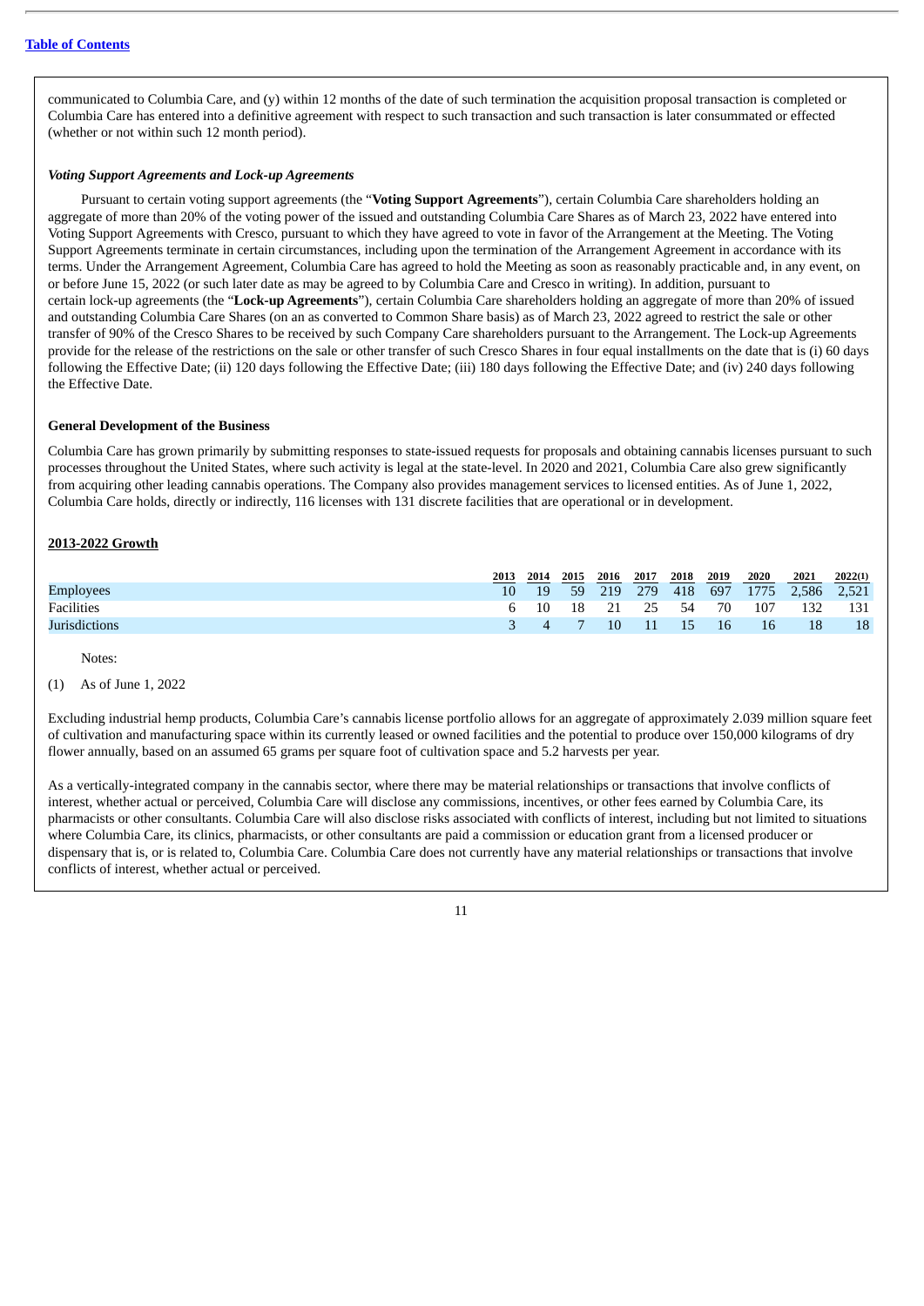communicated to Columbia Care, and (y) within 12 months of the date of such termination the acquisition proposal transaction is completed or Columbia Care has entered into a definitive agreement with respect to such transaction and such transaction is later consummated or effected (whether or not within such 12 month period).

***Voting Support Agreements and Lock-up Agreements***

Pursuant to certain voting support agreements (the "**Voting Support Agreements**"), certain Columbia Care shareholders holding an aggregate of more than 20% of the voting power of the issued and outstanding Columbia Care Shares as of March 23, 2022 have entered into Voting Support Agreements with Cresco, pursuant to which they have agreed to vote in favor of the Arrangement at the Meeting. The Voting Support Agreements terminate in certain circumstances, including upon the termination of the Arrangement Agreement in accordance with its terms. Under the Arrangement Agreement, Columbia Care has agreed to hold the Meeting as soon as reasonably practicable and, in any event, on or before June 15, 2022 (or such later date as may be agreed to by Columbia Care and Cresco in writing). In addition, pursuant to certain lock-up agreements (the "**Lock-up Agreements**"), certain Columbia Care shareholders holding an aggregate of more than 20% of issued and outstanding Columbia Care Shares (on an as converted to Common Share basis) as of March 23, 2022 agreed to restrict the sale or other transfer of 90% of the Cresco Shares to be received by such Company Care shareholders pursuant to the Arrangement. The Lock-up Agreements provide for the release of the restrictions on the sale or other transfer of such Cresco Shares in four equal installments on the date that is (i) 60 days following the Effective Date; (ii) 120 days following the Effective Date; (iii) 180 days following the Effective Date; and (iv) 240 days following the Effective Date.

**General Development of the Business**

Columbia Care has grown primarily by submitting responses to state-issued requests for proposals and obtaining cannabis licenses pursuant to such processes throughout the United States, where such activity is legal at the state-level. In 2020 and 2021, Columbia Care also grew significantly from acquiring other leading cannabis operations. The Company also provides management services to licensed entities. As of June 1, 2022, Columbia Care holds, directly or indirectly, 116 licenses with 131 discrete facilities that are operational or in development.

**2013-2022 Growth**

| | 2013 | 2014 | 2015 | 2016 | 2017 | 2018 | 2019 | 2020 | 2021 | 2022(1) |
|---|---|---|---|---|---|---|---|---|---|---|
| Employees | 10 | 19 | 59 | 219 | 279 | 418 | 697 | 1775 | 2,586 | 2,521 |
| Facilities | 6 | 10 | 18 | 21 | 25 | 54 | 70 | 107 | 132 | 131 |
| Jurisdictions | 3 | 4 | 7 | 10 | 11 | 15 | 16 | 16 | 18 | 18 |

Notes:

(1) As of June 1, 2022

Excluding industrial hemp products, Columbia Care's cannabis license portfolio allows for an aggregate of approximately 2.039 million square feet of cultivation and manufacturing space within its currently leased or owned facilities and the potential to produce over 150,000 kilograms of dry flower annually, based on an assumed 65 grams per square foot of cultivation space and 5.2 harvests per year.

As a vertically-integrated company in the cannabis sector, where there may be material relationships or transactions that involve conflicts of interest, whether actual or perceived, Columbia Care will disclose any commissions, incentives, or other fees earned by Columbia Care, its pharmacists or other consultants. Columbia Care will also disclose risks associated with conflicts of interest, including but not limited to situations where Columbia Care, its clinics, pharmacists, or other consultants are paid a commission or education grant from a licensed producer or dispensary that is, or is related to, Columbia Care. Columbia Care does not currently have any material relationships or transactions that involve conflicts of interest, whether actual or perceived.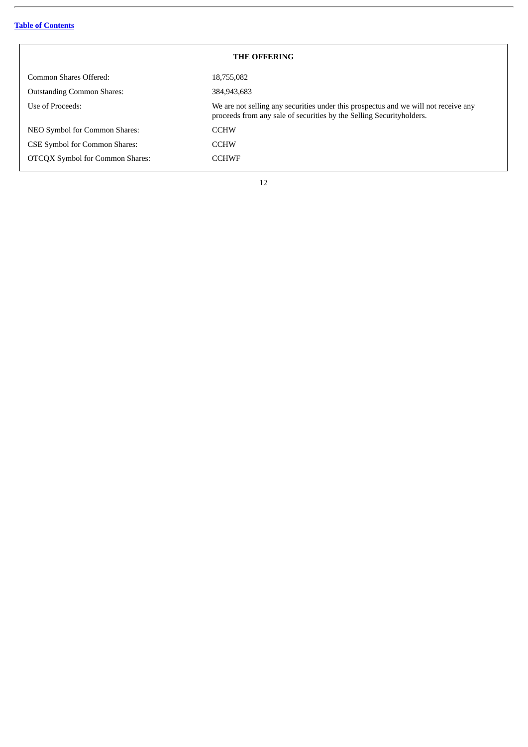## THE OFFERING

| | |
|---|---|
| Common Shares Offered: | 18,755,082 |
| Outstanding Common Shares: | 384,943,683 |
| Use of Proceeds: | We are not selling any securities under this prospectus and we will not receive any proceeds from any sale of securities by the Selling Securityholders. |
| NEO Symbol for Common Shares: | CCHW |
| CSE Symbol for Common Shares: | CCHW |
| OTCQX Symbol for Common Shares: | CCHWF |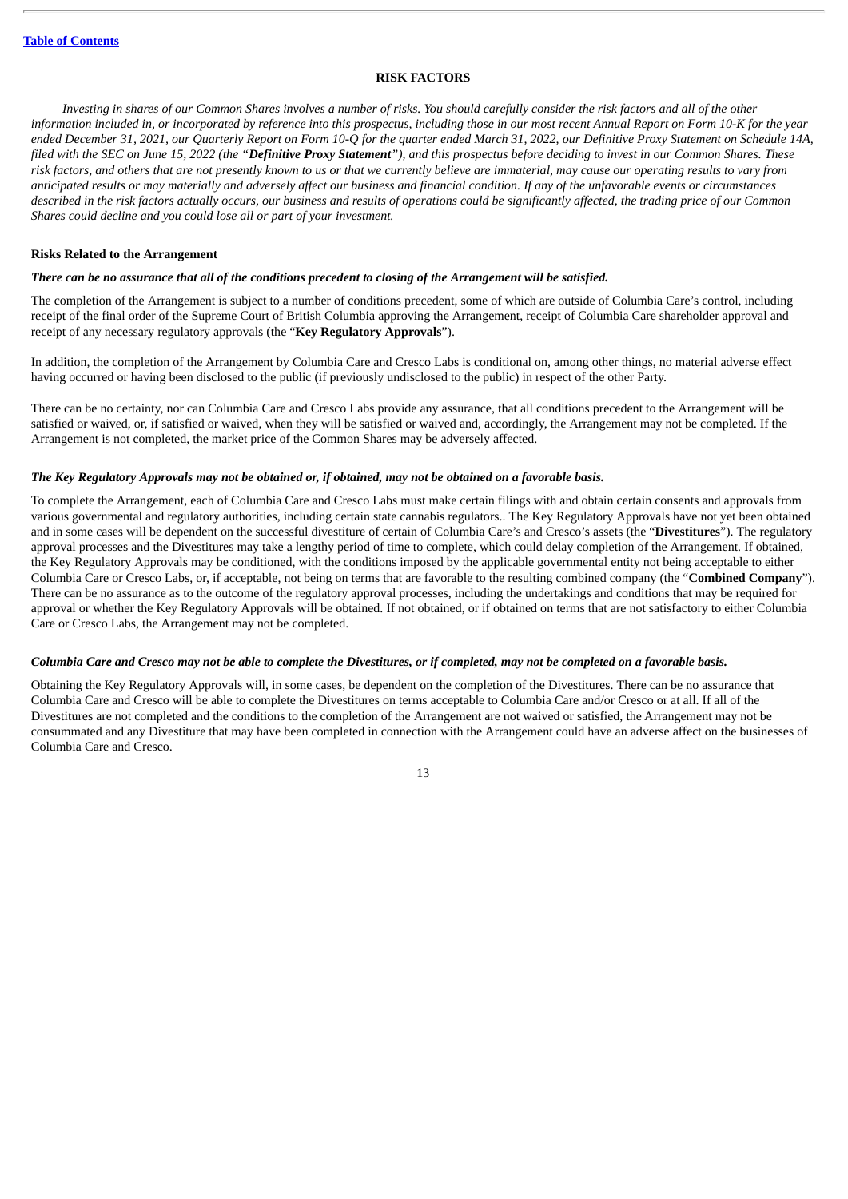## RISK FACTORS

*Investing in shares of our Common Shares involves a number of risks. You should carefully consider the risk factors and all of the other information included in, or incorporated by reference into this prospectus, including those in our most recent Annual Report on Form 10-K for the year ended December 31, 2021, our Quarterly Report on Form 10-Q for the quarter ended March 31, 2022, our Definitive Proxy Statement on Schedule 14A, filed with the SEC on June 15, 2022 (the "**Definitive Proxy Statement**"), and this prospectus before deciding to invest in our Common Shares. These risk factors, and others that are not presently known to us or that we currently believe are immaterial, may cause our operating results to vary from anticipated results or may materially and adversely affect our business and financial condition. If any of the unfavorable events or circumstances described in the risk factors actually occurs, our business and results of operations could be significantly affected, the trading price of our Common Shares could decline and you could lose all or part of your investment.*

### Risks Related to the Arrangement

***There can be no assurance that all of the conditions precedent to closing of the Arrangement will be satisfied.***

The completion of the Arrangement is subject to a number of conditions precedent, some of which are outside of Columbia Care's control, including receipt of the final order of the Supreme Court of British Columbia approving the Arrangement, receipt of Columbia Care shareholder approval and receipt of any necessary regulatory approvals (the "**Key Regulatory Approvals**").

In addition, the completion of the Arrangement by Columbia Care and Cresco Labs is conditional on, among other things, no material adverse effect having occurred or having been disclosed to the public (if previously undisclosed to the public) in respect of the other Party.

There can be no certainty, nor can Columbia Care and Cresco Labs provide any assurance, that all conditions precedent to the Arrangement will be satisfied or waived, or, if satisfied or waived, when they will be satisfied or waived and, accordingly, the Arrangement may not be completed. If the Arrangement is not completed, the market price of the Common Shares may be adversely affected.

***The Key Regulatory Approvals may not be obtained or, if obtained, may not be obtained on a favorable basis.***

To complete the Arrangement, each of Columbia Care and Cresco Labs must make certain filings with and obtain certain consents and approvals from various governmental and regulatory authorities, including certain state cannabis regulators.. The Key Regulatory Approvals have not yet been obtained and in some cases will be dependent on the successful divestiture of certain of Columbia Care's and Cresco's assets (the "**Divestitures**"). The regulatory approval processes and the Divestitures may take a lengthy period of time to complete, which could delay completion of the Arrangement. If obtained, the Key Regulatory Approvals may be conditioned, with the conditions imposed by the applicable governmental entity not being acceptable to either Columbia Care or Cresco Labs, or, if acceptable, not being on terms that are favorable to the resulting combined company (the "**Combined Company**"). There can be no assurance as to the outcome of the regulatory approval processes, including the undertakings and conditions that may be required for approval or whether the Key Regulatory Approvals will be obtained. If not obtained, or if obtained on terms that are not satisfactory to either Columbia Care or Cresco Labs, the Arrangement may not be completed.

***Columbia Care and Cresco may not be able to complete the Divestitures, or if completed, may not be completed on a favorable basis.***

Obtaining the Key Regulatory Approvals will, in some cases, be dependent on the completion of the Divestitures. There can be no assurance that Columbia Care and Cresco will be able to complete the Divestitures on terms acceptable to Columbia Care and/or Cresco or at all. If all of the Divestitures are not completed and the conditions to the completion of the Arrangement are not waived or satisfied, the Arrangement may not be consummated and any Divestiture that may have been completed in connection with the Arrangement could have an adverse affect on the businesses of Columbia Care and Cresco.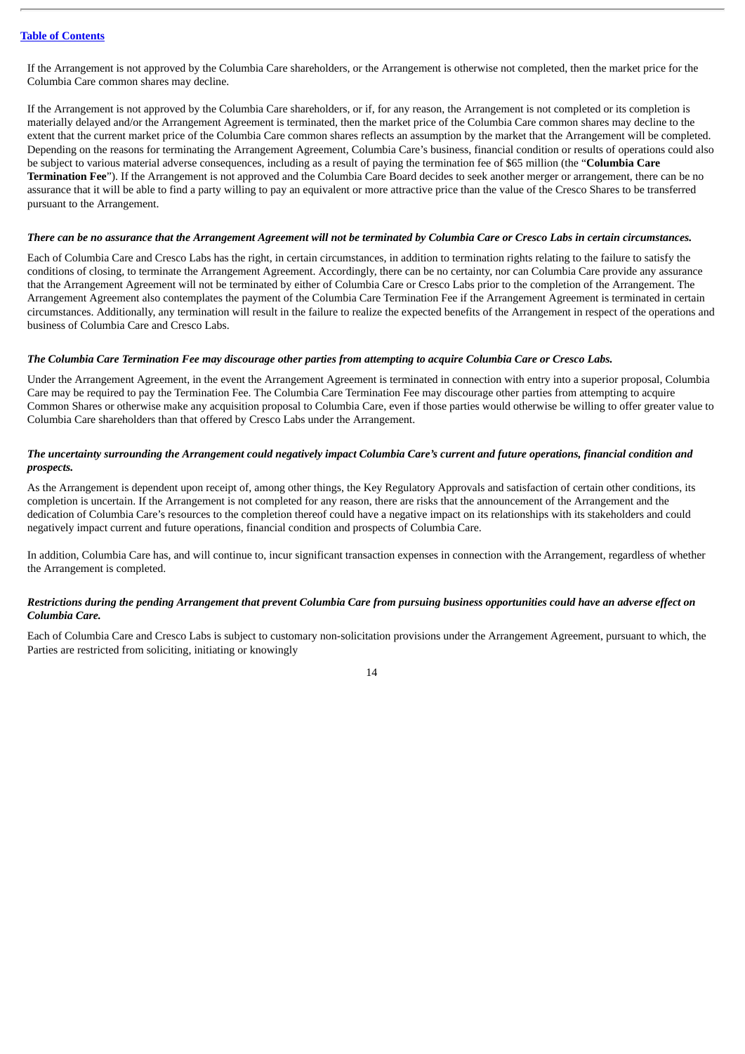If the Arrangement is not approved by the Columbia Care shareholders, or the Arrangement is otherwise not completed, then the market price for the Columbia Care common shares may decline.

If the Arrangement is not approved by the Columbia Care shareholders, or if, for any reason, the Arrangement is not completed or its completion is materially delayed and/or the Arrangement Agreement is terminated, then the market price of the Columbia Care common shares may decline to the extent that the current market price of the Columbia Care common shares reflects an assumption by the market that the Arrangement will be completed. Depending on the reasons for terminating the Arrangement Agreement, Columbia Care's business, financial condition or results of operations could also be subject to various material adverse consequences, including as a result of paying the termination fee of $65 million (the "**Columbia Care Termination Fee**"). If the Arrangement is not approved and the Columbia Care Board decides to seek another merger or arrangement, there can be no assurance that it will be able to find a party willing to pay an equivalent or more attractive price than the value of the Cresco Shares to be transferred pursuant to the Arrangement.

***There can be no assurance that the Arrangement Agreement will not be terminated by Columbia Care or Cresco Labs in certain circumstances.***

Each of Columbia Care and Cresco Labs has the right, in certain circumstances, in addition to termination rights relating to the failure to satisfy the conditions of closing, to terminate the Arrangement Agreement. Accordingly, there can be no certainty, nor can Columbia Care provide any assurance that the Arrangement Agreement will not be terminated by either of Columbia Care or Cresco Labs prior to the completion of the Arrangement. The Arrangement Agreement also contemplates the payment of the Columbia Care Termination Fee if the Arrangement Agreement is terminated in certain circumstances. Additionally, any termination will result in the failure to realize the expected benefits of the Arrangement in respect of the operations and business of Columbia Care and Cresco Labs.

***The Columbia Care Termination Fee may discourage other parties from attempting to acquire Columbia Care or Cresco Labs.***

Under the Arrangement Agreement, in the event the Arrangement Agreement is terminated in connection with entry into a superior proposal, Columbia Care may be required to pay the Termination Fee. The Columbia Care Termination Fee may discourage other parties from attempting to acquire Common Shares or otherwise make any acquisition proposal to Columbia Care, even if those parties would otherwise be willing to offer greater value to Columbia Care shareholders than that offered by Cresco Labs under the Arrangement.

***The uncertainty surrounding the Arrangement could negatively impact Columbia Care's current and future operations, financial condition and prospects.***

As the Arrangement is dependent upon receipt of, among other things, the Key Regulatory Approvals and satisfaction of certain other conditions, its completion is uncertain. If the Arrangement is not completed for any reason, there are risks that the announcement of the Arrangement and the dedication of Columbia Care's resources to the completion thereof could have a negative impact on its relationships with its stakeholders and could negatively impact current and future operations, financial condition and prospects of Columbia Care.

In addition, Columbia Care has, and will continue to, incur significant transaction expenses in connection with the Arrangement, regardless of whether the Arrangement is completed.

***Restrictions during the pending Arrangement that prevent Columbia Care from pursuing business opportunities could have an adverse effect on Columbia Care.***

Each of Columbia Care and Cresco Labs is subject to customary non-solicitation provisions under the Arrangement Agreement, pursuant to which, the Parties are restricted from soliciting, initiating or knowingly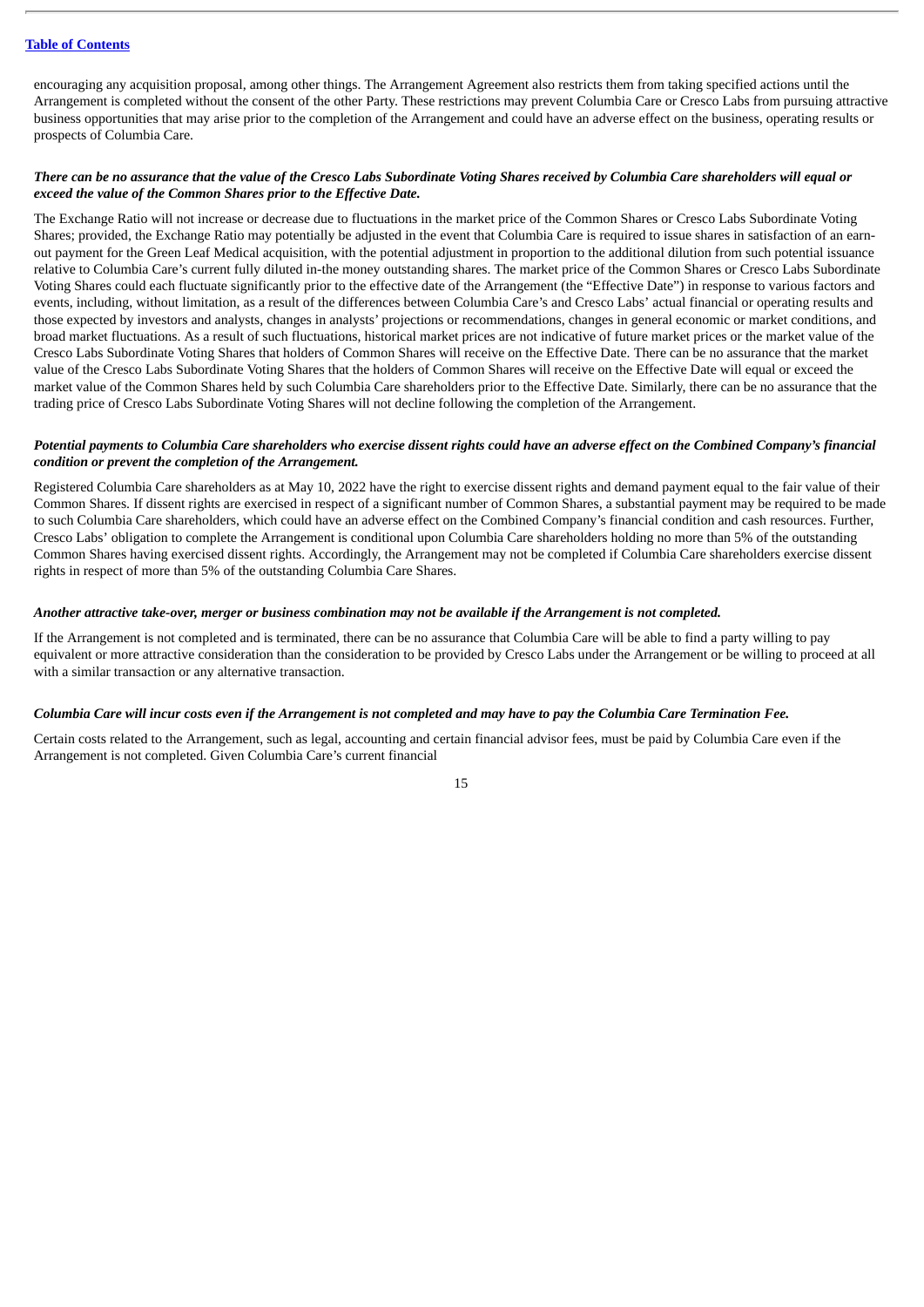encouraging any acquisition proposal, among other things. The Arrangement Agreement also restricts them from taking specified actions until the Arrangement is completed without the consent of the other Party. These restrictions may prevent Columbia Care or Cresco Labs from pursuing attractive business opportunities that may arise prior to the completion of the Arrangement and could have an adverse effect on the business, operating results or prospects of Columbia Care.

***There can be no assurance that the value of the Cresco Labs Subordinate Voting Shares received by Columbia Care shareholders will equal or exceed the value of the Common Shares prior to the Effective Date.***

The Exchange Ratio will not increase or decrease due to fluctuations in the market price of the Common Shares or Cresco Labs Subordinate Voting Shares; provided, the Exchange Ratio may potentially be adjusted in the event that Columbia Care is required to issue shares in satisfaction of an earn-out payment for the Green Leaf Medical acquisition, with the potential adjustment in proportion to the additional dilution from such potential issuance relative to Columbia Care's current fully diluted in-the money outstanding shares. The market price of the Common Shares or Cresco Labs Subordinate Voting Shares could each fluctuate significantly prior to the effective date of the Arrangement (the "Effective Date") in response to various factors and events, including, without limitation, as a result of the differences between Columbia Care's and Cresco Labs' actual financial or operating results and those expected by investors and analysts, changes in analysts' projections or recommendations, changes in general economic or market conditions, and broad market fluctuations. As a result of such fluctuations, historical market prices are not indicative of future market prices or the market value of the Cresco Labs Subordinate Voting Shares that holders of Common Shares will receive on the Effective Date. There can be no assurance that the market value of the Cresco Labs Subordinate Voting Shares that the holders of Common Shares will receive on the Effective Date will equal or exceed the market value of the Common Shares held by such Columbia Care shareholders prior to the Effective Date. Similarly, there can be no assurance that the trading price of Cresco Labs Subordinate Voting Shares will not decline following the completion of the Arrangement.

***Potential payments to Columbia Care shareholders who exercise dissent rights could have an adverse effect on the Combined Company's financial condition or prevent the completion of the Arrangement.***

Registered Columbia Care shareholders as at May 10, 2022 have the right to exercise dissent rights and demand payment equal to the fair value of their Common Shares. If dissent rights are exercised in respect of a significant number of Common Shares, a substantial payment may be required to be made to such Columbia Care shareholders, which could have an adverse effect on the Combined Company's financial condition and cash resources. Further, Cresco Labs' obligation to complete the Arrangement is conditional upon Columbia Care shareholders holding no more than 5% of the outstanding Common Shares having exercised dissent rights. Accordingly, the Arrangement may not be completed if Columbia Care shareholders exercise dissent rights in respect of more than 5% of the outstanding Columbia Care Shares.

***Another attractive take-over, merger or business combination may not be available if the Arrangement is not completed.***

If the Arrangement is not completed and is terminated, there can be no assurance that Columbia Care will be able to find a party willing to pay equivalent or more attractive consideration than the consideration to be provided by Cresco Labs under the Arrangement or be willing to proceed at all with a similar transaction or any alternative transaction.

***Columbia Care will incur costs even if the Arrangement is not completed and may have to pay the Columbia Care Termination Fee.***

Certain costs related to the Arrangement, such as legal, accounting and certain financial advisor fees, must be paid by Columbia Care even if the Arrangement is not completed. Given Columbia Care's current financial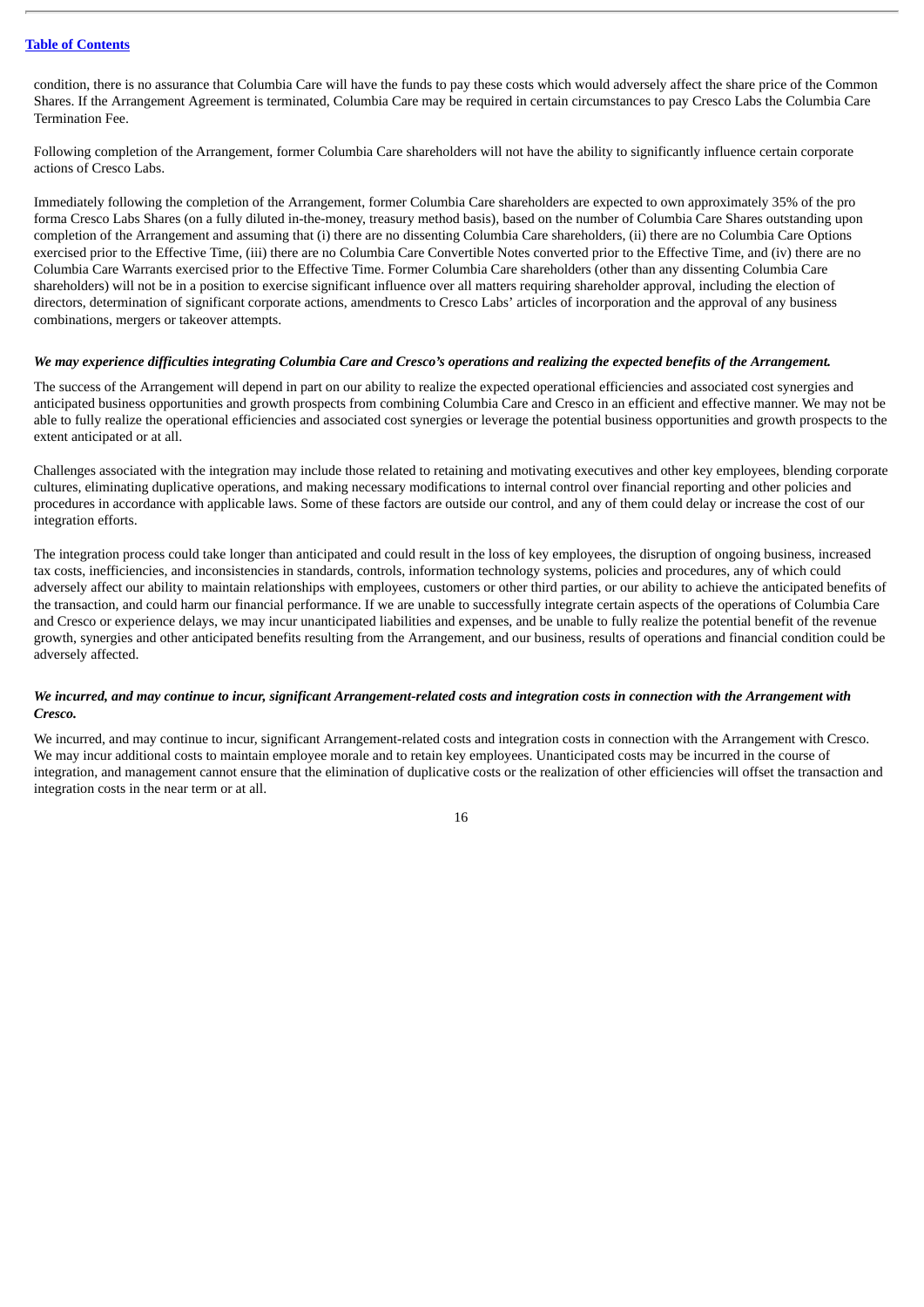condition, there is no assurance that Columbia Care will have the funds to pay these costs which would adversely affect the share price of the Common Shares. If the Arrangement Agreement is terminated, Columbia Care may be required in certain circumstances to pay Cresco Labs the Columbia Care Termination Fee.

Following completion of the Arrangement, former Columbia Care shareholders will not have the ability to significantly influence certain corporate actions of Cresco Labs.

Immediately following the completion of the Arrangement, former Columbia Care shareholders are expected to own approximately 35% of the pro forma Cresco Labs Shares (on a fully diluted in-the-money, treasury method basis), based on the number of Columbia Care Shares outstanding upon completion of the Arrangement and assuming that (i) there are no dissenting Columbia Care shareholders, (ii) there are no Columbia Care Options exercised prior to the Effective Time, (iii) there are no Columbia Care Convertible Notes converted prior to the Effective Time, and (iv) there are no Columbia Care Warrants exercised prior to the Effective Time. Former Columbia Care shareholders (other than any dissenting Columbia Care shareholders) will not be in a position to exercise significant influence over all matters requiring shareholder approval, including the election of directors, determination of significant corporate actions, amendments to Cresco Labs' articles of incorporation and the approval of any business combinations, mergers or takeover attempts.

***We may experience difficulties integrating Columbia Care and Cresco's operations and realizing the expected benefits of the Arrangement.***

The success of the Arrangement will depend in part on our ability to realize the expected operational efficiencies and associated cost synergies and anticipated business opportunities and growth prospects from combining Columbia Care and Cresco in an efficient and effective manner. We may not be able to fully realize the operational efficiencies and associated cost synergies or leverage the potential business opportunities and growth prospects to the extent anticipated or at all.

Challenges associated with the integration may include those related to retaining and motivating executives and other key employees, blending corporate cultures, eliminating duplicative operations, and making necessary modifications to internal control over financial reporting and other policies and procedures in accordance with applicable laws. Some of these factors are outside our control, and any of them could delay or increase the cost of our integration efforts.

The integration process could take longer than anticipated and could result in the loss of key employees, the disruption of ongoing business, increased tax costs, inefficiencies, and inconsistencies in standards, controls, information technology systems, policies and procedures, any of which could adversely affect our ability to maintain relationships with employees, customers or other third parties, or our ability to achieve the anticipated benefits of the transaction, and could harm our financial performance. If we are unable to successfully integrate certain aspects of the operations of Columbia Care and Cresco or experience delays, we may incur unanticipated liabilities and expenses, and be unable to fully realize the potential benefit of the revenue growth, synergies and other anticipated benefits resulting from the Arrangement, and our business, results of operations and financial condition could be adversely affected.

***We incurred, and may continue to incur, significant Arrangement-related costs and integration costs in connection with the Arrangement with Cresco.***

We incurred, and may continue to incur, significant Arrangement-related costs and integration costs in connection with the Arrangement with Cresco. We may incur additional costs to maintain employee morale and to retain key employees. Unanticipated costs may be incurred in the course of integration, and management cannot ensure that the elimination of duplicative costs or the realization of other efficiencies will offset the transaction and integration costs in the near term or at all.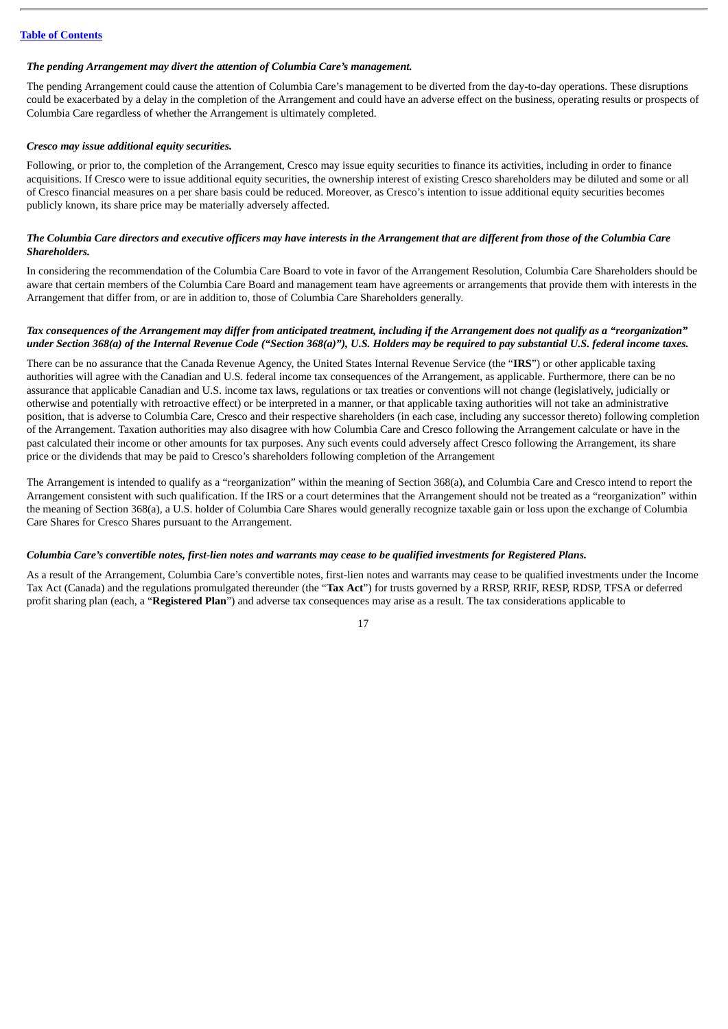*The pending Arrangement may divert the attention of Columbia Care's management.*

The pending Arrangement could cause the attention of Columbia Care's management to be diverted from the day-to-day operations. These disruptions could be exacerbated by a delay in the completion of the Arrangement and could have an adverse effect on the business, operating results or prospects of Columbia Care regardless of whether the Arrangement is ultimately completed.

*Cresco may issue additional equity securities.*

Following, or prior to, the completion of the Arrangement, Cresco may issue equity securities to finance its activities, including in order to finance acquisitions. If Cresco were to issue additional equity securities, the ownership interest of existing Cresco shareholders may be diluted and some or all of Cresco financial measures on a per share basis could be reduced. Moreover, as Cresco's intention to issue additional equity securities becomes publicly known, its share price may be materially adversely affected.

*The Columbia Care directors and executive officers may have interests in the Arrangement that are different from those of the Columbia Care Shareholders.*

In considering the recommendation of the Columbia Care Board to vote in favor of the Arrangement Resolution, Columbia Care Shareholders should be aware that certain members of the Columbia Care Board and management team have agreements or arrangements that provide them with interests in the Arrangement that differ from, or are in addition to, those of Columbia Care Shareholders generally.

*Tax consequences of the Arrangement may differ from anticipated treatment, including if the Arrangement does not qualify as a "reorganization" under Section 368(a) of the Internal Revenue Code ("Section 368(a)"), U.S. Holders may be required to pay substantial U.S. federal income taxes.*

There can be no assurance that the Canada Revenue Agency, the United States Internal Revenue Service (the "**IRS**") or other applicable taxing authorities will agree with the Canadian and U.S. federal income tax consequences of the Arrangement, as applicable. Furthermore, there can be no assurance that applicable Canadian and U.S. income tax laws, regulations or tax treaties or conventions will not change (legislatively, judicially or otherwise and potentially with retroactive effect) or be interpreted in a manner, or that applicable taxing authorities will not take an administrative position, that is adverse to Columbia Care, Cresco and their respective shareholders (in each case, including any successor thereto) following completion of the Arrangement. Taxation authorities may also disagree with how Columbia Care and Cresco following the Arrangement calculate or have in the past calculated their income or other amounts for tax purposes. Any such events could adversely affect Cresco following the Arrangement, its share price or the dividends that may be paid to Cresco's shareholders following completion of the Arrangement

The Arrangement is intended to qualify as a "reorganization" within the meaning of Section 368(a), and Columbia Care and Cresco intend to report the Arrangement consistent with such qualification. If the IRS or a court determines that the Arrangement should not be treated as a "reorganization" within the meaning of Section 368(a), a U.S. holder of Columbia Care Shares would generally recognize taxable gain or loss upon the exchange of Columbia Care Shares for Cresco Shares pursuant to the Arrangement.

*Columbia Care's convertible notes, first-lien notes and warrants may cease to be qualified investments for Registered Plans.*

As a result of the Arrangement, Columbia Care's convertible notes, first-lien notes and warrants may cease to be qualified investments under the Income Tax Act (Canada) and the regulations promulgated thereunder (the "**Tax Act**") for trusts governed by a RRSP, RRIF, RESP, RDSP, TFSA or deferred profit sharing plan (each, a "**Registered Plan**") and adverse tax consequences may arise as a result. The tax considerations applicable to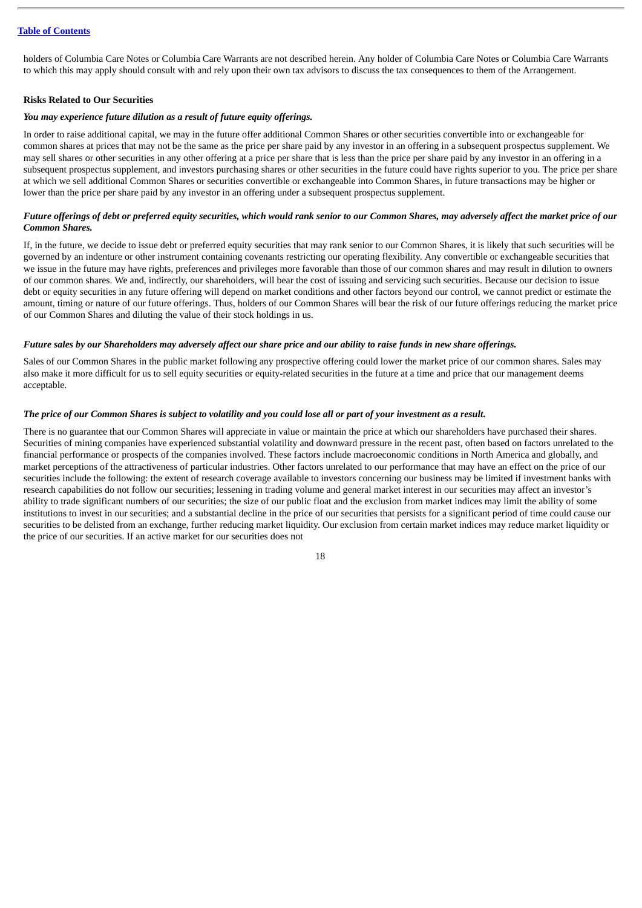holders of Columbia Care Notes or Columbia Care Warrants are not described herein. Any holder of Columbia Care Notes or Columbia Care Warrants to which this may apply should consult with and rely upon their own tax advisors to discuss the tax consequences to them of the Arrangement.

**Risks Related to Our Securities**

***You may experience future dilution as a result of future equity offerings.***

In order to raise additional capital, we may in the future offer additional Common Shares or other securities convertible into or exchangeable for common shares at prices that may not be the same as the price per share paid by any investor in an offering in a subsequent prospectus supplement. We may sell shares or other securities in any other offering at a price per share that is less than the price per share paid by any investor in an offering in a subsequent prospectus supplement, and investors purchasing shares or other securities in the future could have rights superior to you. The price per share at which we sell additional Common Shares or securities convertible or exchangeable into Common Shares, in future transactions may be higher or lower than the price per share paid by any investor in an offering under a subsequent prospectus supplement.

***Future offerings of debt or preferred equity securities, which would rank senior to our Common Shares, may adversely affect the market price of our Common Shares.***

If, in the future, we decide to issue debt or preferred equity securities that may rank senior to our Common Shares, it is likely that such securities will be governed by an indenture or other instrument containing covenants restricting our operating flexibility. Any convertible or exchangeable securities that we issue in the future may have rights, preferences and privileges more favorable than those of our common shares and may result in dilution to owners of our common shares. We and, indirectly, our shareholders, will bear the cost of issuing and servicing such securities. Because our decision to issue debt or equity securities in any future offering will depend on market conditions and other factors beyond our control, we cannot predict or estimate the amount, timing or nature of our future offerings. Thus, holders of our Common Shares will bear the risk of our future offerings reducing the market price of our Common Shares and diluting the value of their stock holdings in us.

***Future sales by our Shareholders may adversely affect our share price and our ability to raise funds in new share offerings.***

Sales of our Common Shares in the public market following any prospective offering could lower the market price of our common shares. Sales may also make it more difficult for us to sell equity securities or equity-related securities in the future at a time and price that our management deems acceptable.

***The price of our Common Shares is subject to volatility and you could lose all or part of your investment as a result.***

There is no guarantee that our Common Shares will appreciate in value or maintain the price at which our shareholders have purchased their shares. Securities of mining companies have experienced substantial volatility and downward pressure in the recent past, often based on factors unrelated to the financial performance or prospects of the companies involved. These factors include macroeconomic conditions in North America and globally, and market perceptions of the attractiveness of particular industries. Other factors unrelated to our performance that may have an effect on the price of our securities include the following: the extent of research coverage available to investors concerning our business may be limited if investment banks with research capabilities do not follow our securities; lessening in trading volume and general market interest in our securities may affect an investor's ability to trade significant numbers of our securities; the size of our public float and the exclusion from market indices may limit the ability of some institutions to invest in our securities; and a substantial decline in the price of our securities that persists for a significant period of time could cause our securities to be delisted from an exchange, further reducing market liquidity. Our exclusion from certain market indices may reduce market liquidity or the price of our securities. If an active market for our securities does not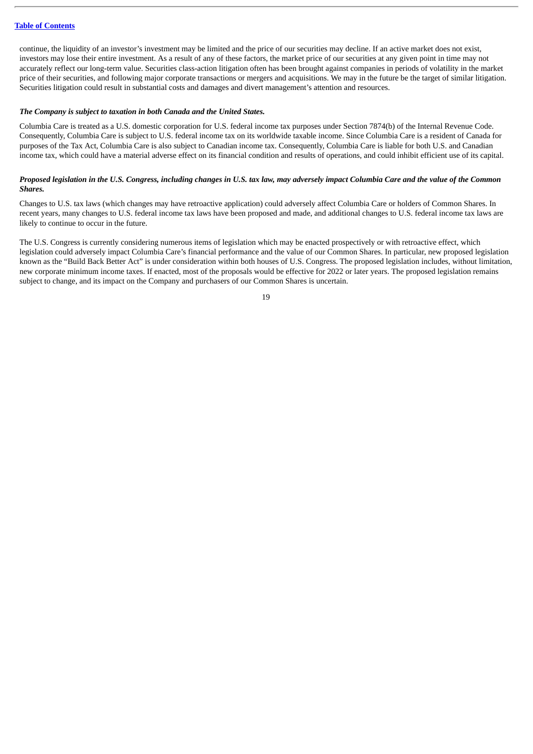continue, the liquidity of an investor's investment may be limited and the price of our securities may decline. If an active market does not exist, investors may lose their entire investment. As a result of any of these factors, the market price of our securities at any given point in time may not accurately reflect our long-term value. Securities class-action litigation often has been brought against companies in periods of volatility in the market price of their securities, and following major corporate transactions or mergers and acquisitions. We may in the future be the target of similar litigation. Securities litigation could result in substantial costs and damages and divert management's attention and resources.

***The Company is subject to taxation in both Canada and the United States.***

Columbia Care is treated as a U.S. domestic corporation for U.S. federal income tax purposes under Section 7874(b) of the Internal Revenue Code. Consequently, Columbia Care is subject to U.S. federal income tax on its worldwide taxable income. Since Columbia Care is a resident of Canada for purposes of the Tax Act, Columbia Care is also subject to Canadian income tax. Consequently, Columbia Care is liable for both U.S. and Canadian income tax, which could have a material adverse effect on its financial condition and results of operations, and could inhibit efficient use of its capital.

***Proposed legislation in the U.S. Congress, including changes in U.S. tax law, may adversely impact Columbia Care and the value of the Common Shares.***

Changes to U.S. tax laws (which changes may have retroactive application) could adversely affect Columbia Care or holders of Common Shares. In recent years, many changes to U.S. federal income tax laws have been proposed and made, and additional changes to U.S. federal income tax laws are likely to continue to occur in the future.

The U.S. Congress is currently considering numerous items of legislation which may be enacted prospectively or with retroactive effect, which legislation could adversely impact Columbia Care's financial performance and the value of our Common Shares. In particular, new proposed legislation known as the "Build Back Better Act" is under consideration within both houses of U.S. Congress. The proposed legislation includes, without limitation, new corporate minimum income taxes. If enacted, most of the proposals would be effective for 2022 or later years. The proposed legislation remains subject to change, and its impact on the Company and purchasers of our Common Shares is uncertain.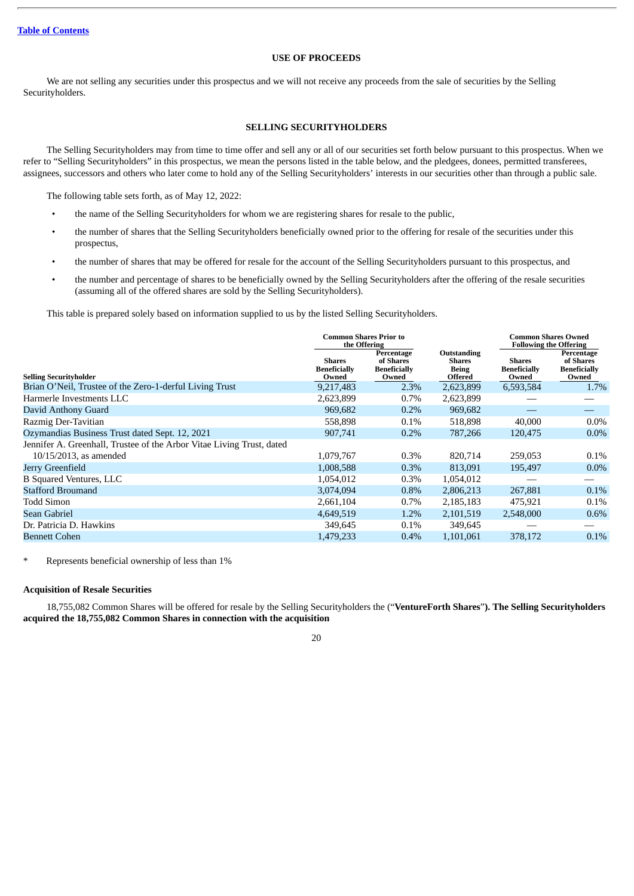[Table of Contents](#)

## USE OF PROCEEDS

We are not selling any securities under this prospectus and we will not receive any proceeds from the sale of securities by the Selling Securityholders.

## SELLING SECURITYHOLDERS

The Selling Securityholders may from time to time offer and sell any or all of our securities set forth below pursuant to this prospectus. When we refer to "Selling Securityholders" in this prospectus, we mean the persons listed in the table below, and the pledgees, donees, permitted transferees, assignees, successors and others who later come to hold any of the Selling Securityholders' interests in our securities other than through a public sale.

The following table sets forth, as of May 12, 2022:

- the name of the Selling Securityholders for whom we are registering shares for resale to the public,
- the number of shares that the Selling Securityholders beneficially owned prior to the offering for resale of the securities under this prospectus,
- the number of shares that may be offered for resale for the account of the Selling Securityholders pursuant to this prospectus, and
- the number and percentage of shares to be beneficially owned by the Selling Securityholders after the offering of the resale securities (assuming all of the offered shares are sold by the Selling Securityholders).

This table is prepared solely based on information supplied to us by the listed Selling Securityholders.

| | Common Shares Prior to the Offering | | | Common Shares Owned Following the Offering | |
|---|---|---|---|---|---|
| Selling Securityholder | Shares Beneficially Owned | Percentage of Shares Beneficially Owned | Outstanding Shares Being Offered | Shares Beneficially Owned | Percentage of Shares Beneficially Owned |
| Brian O'Neil, Trustee of the Zero-1-derful Living Trust | 9,217,483 | 2.3% | 2,623,899 | 6,593,584 | 1.7% |
| Harmerle Investments LLC | 2,623,899 | 0.7% | 2,623,899 | — | — |
| David Anthony Guard | 969,682 | 0.2% | 969,682 | — | — |
| Razmig Der-Tavitian | 558,898 | 0.1% | 518,898 | 40,000 | 0.0% |
| Ozymandias Business Trust dated Sept. 12, 2021 | 907,741 | 0.2% | 787,266 | 120,475 | 0.0% |
| Jennifer A. Greenhall, Trustee of the Arbor Vitae Living Trust, dated 10/15/2013, as amended | 1,079,767 | 0.3% | 820,714 | 259,053 | 0.1% |
| Jerry Greenfield | 1,008,588 | 0.3% | 813,091 | 195,497 | 0.0% |
| B Squared Ventures, LLC | 1,054,012 | 0.3% | 1,054,012 | — | — |
| Stafford Broumand | 3,074,094 | 0.8% | 2,806,213 | 267,881 | 0.1% |
| Todd Simon | 2,661,104 | 0.7% | 2,185,183 | 475,921 | 0.1% |
| Sean Gabriel | 4,649,519 | 1.2% | 2,101,519 | 2,548,000 | 0.6% |
| Dr. Patricia D. Hawkins | 349,645 | 0.1% | 349,645 | — | — |
| Bennett Cohen | 1,479,233 | 0.4% | 1,101,061 | 378,172 | 0.1% |

\* Represents beneficial ownership of less than 1%

### Acquisition of Resale Securities

18,755,082 Common Shares will be offered for resale by the Selling Securityholders the ("**VentureForth Shares**"). **The Selling Securityholders acquired the 18,755,082 Common Shares in connection with the acquisition**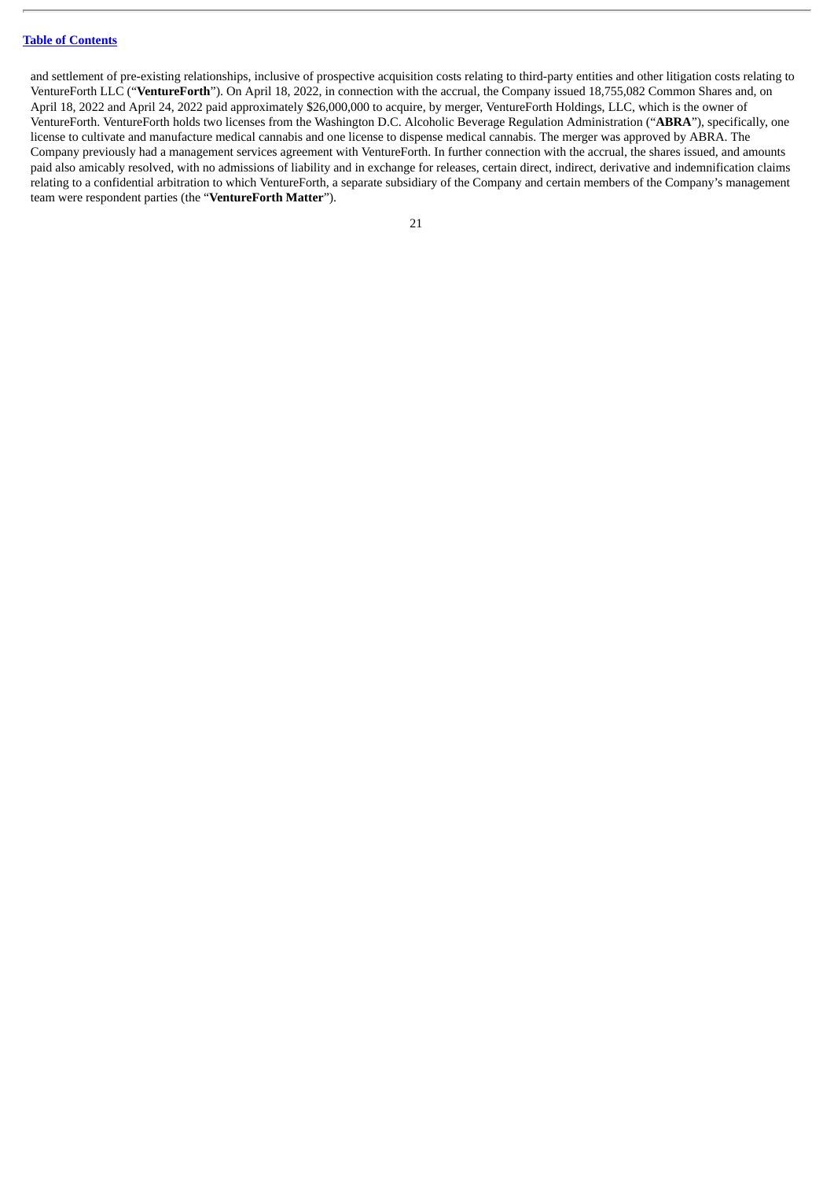and settlement of pre-existing relationships, inclusive of prospective acquisition costs relating to third-party entities and other litigation costs relating to VentureForth LLC ("**VentureForth**"). On April 18, 2022, in connection with the accrual, the Company issued 18,755,082 Common Shares and, on April 18, 2022 and April 24, 2022 paid approximately $26,000,000 to acquire, by merger, VentureForth Holdings, LLC, which is the owner of VentureForth. VentureForth holds two licenses from the Washington D.C. Alcoholic Beverage Regulation Administration ("**ABRA**"), specifically, one license to cultivate and manufacture medical cannabis and one license to dispense medical cannabis. The merger was approved by ABRA. The Company previously had a management services agreement with VentureForth. In further connection with the accrual, the shares issued, and amounts paid also amicably resolved, with no admissions of liability and in exchange for releases, certain direct, indirect, derivative and indemnification claims relating to a confidential arbitration to which VentureForth, a separate subsidiary of the Company and certain members of the Company's management team were respondent parties (the "**VentureForth Matter**").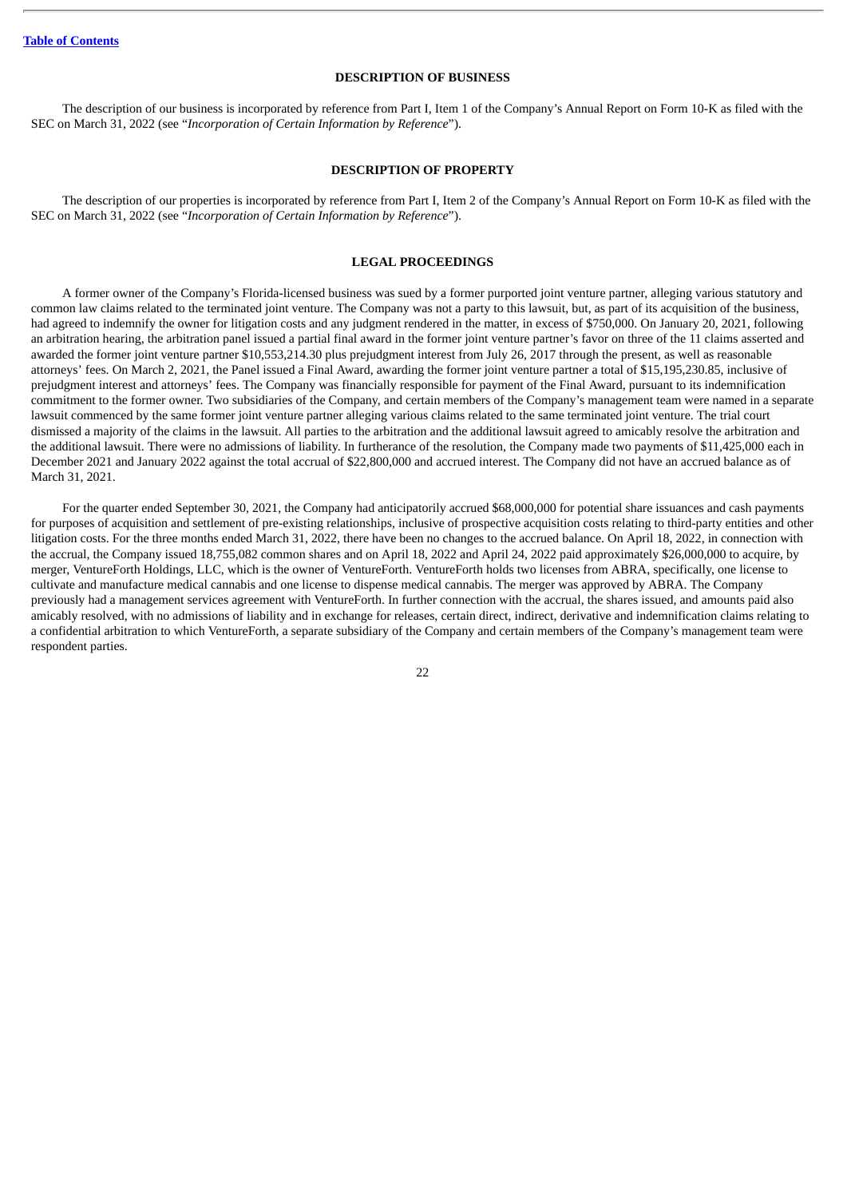[Table of Contents]

## DESCRIPTION OF BUSINESS

The description of our business is incorporated by reference from Part I, Item 1 of the Company's Annual Report on Form 10-K as filed with the SEC on March 31, 2022 (see "*Incorporation of Certain Information by Reference*").

## DESCRIPTION OF PROPERTY

The description of our properties is incorporated by reference from Part I, Item 2 of the Company's Annual Report on Form 10-K as filed with the SEC on March 31, 2022 (see "*Incorporation of Certain Information by Reference*").

## LEGAL PROCEEDINGS

A former owner of the Company's Florida-licensed business was sued by a former purported joint venture partner, alleging various statutory and common law claims related to the terminated joint venture. The Company was not a party to this lawsuit, but, as part of its acquisition of the business, had agreed to indemnify the owner for litigation costs and any judgment rendered in the matter, in excess of $750,000. On January 20, 2021, following an arbitration hearing, the arbitration panel issued a partial final award in the former joint venture partner's favor on three of the 11 claims asserted and awarded the former joint venture partner $10,553,214.30 plus prejudgment interest from July 26, 2017 through the present, as well as reasonable attorneys' fees. On March 2, 2021, the Panel issued a Final Award, awarding the former joint venture partner a total of $15,195,230.85, inclusive of prejudgment interest and attorneys' fees. The Company was financially responsible for payment of the Final Award, pursuant to its indemnification commitment to the former owner. Two subsidiaries of the Company, and certain members of the Company's management team were named in a separate lawsuit commenced by the same former joint venture partner alleging various claims related to the same terminated joint venture. The trial court dismissed a majority of the claims in the lawsuit. All parties to the arbitration and the additional lawsuit agreed to amicably resolve the arbitration and the additional lawsuit. There were no admissions of liability. In furtherance of the resolution, the Company made two payments of $11,425,000 each in December 2021 and January 2022 against the total accrual of $22,800,000 and accrued interest. The Company did not have an accrued balance as of March 31, 2021.

For the quarter ended September 30, 2021, the Company had anticipatorily accrued $68,000,000 for potential share issuances and cash payments for purposes of acquisition and settlement of pre-existing relationships, inclusive of prospective acquisition costs relating to third-party entities and other litigation costs. For the three months ended March 31, 2022, there have been no changes to the accrued balance. On April 18, 2022, in connection with the accrual, the Company issued 18,755,082 common shares and on April 18, 2022 and April 24, 2022 paid approximately $26,000,000 to acquire, by merger, VentureForth Holdings, LLC, which is the owner of VentureForth. VentureForth holds two licenses from ABRA, specifically, one license to cultivate and manufacture medical cannabis and one license to dispense medical cannabis. The merger was approved by ABRA. The Company previously had a management services agreement with VentureForth. In further connection with the accrual, the shares issued, and amounts paid also amicably resolved, with no admissions of liability and in exchange for releases, certain direct, indirect, derivative and indemnification claims relating to a confidential arbitration to which VentureForth, a separate subsidiary of the Company and certain members of the Company's management team were respondent parties.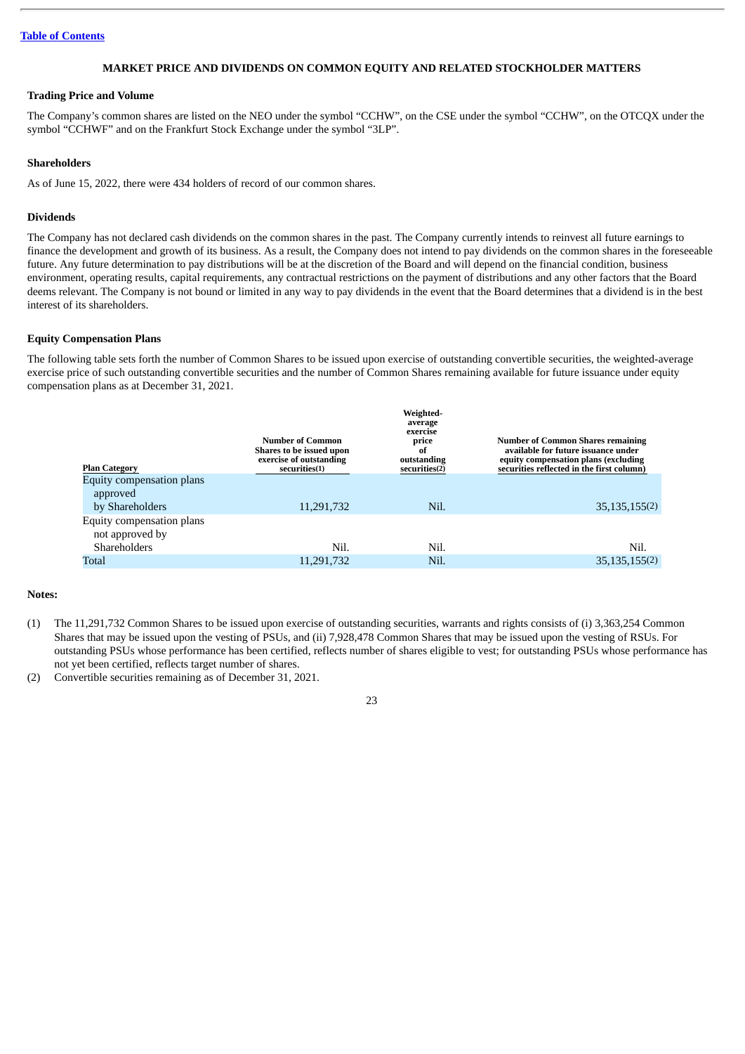[Table of Contents](#)

## MARKET PRICE AND DIVIDENDS ON COMMON EQUITY AND RELATED STOCKHOLDER MATTERS

### Trading Price and Volume

The Company's common shares are listed on the NEO under the symbol "CCHW", on the CSE under the symbol "CCHW", on the OTCQX under the symbol "CCHWF" and on the Frankfurt Stock Exchange under the symbol "3LP".

### Shareholders

As of June 15, 2022, there were 434 holders of record of our common shares.

### Dividends

The Company has not declared cash dividends on the common shares in the past. The Company currently intends to reinvest all future earnings to finance the development and growth of its business. As a result, the Company does not intend to pay dividends on the common shares in the foreseeable future. Any future determination to pay distributions will be at the discretion of the Board and will depend on the financial condition, business environment, operating results, capital requirements, any contractual restrictions on the payment of distributions and any other factors that the Board deems relevant. The Company is not bound or limited in any way to pay dividends in the event that the Board determines that a dividend is in the best interest of its shareholders.

### Equity Compensation Plans

The following table sets forth the number of Common Shares to be issued upon exercise of outstanding convertible securities, the weighted-average exercise price of such outstanding convertible securities and the number of Common Shares remaining available for future issuance under equity compensation plans as at December 31, 2021.

| Plan Category | Number of Common Shares to be issued upon exercise of outstanding securities(1) | Weighted-average exercise price of outstanding securities(2) | Number of Common Shares remaining available for future issuance under equity compensation plans (excluding securities reflected in the first column) |
|---|---|---|---|
| Equity compensation plans approved by Shareholders | 11,291,732 | Nil. | 35,135,155(2) |
| Equity compensation plans not approved by Shareholders | Nil. | Nil. | Nil. |
| Total | 11,291,732 | Nil. | 35,135,155(2) |

**Notes:**

(1) The 11,291,732 Common Shares to be issued upon exercise of outstanding securities, warrants and rights consists of (i) 3,363,254 Common Shares that may be issued upon the vesting of PSUs, and (ii) 7,928,478 Common Shares that may be issued upon the vesting of RSUs. For outstanding PSUs whose performance has been certified, reflects number of shares eligible to vest; for outstanding PSUs whose performance has not yet been certified, reflects target number of shares.

(2) Convertible securities remaining as of December 31, 2021.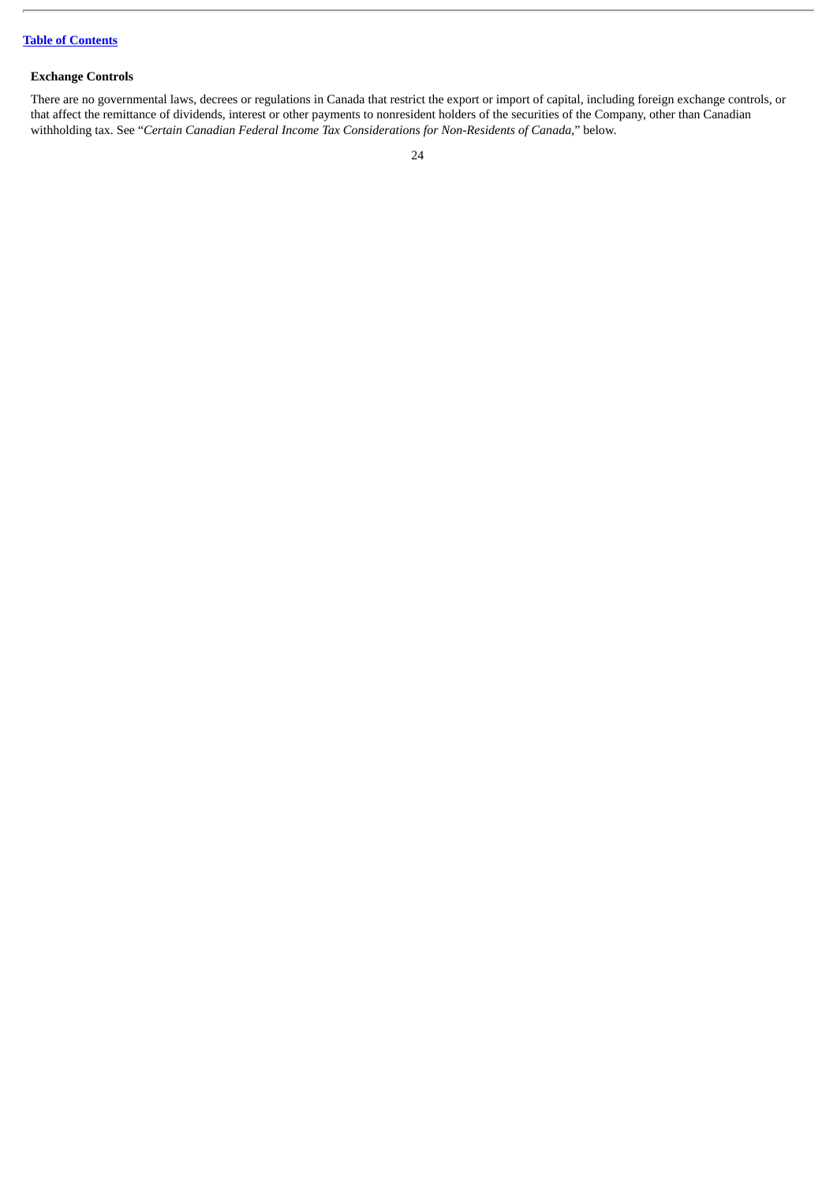### Exchange Controls

There are no governmental laws, decrees or regulations in Canada that restrict the export or import of capital, including foreign exchange controls, or that affect the remittance of dividends, interest or other payments to nonresident holders of the securities of the Company, other than Canadian withholding tax. See "*Certain Canadian Federal Income Tax Considerations for Non-Residents of Canada*," below.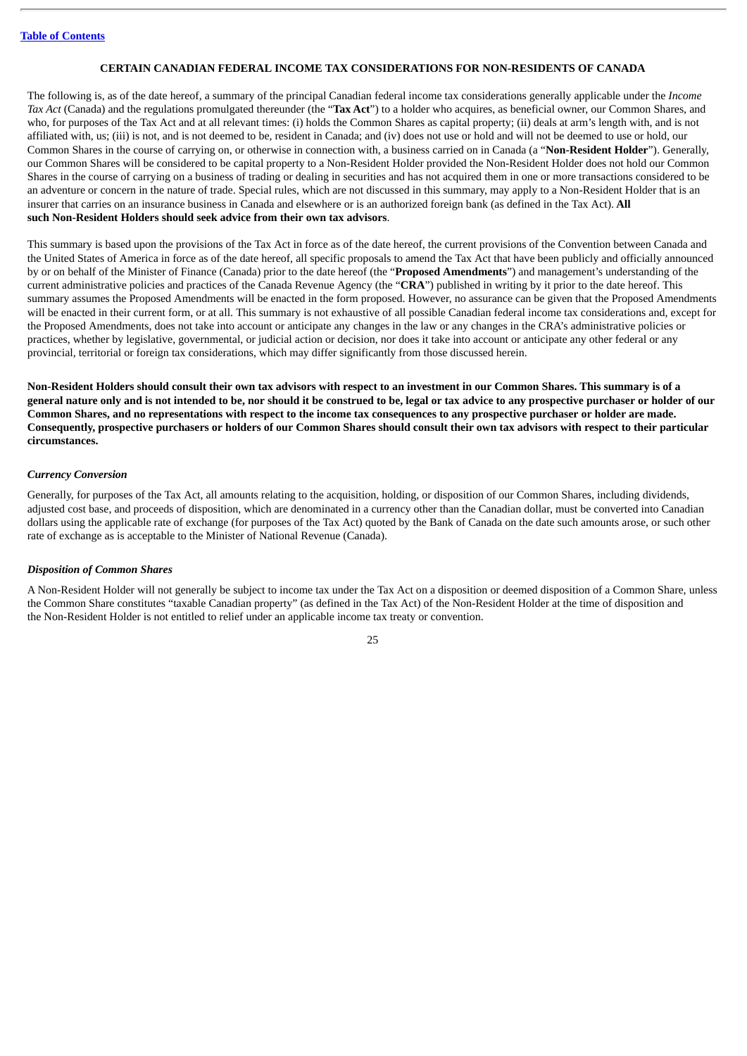## CERTAIN CANADIAN FEDERAL INCOME TAX CONSIDERATIONS FOR NON-RESIDENTS OF CANADA

The following is, as of the date hereof, a summary of the principal Canadian federal income tax considerations generally applicable under the *Income Tax Act* (Canada) and the regulations promulgated thereunder (the "**Tax Act**") to a holder who acquires, as beneficial owner, our Common Shares, and who, for purposes of the Tax Act and at all relevant times: (i) holds the Common Shares as capital property; (ii) deals at arm's length with, and is not affiliated with, us; (iii) is not, and is not deemed to be, resident in Canada; and (iv) does not use or hold and will not be deemed to use or hold, our Common Shares in the course of carrying on, or otherwise in connection with, a business carried on in Canada (a "**Non-Resident Holder**"). Generally, our Common Shares will be considered to be capital property to a Non-Resident Holder provided the Non-Resident Holder does not hold our Common Shares in the course of carrying on a business of trading or dealing in securities and has not acquired them in one or more transactions considered to be an adventure or concern in the nature of trade. Special rules, which are not discussed in this summary, may apply to a Non-Resident Holder that is an insurer that carries on an insurance business in Canada and elsewhere or is an authorized foreign bank (as defined in the Tax Act). **All such Non-Resident Holders should seek advice from their own tax advisors**.

This summary is based upon the provisions of the Tax Act in force as of the date hereof, the current provisions of the Convention between Canada and the United States of America in force as of the date hereof, all specific proposals to amend the Tax Act that have been publicly and officially announced by or on behalf of the Minister of Finance (Canada) prior to the date hereof (the "**Proposed Amendments**") and management's understanding of the current administrative policies and practices of the Canada Revenue Agency (the "**CRA**") published in writing by it prior to the date hereof. This summary assumes the Proposed Amendments will be enacted in the form proposed. However, no assurance can be given that the Proposed Amendments will be enacted in their current form, or at all. This summary is not exhaustive of all possible Canadian federal income tax considerations and, except for the Proposed Amendments, does not take into account or anticipate any changes in the law or any changes in the CRA's administrative policies or practices, whether by legislative, governmental, or judicial action or decision, nor does it take into account or anticipate any other federal or any provincial, territorial or foreign tax considerations, which may differ significantly from those discussed herein.

**Non-Resident Holders should consult their own tax advisors with respect to an investment in our Common Shares. This summary is of a general nature only and is not intended to be, nor should it be construed to be, legal or tax advice to any prospective purchaser or holder of our Common Shares, and no representations with respect to the income tax consequences to any prospective purchaser or holder are made. Consequently, prospective purchasers or holders of our Common Shares should consult their own tax advisors with respect to their particular circumstances.**

### *Currency Conversion*

Generally, for purposes of the Tax Act, all amounts relating to the acquisition, holding, or disposition of our Common Shares, including dividends, adjusted cost base, and proceeds of disposition, which are denominated in a currency other than the Canadian dollar, must be converted into Canadian dollars using the applicable rate of exchange (for purposes of the Tax Act) quoted by the Bank of Canada on the date such amounts arose, or such other rate of exchange as is acceptable to the Minister of National Revenue (Canada).

### *Disposition of Common Shares*

A Non-Resident Holder will not generally be subject to income tax under the Tax Act on a disposition or deemed disposition of a Common Share, unless the Common Share constitutes "taxable Canadian property" (as defined in the Tax Act) of the Non-Resident Holder at the time of disposition and the Non-Resident Holder is not entitled to relief under an applicable income tax treaty or convention.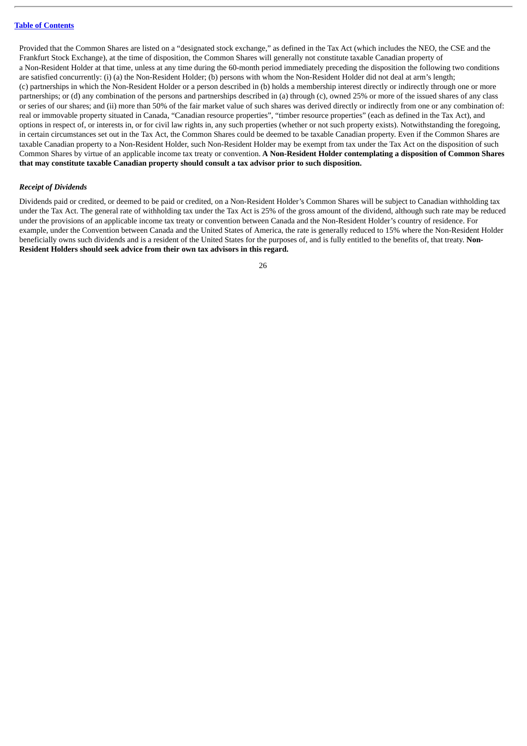Provided that the Common Shares are listed on a "designated stock exchange," as defined in the Tax Act (which includes the NEO, the CSE and the Frankfurt Stock Exchange), at the time of disposition, the Common Shares will generally not constitute taxable Canadian property of a Non-Resident Holder at that time, unless at any time during the 60-month period immediately preceding the disposition the following two conditions are satisfied concurrently: (i) (a) the Non-Resident Holder; (b) persons with whom the Non-Resident Holder did not deal at arm's length; (c) partnerships in which the Non-Resident Holder or a person described in (b) holds a membership interest directly or indirectly through one or more partnerships; or (d) any combination of the persons and partnerships described in (a) through (c), owned 25% or more of the issued shares of any class or series of our shares; and (ii) more than 50% of the fair market value of such shares was derived directly or indirectly from one or any combination of: real or immovable property situated in Canada, "Canadian resource properties", "timber resource properties" (each as defined in the Tax Act), and options in respect of, or interests in, or for civil law rights in, any such properties (whether or not such property exists). Notwithstanding the foregoing, in certain circumstances set out in the Tax Act, the Common Shares could be deemed to be taxable Canadian property. Even if the Common Shares are taxable Canadian property to a Non-Resident Holder, such Non-Resident Holder may be exempt from tax under the Tax Act on the disposition of such Common Shares by virtue of an applicable income tax treaty or convention. **A Non-Resident Holder contemplating a disposition of Common Shares that may constitute taxable Canadian property should consult a tax advisor prior to such disposition.**

***Receipt of Dividends***

Dividends paid or credited, or deemed to be paid or credited, on a Non-Resident Holder's Common Shares will be subject to Canadian withholding tax under the Tax Act. The general rate of withholding tax under the Tax Act is 25% of the gross amount of the dividend, although such rate may be reduced under the provisions of an applicable income tax treaty or convention between Canada and the Non-Resident Holder's country of residence. For example, under the Convention between Canada and the United States of America, the rate is generally reduced to 15% where the Non-Resident Holder beneficially owns such dividends and is a resident of the United States for the purposes of, and is fully entitled to the benefits of, that treaty. **Non-Resident Holders should seek advice from their own tax advisors in this regard.**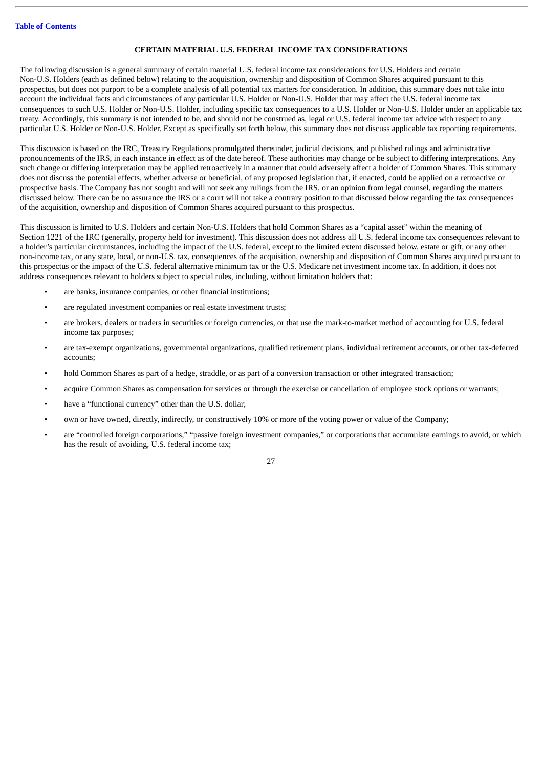## CERTAIN MATERIAL U.S. FEDERAL INCOME TAX CONSIDERATIONS

The following discussion is a general summary of certain material U.S. federal income tax considerations for U.S. Holders and certain Non-U.S. Holders (each as defined below) relating to the acquisition, ownership and disposition of Common Shares acquired pursuant to this prospectus, but does not purport to be a complete analysis of all potential tax matters for consideration. In addition, this summary does not take into account the individual facts and circumstances of any particular U.S. Holder or Non-U.S. Holder that may affect the U.S. federal income tax consequences to such U.S. Holder or Non-U.S. Holder, including specific tax consequences to a U.S. Holder or Non-U.S. Holder under an applicable tax treaty. Accordingly, this summary is not intended to be, and should not be construed as, legal or U.S. federal income tax advice with respect to any particular U.S. Holder or Non-U.S. Holder. Except as specifically set forth below, this summary does not discuss applicable tax reporting requirements.

This discussion is based on the IRC, Treasury Regulations promulgated thereunder, judicial decisions, and published rulings and administrative pronouncements of the IRS, in each instance in effect as of the date hereof. These authorities may change or be subject to differing interpretations. Any such change or differing interpretation may be applied retroactively in a manner that could adversely affect a holder of Common Shares. This summary does not discuss the potential effects, whether adverse or beneficial, of any proposed legislation that, if enacted, could be applied on a retroactive or prospective basis. The Company has not sought and will not seek any rulings from the IRS, or an opinion from legal counsel, regarding the matters discussed below. There can be no assurance the IRS or a court will not take a contrary position to that discussed below regarding the tax consequences of the acquisition, ownership and disposition of Common Shares acquired pursuant to this prospectus.

This discussion is limited to U.S. Holders and certain Non-U.S. Holders that hold Common Shares as a "capital asset" within the meaning of Section 1221 of the IRC (generally, property held for investment). This discussion does not address all U.S. federal income tax consequences relevant to a holder's particular circumstances, including the impact of the U.S. federal, except to the limited extent discussed below, estate or gift, or any other non-income tax, or any state, local, or non-U.S. tax, consequences of the acquisition, ownership and disposition of Common Shares acquired pursuant to this prospectus or the impact of the U.S. federal alternative minimum tax or the U.S. Medicare net investment income tax. In addition, it does not address consequences relevant to holders subject to special rules, including, without limitation holders that:

- are banks, insurance companies, or other financial institutions;
- are regulated investment companies or real estate investment trusts;
- are brokers, dealers or traders in securities or foreign currencies, or that use the mark-to-market method of accounting for U.S. federal income tax purposes;
- are tax-exempt organizations, governmental organizations, qualified retirement plans, individual retirement accounts, or other tax-deferred accounts;
- hold Common Shares as part of a hedge, straddle, or as part of a conversion transaction or other integrated transaction;
- acquire Common Shares as compensation for services or through the exercise or cancellation of employee stock options or warrants;
- have a "functional currency" other than the U.S. dollar;
- own or have owned, directly, indirectly, or constructively 10% or more of the voting power or value of the Company;
- are "controlled foreign corporations," "passive foreign investment companies," or corporations that accumulate earnings to avoid, or which has the result of avoiding, U.S. federal income tax;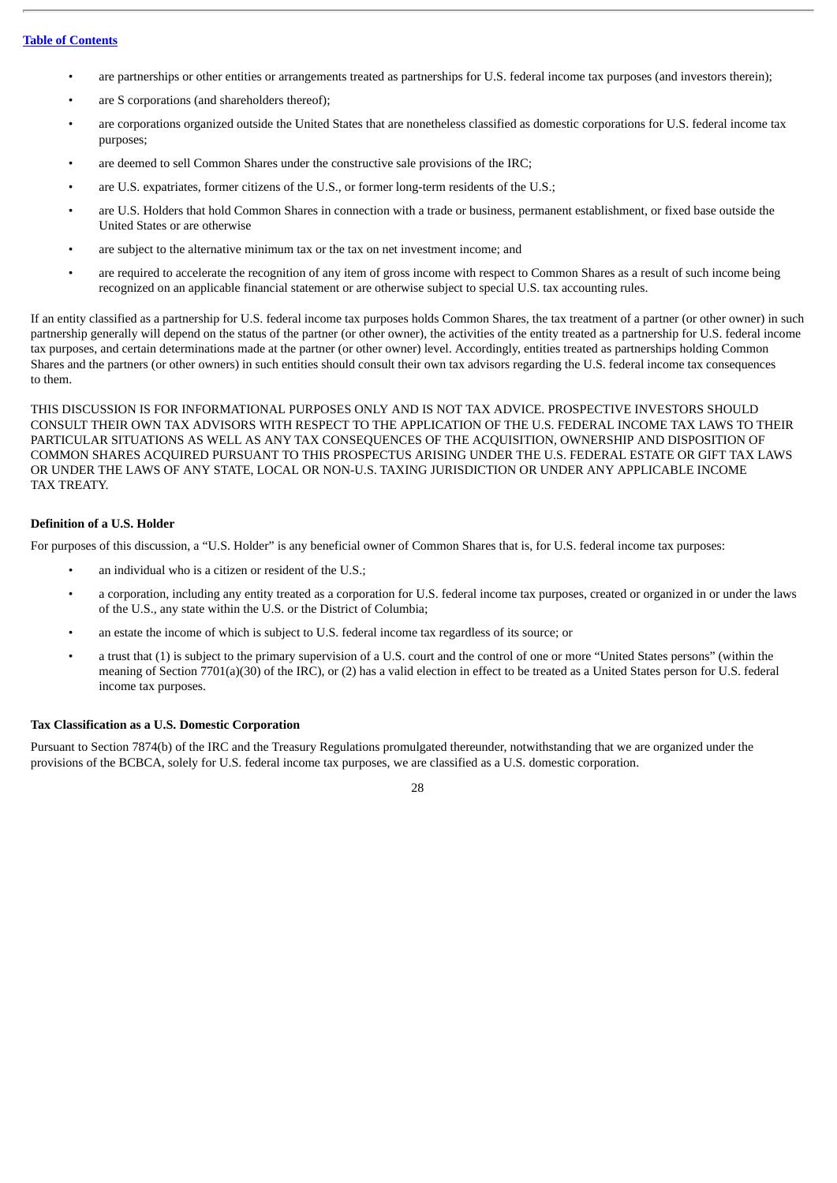- are partnerships or other entities or arrangements treated as partnerships for U.S. federal income tax purposes (and investors therein);
- are S corporations (and shareholders thereof);
- are corporations organized outside the United States that are nonetheless classified as domestic corporations for U.S. federal income tax purposes;
- are deemed to sell Common Shares under the constructive sale provisions of the IRC;
- are U.S. expatriates, former citizens of the U.S., or former long-term residents of the U.S.;
- are U.S. Holders that hold Common Shares in connection with a trade or business, permanent establishment, or fixed base outside the United States or are otherwise
- are subject to the alternative minimum tax or the tax on net investment income; and
- are required to accelerate the recognition of any item of gross income with respect to Common Shares as a result of such income being recognized on an applicable financial statement or are otherwise subject to special U.S. tax accounting rules.

If an entity classified as a partnership for U.S. federal income tax purposes holds Common Shares, the tax treatment of a partner (or other owner) in such partnership generally will depend on the status of the partner (or other owner), the activities of the entity treated as a partnership for U.S. federal income tax purposes, and certain determinations made at the partner (or other owner) level. Accordingly, entities treated as partnerships holding Common Shares and the partners (or other owners) in such entities should consult their own tax advisors regarding the U.S. federal income tax consequences to them.

THIS DISCUSSION IS FOR INFORMATIONAL PURPOSES ONLY AND IS NOT TAX ADVICE. PROSPECTIVE INVESTORS SHOULD CONSULT THEIR OWN TAX ADVISORS WITH RESPECT TO THE APPLICATION OF THE U.S. FEDERAL INCOME TAX LAWS TO THEIR PARTICULAR SITUATIONS AS WELL AS ANY TAX CONSEQUENCES OF THE ACQUISITION, OWNERSHIP AND DISPOSITION OF COMMON SHARES ACQUIRED PURSUANT TO THIS PROSPECTUS ARISING UNDER THE U.S. FEDERAL ESTATE OR GIFT TAX LAWS OR UNDER THE LAWS OF ANY STATE, LOCAL OR NON-U.S. TAXING JURISDICTION OR UNDER ANY APPLICABLE INCOME TAX TREATY.

### Definition of a U.S. Holder

For purposes of this discussion, a "U.S. Holder" is any beneficial owner of Common Shares that is, for U.S. federal income tax purposes:

- an individual who is a citizen or resident of the U.S.;
- a corporation, including any entity treated as a corporation for U.S. federal income tax purposes, created or organized in or under the laws of the U.S., any state within the U.S. or the District of Columbia;
- an estate the income of which is subject to U.S. federal income tax regardless of its source; or
- a trust that (1) is subject to the primary supervision of a U.S. court and the control of one or more "United States persons" (within the meaning of Section 7701(a)(30) of the IRC), or (2) has a valid election in effect to be treated as a United States person for U.S. federal income tax purposes.

### Tax Classification as a U.S. Domestic Corporation

Pursuant to Section 7874(b) of the IRC and the Treasury Regulations promulgated thereunder, notwithstanding that we are organized under the provisions of the BCBCA, solely for U.S. federal income tax purposes, we are classified as a U.S. domestic corporation.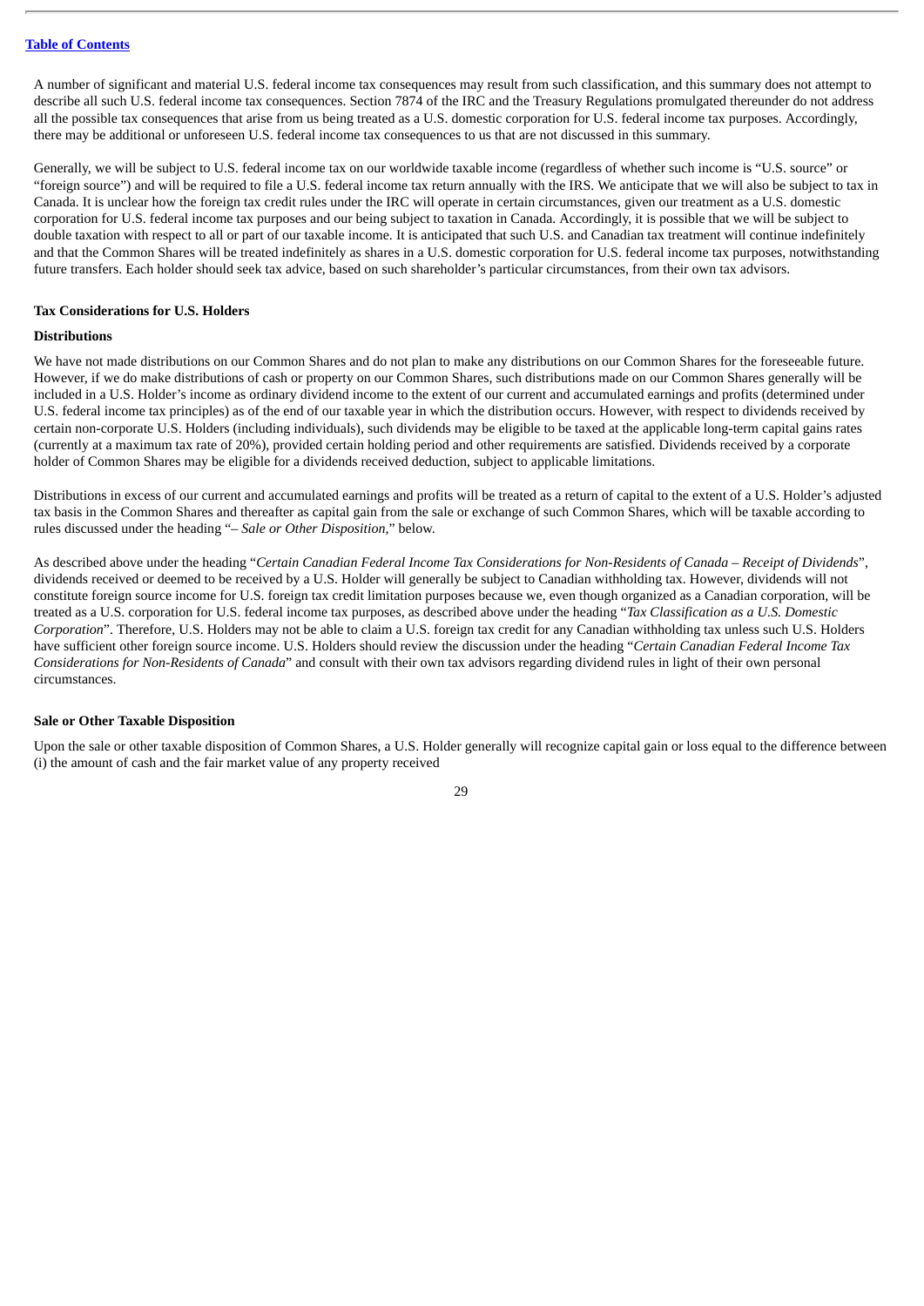A number of significant and material U.S. federal income tax consequences may result from such classification, and this summary does not attempt to describe all such U.S. federal income tax consequences. Section 7874 of the IRC and the Treasury Regulations promulgated thereunder do not address all the possible tax consequences that arise from us being treated as a U.S. domestic corporation for U.S. federal income tax purposes. Accordingly, there may be additional or unforeseen U.S. federal income tax consequences to us that are not discussed in this summary.

Generally, we will be subject to U.S. federal income tax on our worldwide taxable income (regardless of whether such income is "U.S. source" or "foreign source") and will be required to file a U.S. federal income tax return annually with the IRS. We anticipate that we will also be subject to tax in Canada. It is unclear how the foreign tax credit rules under the IRC will operate in certain circumstances, given our treatment as a U.S. domestic corporation for U.S. federal income tax purposes and our being subject to taxation in Canada. Accordingly, it is possible that we will be subject to double taxation with respect to all or part of our taxable income. It is anticipated that such U.S. and Canadian tax treatment will continue indefinitely and that the Common Shares will be treated indefinitely as shares in a U.S. domestic corporation for U.S. federal income tax purposes, notwithstanding future transfers. Each holder should seek tax advice, based on such shareholder's particular circumstances, from their own tax advisors.

**Tax Considerations for U.S. Holders**

**Distributions**

We have not made distributions on our Common Shares and do not plan to make any distributions on our Common Shares for the foreseeable future. However, if we do make distributions of cash or property on our Common Shares, such distributions made on our Common Shares generally will be included in a U.S. Holder's income as ordinary dividend income to the extent of our current and accumulated earnings and profits (determined under U.S. federal income tax principles) as of the end of our taxable year in which the distribution occurs. However, with respect to dividends received by certain non-corporate U.S. Holders (including individuals), such dividends may be eligible to be taxed at the applicable long-term capital gains rates (currently at a maximum tax rate of 20%), provided certain holding period and other requirements are satisfied. Dividends received by a corporate holder of Common Shares may be eligible for a dividends received deduction, subject to applicable limitations.

Distributions in excess of our current and accumulated earnings and profits will be treated as a return of capital to the extent of a U.S. Holder's adjusted tax basis in the Common Shares and thereafter as capital gain from the sale or exchange of such Common Shares, which will be taxable according to rules discussed under the heading "*– Sale or Other Disposition*," below.

As described above under the heading "*Certain Canadian Federal Income Tax Considerations for Non-Residents of Canada – Receipt of Dividends*", dividends received or deemed to be received by a U.S. Holder will generally be subject to Canadian withholding tax. However, dividends will not constitute foreign source income for U.S. foreign tax credit limitation purposes because we, even though organized as a Canadian corporation, will be treated as a U.S. corporation for U.S. federal income tax purposes, as described above under the heading "*Tax Classification as a U.S. Domestic Corporation*". Therefore, U.S. Holders may not be able to claim a U.S. foreign tax credit for any Canadian withholding tax unless such U.S. Holders have sufficient other foreign source income. U.S. Holders should review the discussion under the heading "*Certain Canadian Federal Income Tax Considerations for Non-Residents of Canada*" and consult with their own tax advisors regarding dividend rules in light of their own personal circumstances.

**Sale or Other Taxable Disposition**

Upon the sale or other taxable disposition of Common Shares, a U.S. Holder generally will recognize capital gain or loss equal to the difference between (i) the amount of cash and the fair market value of any property received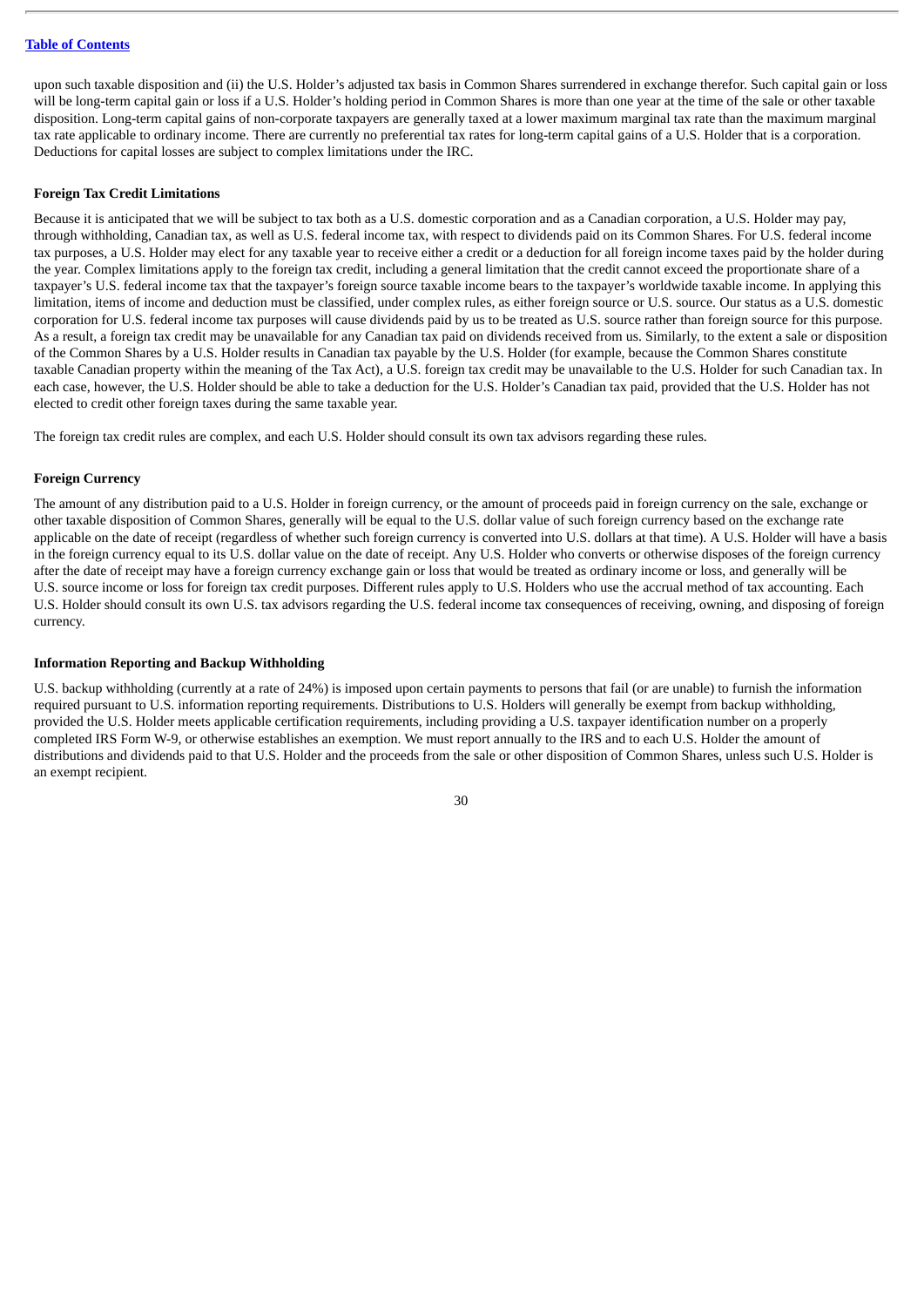upon such taxable disposition and (ii) the U.S. Holder's adjusted tax basis in Common Shares surrendered in exchange therefor. Such capital gain or loss will be long-term capital gain or loss if a U.S. Holder's holding period in Common Shares is more than one year at the time of the sale or other taxable disposition. Long-term capital gains of non-corporate taxpayers are generally taxed at a lower maximum marginal tax rate than the maximum marginal tax rate applicable to ordinary income. There are currently no preferential tax rates for long-term capital gains of a U.S. Holder that is a corporation. Deductions for capital losses are subject to complex limitations under the IRC.

**Foreign Tax Credit Limitations**

Because it is anticipated that we will be subject to tax both as a U.S. domestic corporation and as a Canadian corporation, a U.S. Holder may pay, through withholding, Canadian tax, as well as U.S. federal income tax, with respect to dividends paid on its Common Shares. For U.S. federal income tax purposes, a U.S. Holder may elect for any taxable year to receive either a credit or a deduction for all foreign income taxes paid by the holder during the year. Complex limitations apply to the foreign tax credit, including a general limitation that the credit cannot exceed the proportionate share of a taxpayer's U.S. federal income tax that the taxpayer's foreign source taxable income bears to the taxpayer's worldwide taxable income. In applying this limitation, items of income and deduction must be classified, under complex rules, as either foreign source or U.S. source. Our status as a U.S. domestic corporation for U.S. federal income tax purposes will cause dividends paid by us to be treated as U.S. source rather than foreign source for this purpose. As a result, a foreign tax credit may be unavailable for any Canadian tax paid on dividends received from us. Similarly, to the extent a sale or disposition of the Common Shares by a U.S. Holder results in Canadian tax payable by the U.S. Holder (for example, because the Common Shares constitute taxable Canadian property within the meaning of the Tax Act), a U.S. foreign tax credit may be unavailable to the U.S. Holder for such Canadian tax. In each case, however, the U.S. Holder should be able to take a deduction for the U.S. Holder's Canadian tax paid, provided that the U.S. Holder has not elected to credit other foreign taxes during the same taxable year.

The foreign tax credit rules are complex, and each U.S. Holder should consult its own tax advisors regarding these rules.

**Foreign Currency**

The amount of any distribution paid to a U.S. Holder in foreign currency, or the amount of proceeds paid in foreign currency on the sale, exchange or other taxable disposition of Common Shares, generally will be equal to the U.S. dollar value of such foreign currency based on the exchange rate applicable on the date of receipt (regardless of whether such foreign currency is converted into U.S. dollars at that time). A U.S. Holder will have a basis in the foreign currency equal to its U.S. dollar value on the date of receipt. Any U.S. Holder who converts or otherwise disposes of the foreign currency after the date of receipt may have a foreign currency exchange gain or loss that would be treated as ordinary income or loss, and generally will be U.S. source income or loss for foreign tax credit purposes. Different rules apply to U.S. Holders who use the accrual method of tax accounting. Each U.S. Holder should consult its own U.S. tax advisors regarding the U.S. federal income tax consequences of receiving, owning, and disposing of foreign currency.

**Information Reporting and Backup Withholding**

U.S. backup withholding (currently at a rate of 24%) is imposed upon certain payments to persons that fail (or are unable) to furnish the information required pursuant to U.S. information reporting requirements. Distributions to U.S. Holders will generally be exempt from backup withholding, provided the U.S. Holder meets applicable certification requirements, including providing a U.S. taxpayer identification number on a properly completed IRS Form W-9, or otherwise establishes an exemption. We must report annually to the IRS and to each U.S. Holder the amount of distributions and dividends paid to that U.S. Holder and the proceeds from the sale or other disposition of Common Shares, unless such U.S. Holder is an exempt recipient.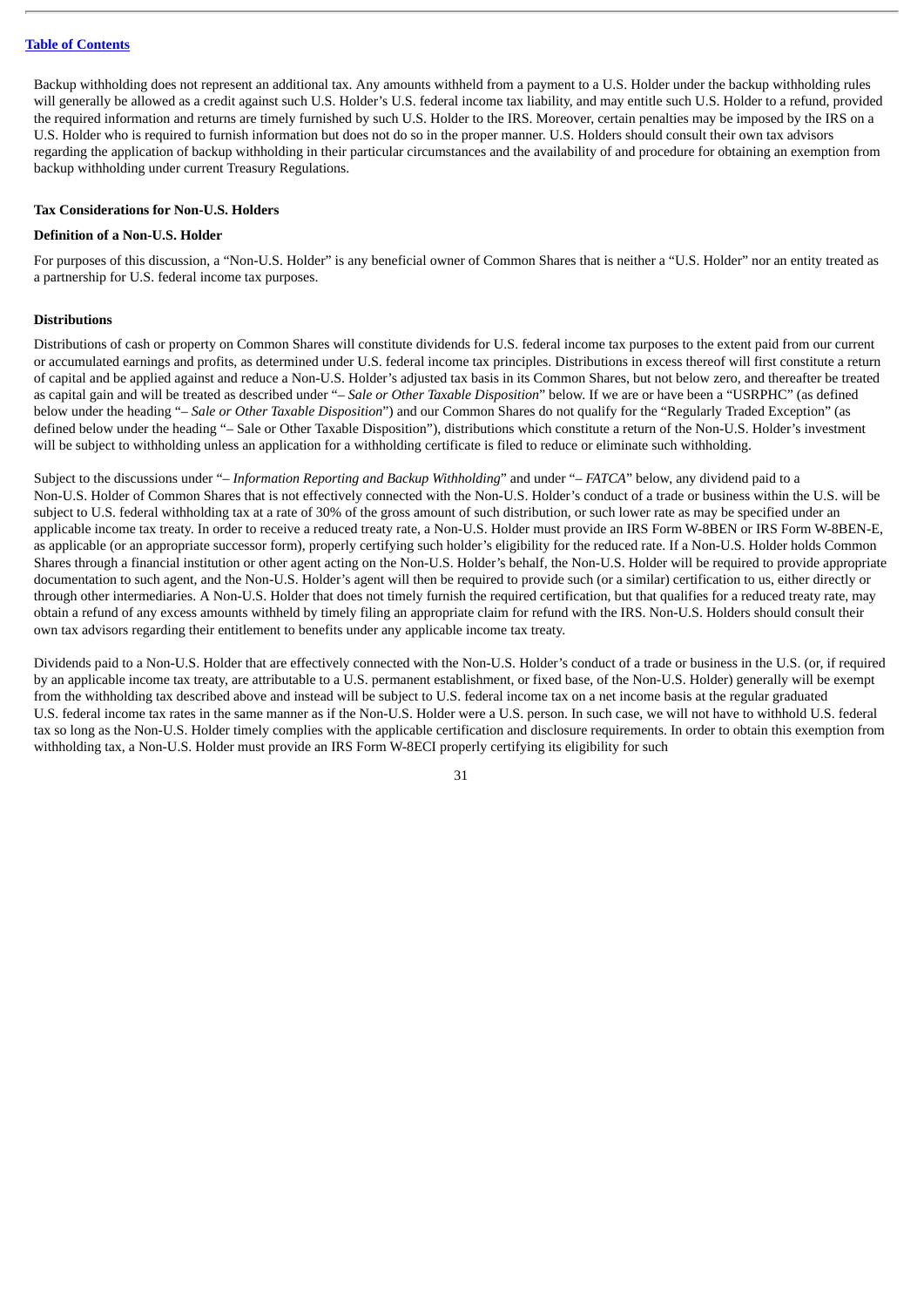Backup withholding does not represent an additional tax. Any amounts withheld from a payment to a U.S. Holder under the backup withholding rules will generally be allowed as a credit against such U.S. Holder's U.S. federal income tax liability, and may entitle such U.S. Holder to a refund, provided the required information and returns are timely furnished by such U.S. Holder to the IRS. Moreover, certain penalties may be imposed by the IRS on a U.S. Holder who is required to furnish information but does not do so in the proper manner. U.S. Holders should consult their own tax advisors regarding the application of backup withholding in their particular circumstances and the availability of and procedure for obtaining an exemption from backup withholding under current Treasury Regulations.

**Tax Considerations for Non-U.S. Holders**

**Definition of a Non-U.S. Holder**

For purposes of this discussion, a "Non-U.S. Holder" is any beneficial owner of Common Shares that is neither a "U.S. Holder" nor an entity treated as a partnership for U.S. federal income tax purposes.

**Distributions**

Distributions of cash or property on Common Shares will constitute dividends for U.S. federal income tax purposes to the extent paid from our current or accumulated earnings and profits, as determined under U.S. federal income tax principles. Distributions in excess thereof will first constitute a return of capital and be applied against and reduce a Non-U.S. Holder's adjusted tax basis in its Common Shares, but not below zero, and thereafter be treated as capital gain and will be treated as described under "– *Sale or Other Taxable Disposition*" below. If we are or have been a "USRPHC" (as defined below under the heading "– *Sale or Other Taxable Disposition*") and our Common Shares do not qualify for the "Regularly Traded Exception" (as defined below under the heading "– Sale or Other Taxable Disposition"), distributions which constitute a return of the Non-U.S. Holder's investment will be subject to withholding unless an application for a withholding certificate is filed to reduce or eliminate such withholding.

Subject to the discussions under "– *Information Reporting and Backup Withholding*" and under "– *FATCA*" below, any dividend paid to a Non-U.S. Holder of Common Shares that is not effectively connected with the Non-U.S. Holder's conduct of a trade or business within the U.S. will be subject to U.S. federal withholding tax at a rate of 30% of the gross amount of such distribution, or such lower rate as may be specified under an applicable income tax treaty. In order to receive a reduced treaty rate, a Non-U.S. Holder must provide an IRS Form W-8BEN or IRS Form W-8BEN-E, as applicable (or an appropriate successor form), properly certifying such holder's eligibility for the reduced rate. If a Non-U.S. Holder holds Common Shares through a financial institution or other agent acting on the Non-U.S. Holder's behalf, the Non-U.S. Holder will be required to provide appropriate documentation to such agent, and the Non-U.S. Holder's agent will then be required to provide such (or a similar) certification to us, either directly or through other intermediaries. A Non-U.S. Holder that does not timely furnish the required certification, but that qualifies for a reduced treaty rate, may obtain a refund of any excess amounts withheld by timely filing an appropriate claim for refund with the IRS. Non-U.S. Holders should consult their own tax advisors regarding their entitlement to benefits under any applicable income tax treaty.

Dividends paid to a Non-U.S. Holder that are effectively connected with the Non-U.S. Holder's conduct of a trade or business in the U.S. (or, if required by an applicable income tax treaty, are attributable to a U.S. permanent establishment, or fixed base, of the Non-U.S. Holder) generally will be exempt from the withholding tax described above and instead will be subject to U.S. federal income tax on a net income basis at the regular graduated U.S. federal income tax rates in the same manner as if the Non-U.S. Holder were a U.S. person. In such case, we will not have to withhold U.S. federal tax so long as the Non-U.S. Holder timely complies with the applicable certification and disclosure requirements. In order to obtain this exemption from withholding tax, a Non-U.S. Holder must provide an IRS Form W-8ECI properly certifying its eligibility for such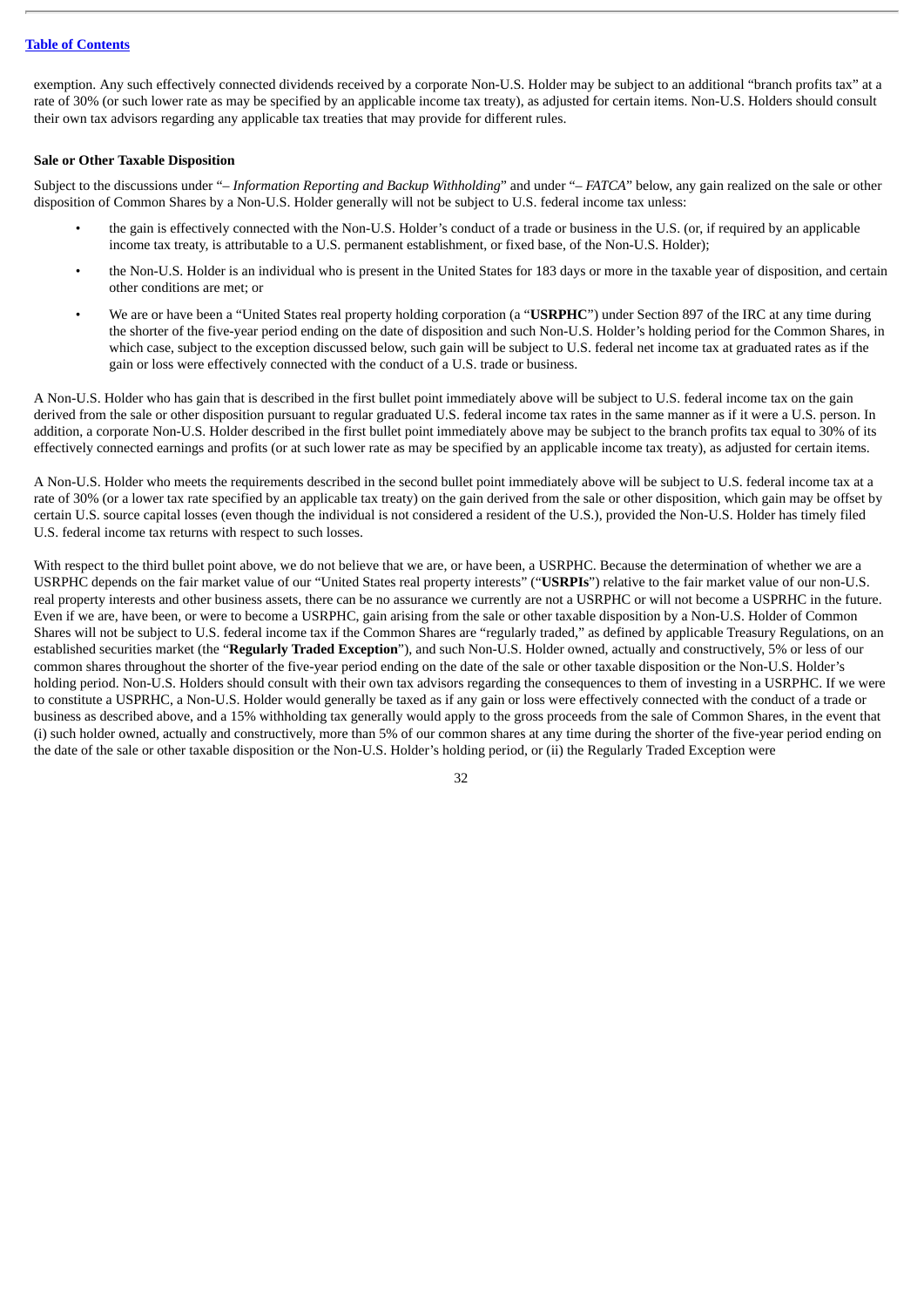exemption. Any such effectively connected dividends received by a corporate Non-U.S. Holder may be subject to an additional "branch profits tax" at a rate of 30% (or such lower rate as may be specified by an applicable income tax treaty), as adjusted for certain items. Non-U.S. Holders should consult their own tax advisors regarding any applicable tax treaties that may provide for different rules.

**Sale or Other Taxable Disposition**

Subject to the discussions under "*– Information Reporting and Backup Withholding*" and under "*– FATCA*" below, any gain realized on the sale or other disposition of Common Shares by a Non-U.S. Holder generally will not be subject to U.S. federal income tax unless:

- the gain is effectively connected with the Non-U.S. Holder's conduct of a trade or business in the U.S. (or, if required by an applicable income tax treaty, is attributable to a U.S. permanent establishment, or fixed base, of the Non-U.S. Holder);
- the Non-U.S. Holder is an individual who is present in the United States for 183 days or more in the taxable year of disposition, and certain other conditions are met; or
- We are or have been a "United States real property holding corporation (a "**USRPHC**") under Section 897 of the IRC at any time during the shorter of the five-year period ending on the date of disposition and such Non-U.S. Holder's holding period for the Common Shares, in which case, subject to the exception discussed below, such gain will be subject to U.S. federal net income tax at graduated rates as if the gain or loss were effectively connected with the conduct of a U.S. trade or business.

A Non-U.S. Holder who has gain that is described in the first bullet point immediately above will be subject to U.S. federal income tax on the gain derived from the sale or other disposition pursuant to regular graduated U.S. federal income tax rates in the same manner as if it were a U.S. person. In addition, a corporate Non-U.S. Holder described in the first bullet point immediately above may be subject to the branch profits tax equal to 30% of its effectively connected earnings and profits (or at such lower rate as may be specified by an applicable income tax treaty), as adjusted for certain items.

A Non-U.S. Holder who meets the requirements described in the second bullet point immediately above will be subject to U.S. federal income tax at a rate of 30% (or a lower tax rate specified by an applicable tax treaty) on the gain derived from the sale or other disposition, which gain may be offset by certain U.S. source capital losses (even though the individual is not considered a resident of the U.S.), provided the Non-U.S. Holder has timely filed U.S. federal income tax returns with respect to such losses.

With respect to the third bullet point above, we do not believe that we are, or have been, a USRPHC. Because the determination of whether we are a USRPHC depends on the fair market value of our "United States real property interests" ("**USRPIs**") relative to the fair market value of our non-U.S. real property interests and other business assets, there can be no assurance we currently are not a USRPHC or will not become a USPRHC in the future. Even if we are, have been, or were to become a USRPHC, gain arising from the sale or other taxable disposition by a Non-U.S. Holder of Common Shares will not be subject to U.S. federal income tax if the Common Shares are "regularly traded," as defined by applicable Treasury Regulations, on an established securities market (the "**Regularly Traded Exception**"), and such Non-U.S. Holder owned, actually and constructively, 5% or less of our common shares throughout the shorter of the five-year period ending on the date of the sale or other taxable disposition or the Non-U.S. Holder's holding period. Non-U.S. Holders should consult with their own tax advisors regarding the consequences to them of investing in a USRPHC. If we were to constitute a USPRHC, a Non-U.S. Holder would generally be taxed as if any gain or loss were effectively connected with the conduct of a trade or business as described above, and a 15% withholding tax generally would apply to the gross proceeds from the sale of Common Shares, in the event that (i) such holder owned, actually and constructively, more than 5% of our common shares at any time during the shorter of the five-year period ending on the date of the sale or other taxable disposition or the Non-U.S. Holder's holding period, or (ii) the Regularly Traded Exception were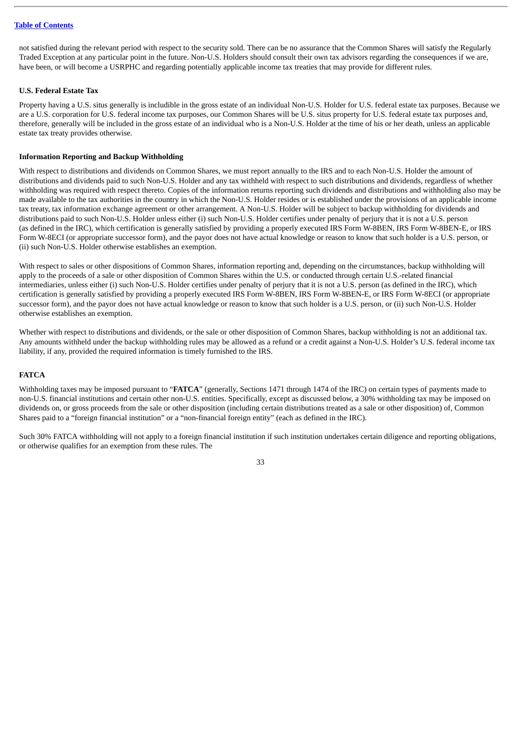not satisfied during the relevant period with respect to the security sold. There can be no assurance that the Common Shares will satisfy the Regularly Traded Exception at any particular point in the future. Non-U.S. Holders should consult their own tax advisors regarding the consequences if we are, have been, or will become a USRPHC and regarding potentially applicable income tax treaties that may provide for different rules.

**U.S. Federal Estate Tax**

Property having a U.S. situs generally is includible in the gross estate of an individual Non-U.S. Holder for U.S. federal estate tax purposes. Because we are a U.S. corporation for U.S. federal income tax purposes, our Common Shares will be U.S. situs property for U.S. federal estate tax purposes and, therefore, generally will be included in the gross estate of an individual who is a Non-U.S. Holder at the time of his or her death, unless an applicable estate tax treaty provides otherwise.

**Information Reporting and Backup Withholding**

With respect to distributions and dividends on Common Shares, we must report annually to the IRS and to each Non-U.S. Holder the amount of distributions and dividends paid to such Non-U.S. Holder and any tax withheld with respect to such distributions and dividends, regardless of whether withholding was required with respect thereto. Copies of the information returns reporting such dividends and distributions and withholding also may be made available to the tax authorities in the country in which the Non-U.S. Holder resides or is established under the provisions of an applicable income tax treaty, tax information exchange agreement or other arrangement. A Non-U.S. Holder will be subject to backup withholding for dividends and distributions paid to such Non-U.S. Holder unless either (i) such Non-U.S. Holder certifies under penalty of perjury that it is not a U.S. person (as defined in the IRC), which certification is generally satisfied by providing a properly executed IRS Form W-8BEN, IRS Form W-8BEN-E, or IRS Form W-8ECI (or appropriate successor form), and the payor does not have actual knowledge or reason to know that such holder is a U.S. person, or (ii) such Non-U.S. Holder otherwise establishes an exemption.

With respect to sales or other dispositions of Common Shares, information reporting and, depending on the circumstances, backup withholding will apply to the proceeds of a sale or other disposition of Common Shares within the U.S. or conducted through certain U.S.-related financial intermediaries, unless either (i) such Non-U.S. Holder certifies under penalty of perjury that it is not a U.S. person (as defined in the IRC), which certification is generally satisfied by providing a properly executed IRS Form W-8BEN, IRS Form W-8BEN-E, or IRS Form W-8ECI (or appropriate successor form), and the payor does not have actual knowledge or reason to know that such holder is a U.S. person, or (ii) such Non-U.S. Holder otherwise establishes an exemption.

Whether with respect to distributions and dividends, or the sale or other disposition of Common Shares, backup withholding is not an additional tax. Any amounts withheld under the backup withholding rules may be allowed as a refund or a credit against a Non-U.S. Holder's U.S. federal income tax liability, if any, provided the required information is timely furnished to the IRS.

**FATCA**

Withholding taxes may be imposed pursuant to "**FATCA**" (generally, Sections 1471 through 1474 of the IRC) on certain types of payments made to non-U.S. financial institutions and certain other non-U.S. entities. Specifically, except as discussed below, a 30% withholding tax may be imposed on dividends on, or gross proceeds from the sale or other disposition (including certain distributions treated as a sale or other disposition) of, Common Shares paid to a "foreign financial institution" or a "non-financial foreign entity" (each as defined in the IRC).

Such 30% FATCA withholding will not apply to a foreign financial institution if such institution undertakes certain diligence and reporting obligations, or otherwise qualifies for an exemption from these rules. The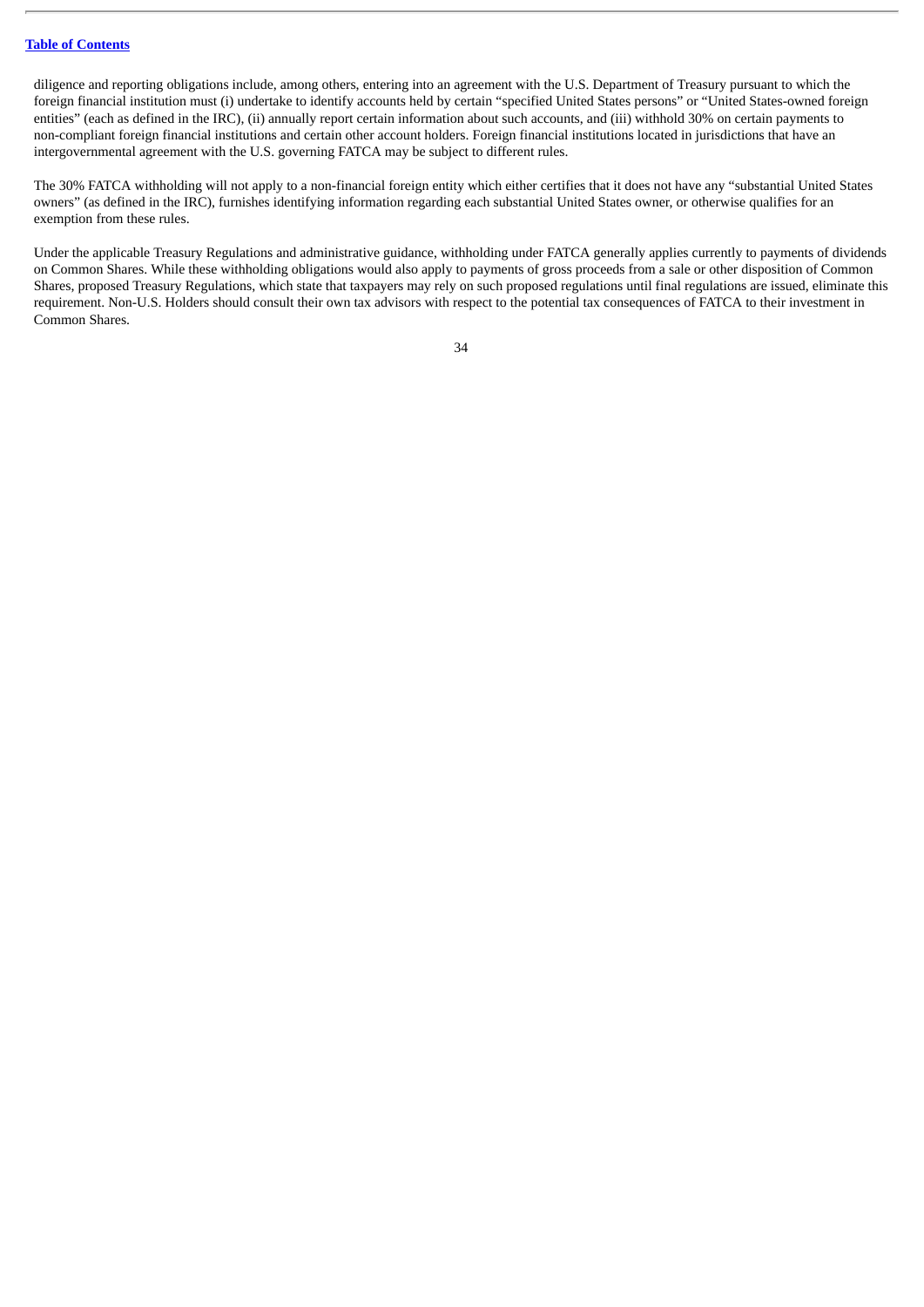diligence and reporting obligations include, among others, entering into an agreement with the U.S. Department of Treasury pursuant to which the foreign financial institution must (i) undertake to identify accounts held by certain "specified United States persons" or "United States-owned foreign entities" (each as defined in the IRC), (ii) annually report certain information about such accounts, and (iii) withhold 30% on certain payments to non-compliant foreign financial institutions and certain other account holders. Foreign financial institutions located in jurisdictions that have an intergovernmental agreement with the U.S. governing FATCA may be subject to different rules.

The 30% FATCA withholding will not apply to a non-financial foreign entity which either certifies that it does not have any "substantial United States owners" (as defined in the IRC), furnishes identifying information regarding each substantial United States owner, or otherwise qualifies for an exemption from these rules.

Under the applicable Treasury Regulations and administrative guidance, withholding under FATCA generally applies currently to payments of dividends on Common Shares. While these withholding obligations would also apply to payments of gross proceeds from a sale or other disposition of Common Shares, proposed Treasury Regulations, which state that taxpayers may rely on such proposed regulations until final regulations are issued, eliminate this requirement. Non-U.S. Holders should consult their own tax advisors with respect to the potential tax consequences of FATCA to their investment in Common Shares.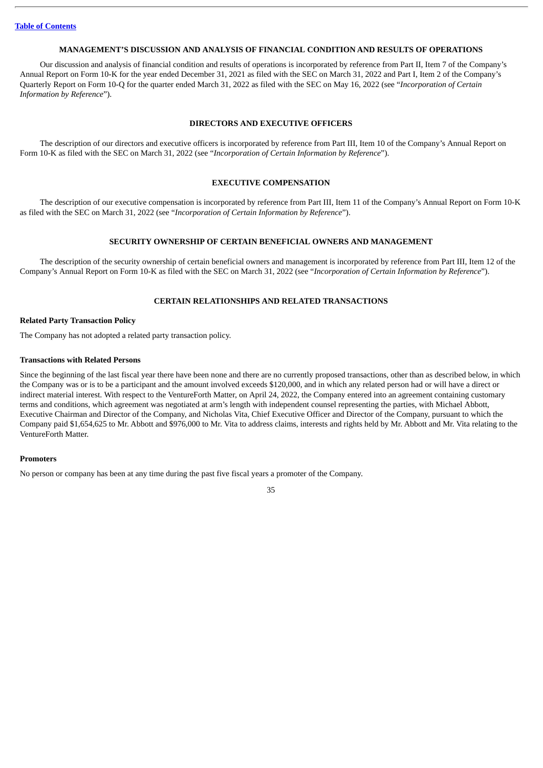## MANAGEMENT'S DISCUSSION AND ANALYSIS OF FINANCIAL CONDITION AND RESULTS OF OPERATIONS

Our discussion and analysis of financial condition and results of operations is incorporated by reference from Part II, Item 7 of the Company's Annual Report on Form 10-K for the year ended December 31, 2021 as filed with the SEC on March 31, 2022 and Part I, Item 2 of the Company's Quarterly Report on Form 10-Q for the quarter ended March 31, 2022 as filed with the SEC on May 16, 2022 (see "*Incorporation of Certain Information by Reference*").

## DIRECTORS AND EXECUTIVE OFFICERS

The description of our directors and executive officers is incorporated by reference from Part III, Item 10 of the Company's Annual Report on Form 10-K as filed with the SEC on March 31, 2022 (see "*Incorporation of Certain Information by Reference*").

## EXECUTIVE COMPENSATION

The description of our executive compensation is incorporated by reference from Part III, Item 11 of the Company's Annual Report on Form 10-K as filed with the SEC on March 31, 2022 (see "*Incorporation of Certain Information by Reference*").

## SECURITY OWNERSHIP OF CERTAIN BENEFICIAL OWNERS AND MANAGEMENT

The description of the security ownership of certain beneficial owners and management is incorporated by reference from Part III, Item 12 of the Company's Annual Report on Form 10-K as filed with the SEC on March 31, 2022 (see "*Incorporation of Certain Information by Reference*").

## CERTAIN RELATIONSHIPS AND RELATED TRANSACTIONS

### Related Party Transaction Policy

The Company has not adopted a related party transaction policy.

### Transactions with Related Persons

Since the beginning of the last fiscal year there have been none and there are no currently proposed transactions, other than as described below, in which the Company was or is to be a participant and the amount involved exceeds $120,000, and in which any related person had or will have a direct or indirect material interest. With respect to the VentureForth Matter, on April 24, 2022, the Company entered into an agreement containing customary terms and conditions, which agreement was negotiated at arm's length with independent counsel representing the parties, with Michael Abbott, Executive Chairman and Director of the Company, and Nicholas Vita, Chief Executive Officer and Director of the Company, pursuant to which the Company paid $1,654,625 to Mr. Abbott and $976,000 to Mr. Vita to address claims, interests and rights held by Mr. Abbott and Mr. Vita relating to the VentureForth Matter.

### Promoters

No person or company has been at any time during the past five fiscal years a promoter of the Company.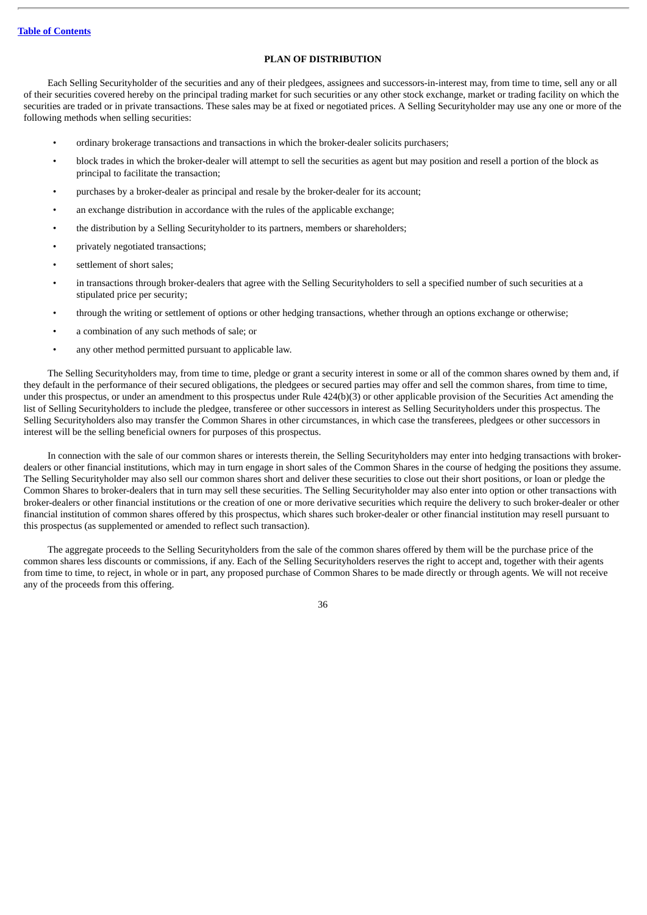## PLAN OF DISTRIBUTION

Each Selling Securityholder of the securities and any of their pledgees, assignees and successors-in-interest may, from time to time, sell any or all of their securities covered hereby on the principal trading market for such securities or any other stock exchange, market or trading facility on which the securities are traded or in private transactions. These sales may be at fixed or negotiated prices. A Selling Securityholder may use any one or more of the following methods when selling securities:

- ordinary brokerage transactions and transactions in which the broker-dealer solicits purchasers;
- block trades in which the broker-dealer will attempt to sell the securities as agent but may position and resell a portion of the block as principal to facilitate the transaction;
- purchases by a broker-dealer as principal and resale by the broker-dealer for its account;
- an exchange distribution in accordance with the rules of the applicable exchange;
- the distribution by a Selling Securityholder to its partners, members or shareholders;
- privately negotiated transactions;
- settlement of short sales;
- in transactions through broker-dealers that agree with the Selling Securityholders to sell a specified number of such securities at a stipulated price per security;
- through the writing or settlement of options or other hedging transactions, whether through an options exchange or otherwise;
- a combination of any such methods of sale; or
- any other method permitted pursuant to applicable law.

The Selling Securityholders may, from time to time, pledge or grant a security interest in some or all of the common shares owned by them and, if they default in the performance of their secured obligations, the pledgees or secured parties may offer and sell the common shares, from time to time, under this prospectus, or under an amendment to this prospectus under Rule 424(b)(3) or other applicable provision of the Securities Act amending the list of Selling Securityholders to include the pledgee, transferee or other successors in interest as Selling Securityholders under this prospectus. The Selling Securityholders also may transfer the Common Shares in other circumstances, in which case the transferees, pledgees or other successors in interest will be the selling beneficial owners for purposes of this prospectus.

In connection with the sale of our common shares or interests therein, the Selling Securityholders may enter into hedging transactions with broker-dealers or other financial institutions, which may in turn engage in short sales of the Common Shares in the course of hedging the positions they assume. The Selling Securityholder may also sell our common shares short and deliver these securities to close out their short positions, or loan or pledge the Common Shares to broker-dealers that in turn may sell these securities. The Selling Securityholder may also enter into option or other transactions with broker-dealers or other financial institutions or the creation of one or more derivative securities which require the delivery to such broker-dealer or other financial institution of common shares offered by this prospectus, which shares such broker-dealer or other financial institution may resell pursuant to this prospectus (as supplemented or amended to reflect such transaction).

The aggregate proceeds to the Selling Securityholders from the sale of the common shares offered by them will be the purchase price of the common shares less discounts or commissions, if any. Each of the Selling Securityholders reserves the right to accept and, together with their agents from time to time, to reject, in whole or in part, any proposed purchase of Common Shares to be made directly or through agents. We will not receive any of the proceeds from this offering.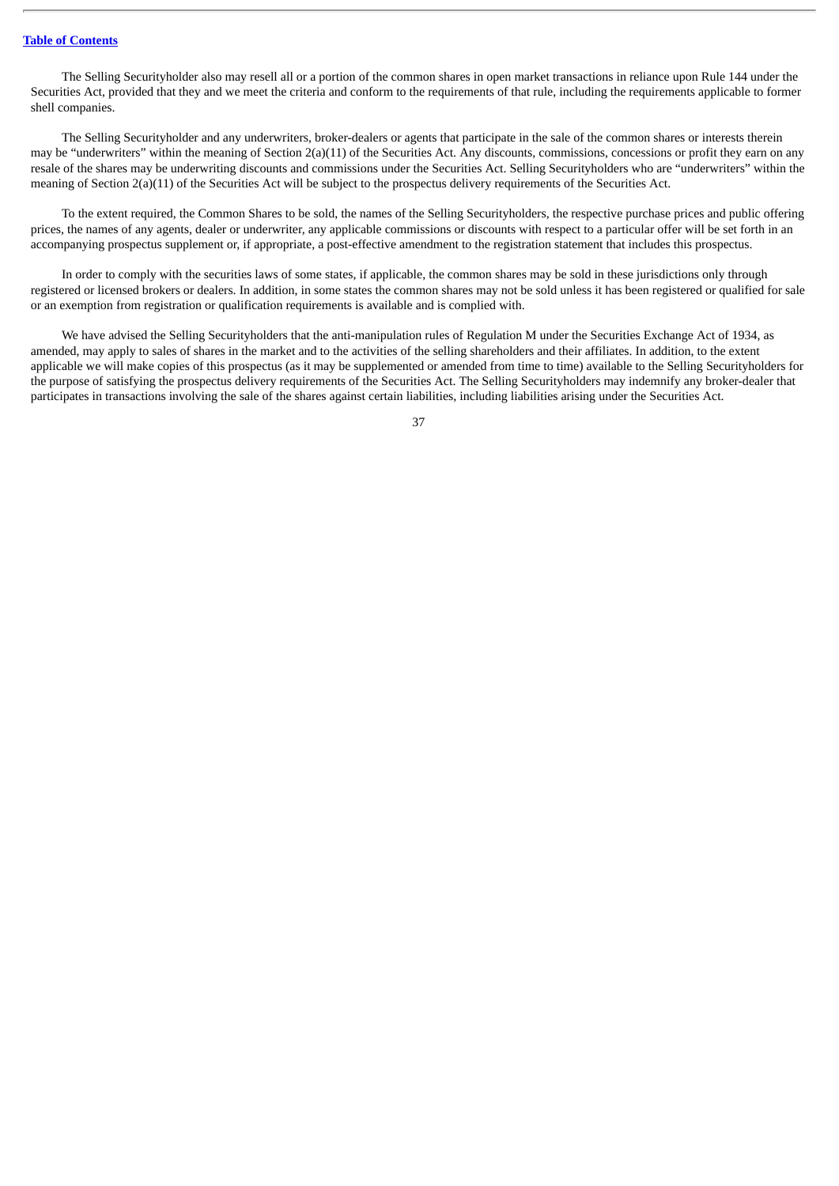The Selling Securityholder also may resell all or a portion of the common shares in open market transactions in reliance upon Rule 144 under the Securities Act, provided that they and we meet the criteria and conform to the requirements of that rule, including the requirements applicable to former shell companies.

The Selling Securityholder and any underwriters, broker-dealers or agents that participate in the sale of the common shares or interests therein may be "underwriters" within the meaning of Section 2(a)(11) of the Securities Act. Any discounts, commissions, concessions or profit they earn on any resale of the shares may be underwriting discounts and commissions under the Securities Act. Selling Securityholders who are "underwriters" within the meaning of Section 2(a)(11) of the Securities Act will be subject to the prospectus delivery requirements of the Securities Act.

To the extent required, the Common Shares to be sold, the names of the Selling Securityholders, the respective purchase prices and public offering prices, the names of any agents, dealer or underwriter, any applicable commissions or discounts with respect to a particular offer will be set forth in an accompanying prospectus supplement or, if appropriate, a post-effective amendment to the registration statement that includes this prospectus.

In order to comply with the securities laws of some states, if applicable, the common shares may be sold in these jurisdictions only through registered or licensed brokers or dealers. In addition, in some states the common shares may not be sold unless it has been registered or qualified for sale or an exemption from registration or qualification requirements is available and is complied with.

We have advised the Selling Securityholders that the anti-manipulation rules of Regulation M under the Securities Exchange Act of 1934, as amended, may apply to sales of shares in the market and to the activities of the selling shareholders and their affiliates. In addition, to the extent applicable we will make copies of this prospectus (as it may be supplemented or amended from time to time) available to the Selling Securityholders for the purpose of satisfying the prospectus delivery requirements of the Securities Act. The Selling Securityholders may indemnify any broker-dealer that participates in transactions involving the sale of the shares against certain liabilities, including liabilities arising under the Securities Act.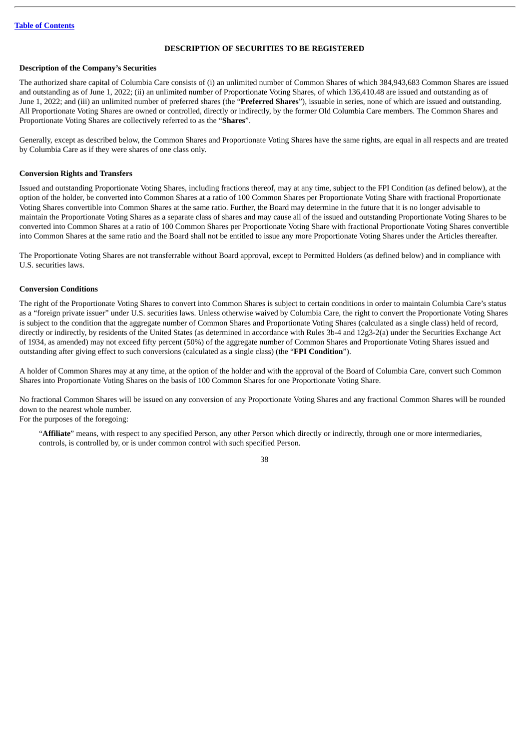[Table of Contents](#)

## DESCRIPTION OF SECURITIES TO BE REGISTERED

**Description of the Company's Securities**

The authorized share capital of Columbia Care consists of (i) an unlimited number of Common Shares of which 384,943,683 Common Shares are issued and outstanding as of June 1, 2022; (ii) an unlimited number of Proportionate Voting Shares, of which 136,410.48 are issued and outstanding as of June 1, 2022; and (iii) an unlimited number of preferred shares (the "**Preferred Shares**"), issuable in series, none of which are issued and outstanding. All Proportionate Voting Shares are owned or controlled, directly or indirectly, by the former Old Columbia Care members. The Common Shares and Proportionate Voting Shares are collectively referred to as the "**Shares**".

Generally, except as described below, the Common Shares and Proportionate Voting Shares have the same rights, are equal in all respects and are treated by Columbia Care as if they were shares of one class only.

**Conversion Rights and Transfers**

Issued and outstanding Proportionate Voting Shares, including fractions thereof, may at any time, subject to the FPI Condition (as defined below), at the option of the holder, be converted into Common Shares at a ratio of 100 Common Shares per Proportionate Voting Share with fractional Proportionate Voting Shares convertible into Common Shares at the same ratio. Further, the Board may determine in the future that it is no longer advisable to maintain the Proportionate Voting Shares as a separate class of shares and may cause all of the issued and outstanding Proportionate Voting Shares to be converted into Common Shares at a ratio of 100 Common Shares per Proportionate Voting Share with fractional Proportionate Voting Shares convertible into Common Shares at the same ratio and the Board shall not be entitled to issue any more Proportionate Voting Shares under the Articles thereafter.

The Proportionate Voting Shares are not transferrable without Board approval, except to Permitted Holders (as defined below) and in compliance with U.S. securities laws.

**Conversion Conditions**

The right of the Proportionate Voting Shares to convert into Common Shares is subject to certain conditions in order to maintain Columbia Care's status as a "foreign private issuer" under U.S. securities laws. Unless otherwise waived by Columbia Care, the right to convert the Proportionate Voting Shares is subject to the condition that the aggregate number of Common Shares and Proportionate Voting Shares (calculated as a single class) held of record, directly or indirectly, by residents of the United States (as determined in accordance with Rules 3b-4 and 12g3-2(a) under the Securities Exchange Act of 1934, as amended) may not exceed fifty percent (50%) of the aggregate number of Common Shares and Proportionate Voting Shares issued and outstanding after giving effect to such conversions (calculated as a single class) (the "**FPI Condition**").

A holder of Common Shares may at any time, at the option of the holder and with the approval of the Board of Columbia Care, convert such Common Shares into Proportionate Voting Shares on the basis of 100 Common Shares for one Proportionate Voting Share.

No fractional Common Shares will be issued on any conversion of any Proportionate Voting Shares and any fractional Common Shares will be rounded down to the nearest whole number.
For the purposes of the foregoing:

"**Affiliate**" means, with respect to any specified Person, any other Person which directly or indirectly, through one or more intermediaries, controls, is controlled by, or is under common control with such specified Person.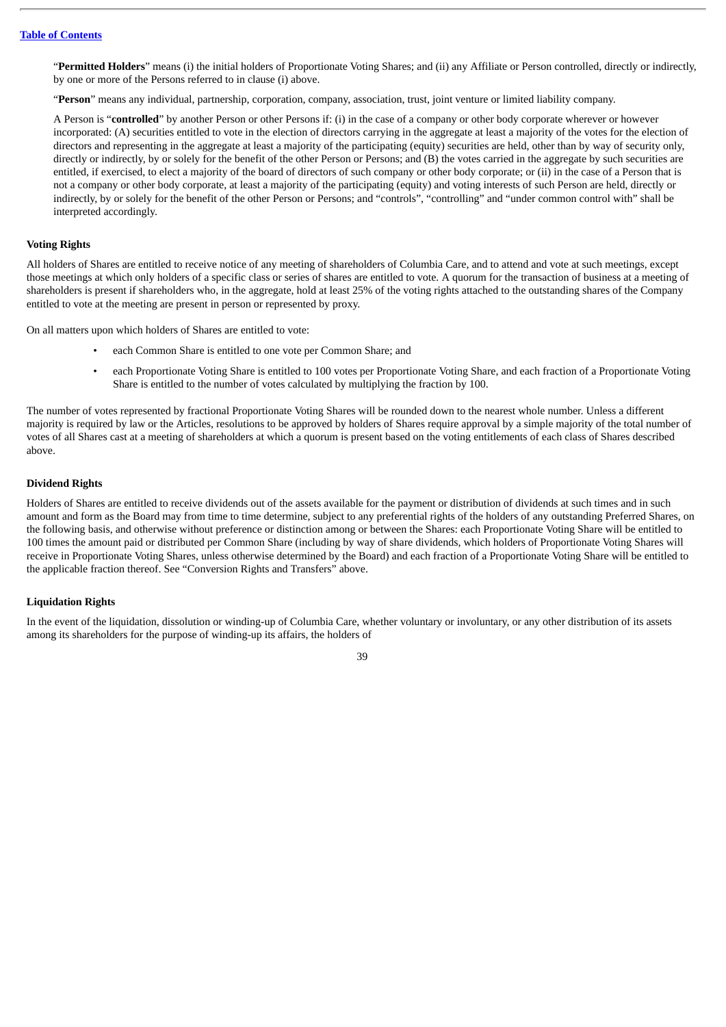"**Permitted Holders**" means (i) the initial holders of Proportionate Voting Shares; and (ii) any Affiliate or Person controlled, directly or indirectly, by one or more of the Persons referred to in clause (i) above.

"**Person**" means any individual, partnership, corporation, company, association, trust, joint venture or limited liability company.

A Person is "**controlled**" by another Person or other Persons if: (i) in the case of a company or other body corporate wherever or however incorporated: (A) securities entitled to vote in the election of directors carrying in the aggregate at least a majority of the votes for the election of directors and representing in the aggregate at least a majority of the participating (equity) securities are held, other than by way of security only, directly or indirectly, by or solely for the benefit of the other Person or Persons; and (B) the votes carried in the aggregate by such securities are entitled, if exercised, to elect a majority of the board of directors of such company or other body corporate; or (ii) in the case of a Person that is not a company or other body corporate, at least a majority of the participating (equity) and voting interests of such Person are held, directly or indirectly, by or solely for the benefit of the other Person or Persons; and "controls", "controlling" and "under common control with" shall be interpreted accordingly.

**Voting Rights**

All holders of Shares are entitled to receive notice of any meeting of shareholders of Columbia Care, and to attend and vote at such meetings, except those meetings at which only holders of a specific class or series of shares are entitled to vote. A quorum for the transaction of business at a meeting of shareholders is present if shareholders who, in the aggregate, hold at least 25% of the voting rights attached to the outstanding shares of the Company entitled to vote at the meeting are present in person or represented by proxy.

On all matters upon which holders of Shares are entitled to vote:

- each Common Share is entitled to one vote per Common Share; and
- each Proportionate Voting Share is entitled to 100 votes per Proportionate Voting Share, and each fraction of a Proportionate Voting Share is entitled to the number of votes calculated by multiplying the fraction by 100.

The number of votes represented by fractional Proportionate Voting Shares will be rounded down to the nearest whole number. Unless a different majority is required by law or the Articles, resolutions to be approved by holders of Shares require approval by a simple majority of the total number of votes of all Shares cast at a meeting of shareholders at which a quorum is present based on the voting entitlements of each class of Shares described above.

**Dividend Rights**

Holders of Shares are entitled to receive dividends out of the assets available for the payment or distribution of dividends at such times and in such amount and form as the Board may from time to time determine, subject to any preferential rights of the holders of any outstanding Preferred Shares, on the following basis, and otherwise without preference or distinction among or between the Shares: each Proportionate Voting Share will be entitled to 100 times the amount paid or distributed per Common Share (including by way of share dividends, which holders of Proportionate Voting Shares will receive in Proportionate Voting Shares, unless otherwise determined by the Board) and each fraction of a Proportionate Voting Share will be entitled to the applicable fraction thereof. See "Conversion Rights and Transfers" above.

**Liquidation Rights**

In the event of the liquidation, dissolution or winding-up of Columbia Care, whether voluntary or involuntary, or any other distribution of its assets among its shareholders for the purpose of winding-up its affairs, the holders of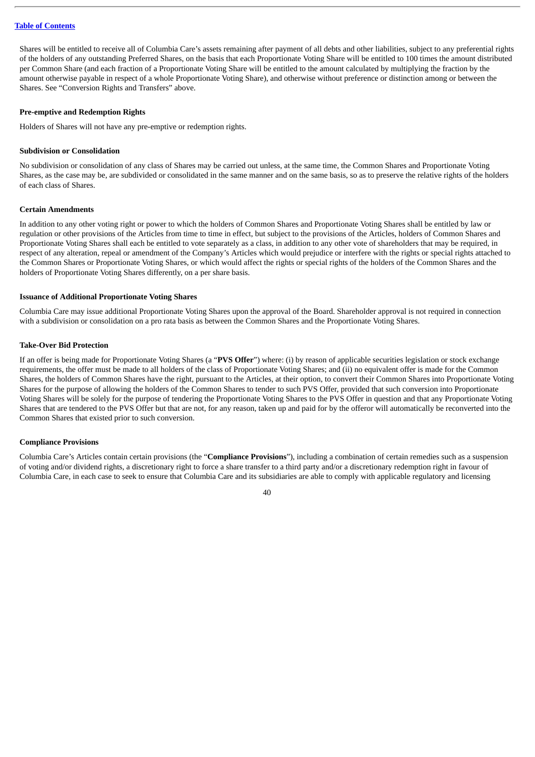Shares will be entitled to receive all of Columbia Care's assets remaining after payment of all debts and other liabilities, subject to any preferential rights of the holders of any outstanding Preferred Shares, on the basis that each Proportionate Voting Share will be entitled to 100 times the amount distributed per Common Share (and each fraction of a Proportionate Voting Share will be entitled to the amount calculated by multiplying the fraction by the amount otherwise payable in respect of a whole Proportionate Voting Share), and otherwise without preference or distinction among or between the Shares. See "Conversion Rights and Transfers" above.

**Pre-emptive and Redemption Rights**

Holders of Shares will not have any pre-emptive or redemption rights.

**Subdivision or Consolidation**

No subdivision or consolidation of any class of Shares may be carried out unless, at the same time, the Common Shares and Proportionate Voting Shares, as the case may be, are subdivided or consolidated in the same manner and on the same basis, so as to preserve the relative rights of the holders of each class of Shares.

**Certain Amendments**

In addition to any other voting right or power to which the holders of Common Shares and Proportionate Voting Shares shall be entitled by law or regulation or other provisions of the Articles from time to time in effect, but subject to the provisions of the Articles, holders of Common Shares and Proportionate Voting Shares shall each be entitled to vote separately as a class, in addition to any other vote of shareholders that may be required, in respect of any alteration, repeal or amendment of the Company's Articles which would prejudice or interfere with the rights or special rights attached to the Common Shares or Proportionate Voting Shares, or which would affect the rights or special rights of the holders of the Common Shares and the holders of Proportionate Voting Shares differently, on a per share basis.

**Issuance of Additional Proportionate Voting Shares**

Columbia Care may issue additional Proportionate Voting Shares upon the approval of the Board. Shareholder approval is not required in connection with a subdivision or consolidation on a pro rata basis as between the Common Shares and the Proportionate Voting Shares.

**Take-Over Bid Protection**

If an offer is being made for Proportionate Voting Shares (a "**PVS Offer**") where: (i) by reason of applicable securities legislation or stock exchange requirements, the offer must be made to all holders of the class of Proportionate Voting Shares; and (ii) no equivalent offer is made for the Common Shares, the holders of Common Shares have the right, pursuant to the Articles, at their option, to convert their Common Shares into Proportionate Voting Shares for the purpose of allowing the holders of the Common Shares to tender to such PVS Offer, provided that such conversion into Proportionate Voting Shares will be solely for the purpose of tendering the Proportionate Voting Shares to the PVS Offer in question and that any Proportionate Voting Shares that are tendered to the PVS Offer but that are not, for any reason, taken up and paid for by the offeror will automatically be reconverted into the Common Shares that existed prior to such conversion.

**Compliance Provisions**

Columbia Care's Articles contain certain provisions (the "**Compliance Provisions**"), including a combination of certain remedies such as a suspension of voting and/or dividend rights, a discretionary right to force a share transfer to a third party and/or a discretionary redemption right in favour of Columbia Care, in each case to seek to ensure that Columbia Care and its subsidiaries are able to comply with applicable regulatory and licensing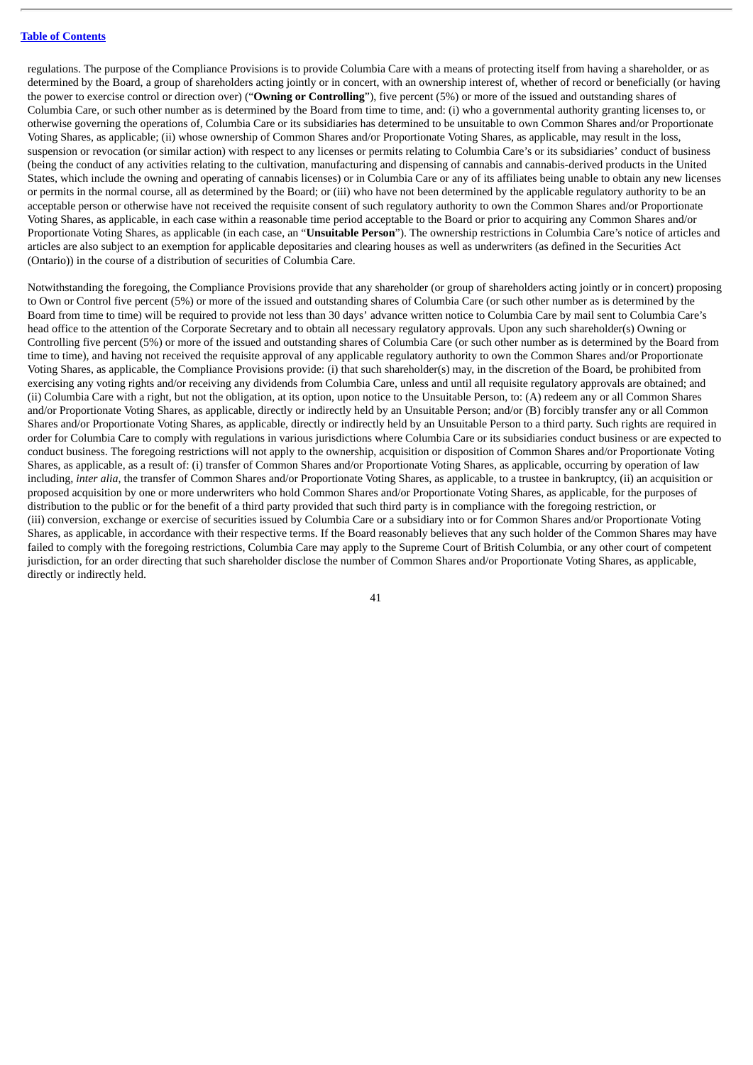regulations. The purpose of the Compliance Provisions is to provide Columbia Care with a means of protecting itself from having a shareholder, or as determined by the Board, a group of shareholders acting jointly or in concert, with an ownership interest of, whether of record or beneficially (or having the power to exercise control or direction over) ("**Owning or Controlling**"), five percent (5%) or more of the issued and outstanding shares of Columbia Care, or such other number as is determined by the Board from time to time, and: (i) who a governmental authority granting licenses to, or otherwise governing the operations of, Columbia Care or its subsidiaries has determined to be unsuitable to own Common Shares and/or Proportionate Voting Shares, as applicable; (ii) whose ownership of Common Shares and/or Proportionate Voting Shares, as applicable, may result in the loss, suspension or revocation (or similar action) with respect to any licenses or permits relating to Columbia Care's or its subsidiaries' conduct of business (being the conduct of any activities relating to the cultivation, manufacturing and dispensing of cannabis and cannabis-derived products in the United States, which include the owning and operating of cannabis licenses) or in Columbia Care or any of its affiliates being unable to obtain any new licenses or permits in the normal course, all as determined by the Board; or (iii) who have not been determined by the applicable regulatory authority to be an acceptable person or otherwise have not received the requisite consent of such regulatory authority to own the Common Shares and/or Proportionate Voting Shares, as applicable, in each case within a reasonable time period acceptable to the Board or prior to acquiring any Common Shares and/or Proportionate Voting Shares, as applicable (in each case, an "**Unsuitable Person**"). The ownership restrictions in Columbia Care's notice of articles and articles are also subject to an exemption for applicable depositaries and clearing houses as well as underwriters (as defined in the Securities Act (Ontario)) in the course of a distribution of securities of Columbia Care.

Notwithstanding the foregoing, the Compliance Provisions provide that any shareholder (or group of shareholders acting jointly or in concert) proposing to Own or Control five percent (5%) or more of the issued and outstanding shares of Columbia Care (or such other number as is determined by the Board from time to time) will be required to provide not less than 30 days' advance written notice to Columbia Care by mail sent to Columbia Care's head office to the attention of the Corporate Secretary and to obtain all necessary regulatory approvals. Upon any such shareholder(s) Owning or Controlling five percent (5%) or more of the issued and outstanding shares of Columbia Care (or such other number as is determined by the Board from time to time), and having not received the requisite approval of any applicable regulatory authority to own the Common Shares and/or Proportionate Voting Shares, as applicable, the Compliance Provisions provide: (i) that such shareholder(s) may, in the discretion of the Board, be prohibited from exercising any voting rights and/or receiving any dividends from Columbia Care, unless and until all requisite regulatory approvals are obtained; and (ii) Columbia Care with a right, but not the obligation, at its option, upon notice to the Unsuitable Person, to: (A) redeem any or all Common Shares and/or Proportionate Voting Shares, as applicable, directly or indirectly held by an Unsuitable Person; and/or (B) forcibly transfer any or all Common Shares and/or Proportionate Voting Shares, as applicable, directly or indirectly held by an Unsuitable Person to a third party. Such rights are required in order for Columbia Care to comply with regulations in various jurisdictions where Columbia Care or its subsidiaries conduct business or are expected to conduct business. The foregoing restrictions will not apply to the ownership, acquisition or disposition of Common Shares and/or Proportionate Voting Shares, as applicable, as a result of: (i) transfer of Common Shares and/or Proportionate Voting Shares, as applicable, occurring by operation of law including, *inter alia*, the transfer of Common Shares and/or Proportionate Voting Shares, as applicable, to a trustee in bankruptcy, (ii) an acquisition or proposed acquisition by one or more underwriters who hold Common Shares and/or Proportionate Voting Shares, as applicable, for the purposes of distribution to the public or for the benefit of a third party provided that such third party is in compliance with the foregoing restriction, or (iii) conversion, exchange or exercise of securities issued by Columbia Care or a subsidiary into or for Common Shares and/or Proportionate Voting Shares, as applicable, in accordance with their respective terms. If the Board reasonably believes that any such holder of the Common Shares may have failed to comply with the foregoing restrictions, Columbia Care may apply to the Supreme Court of British Columbia, or any other court of competent jurisdiction, for an order directing that such shareholder disclose the number of Common Shares and/or Proportionate Voting Shares, as applicable, directly or indirectly held.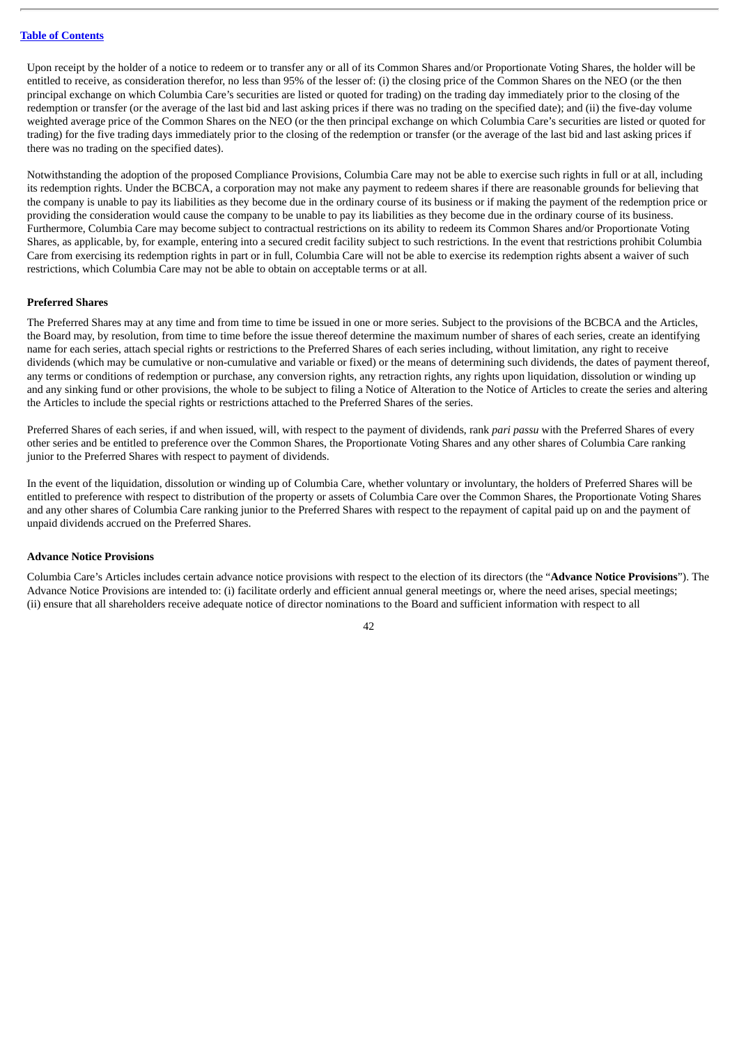Upon receipt by the holder of a notice to redeem or to transfer any or all of its Common Shares and/or Proportionate Voting Shares, the holder will be entitled to receive, as consideration therefor, no less than 95% of the lesser of: (i) the closing price of the Common Shares on the NEO (or the then principal exchange on which Columbia Care's securities are listed or quoted for trading) on the trading day immediately prior to the closing of the redemption or transfer (or the average of the last bid and last asking prices if there was no trading on the specified date); and (ii) the five-day volume weighted average price of the Common Shares on the NEO (or the then principal exchange on which Columbia Care's securities are listed or quoted for trading) for the five trading days immediately prior to the closing of the redemption or transfer (or the average of the last bid and last asking prices if there was no trading on the specified dates).

Notwithstanding the adoption of the proposed Compliance Provisions, Columbia Care may not be able to exercise such rights in full or at all, including its redemption rights. Under the BCBCA, a corporation may not make any payment to redeem shares if there are reasonable grounds for believing that the company is unable to pay its liabilities as they become due in the ordinary course of its business or if making the payment of the redemption price or providing the consideration would cause the company to be unable to pay its liabilities as they become due in the ordinary course of its business. Furthermore, Columbia Care may become subject to contractual restrictions on its ability to redeem its Common Shares and/or Proportionate Voting Shares, as applicable, by, for example, entering into a secured credit facility subject to such restrictions. In the event that restrictions prohibit Columbia Care from exercising its redemption rights in part or in full, Columbia Care will not be able to exercise its redemption rights absent a waiver of such restrictions, which Columbia Care may not be able to obtain on acceptable terms or at all.

**Preferred Shares**

The Preferred Shares may at any time and from time to time be issued in one or more series. Subject to the provisions of the BCBCA and the Articles, the Board may, by resolution, from time to time before the issue thereof determine the maximum number of shares of each series, create an identifying name for each series, attach special rights or restrictions to the Preferred Shares of each series including, without limitation, any right to receive dividends (which may be cumulative or non-cumulative and variable or fixed) or the means of determining such dividends, the dates of payment thereof, any terms or conditions of redemption or purchase, any conversion rights, any retraction rights, any rights upon liquidation, dissolution or winding up and any sinking fund or other provisions, the whole to be subject to filing a Notice of Alteration to the Notice of Articles to create the series and altering the Articles to include the special rights or restrictions attached to the Preferred Shares of the series.

Preferred Shares of each series, if and when issued, will, with respect to the payment of dividends, rank *pari passu* with the Preferred Shares of every other series and be entitled to preference over the Common Shares, the Proportionate Voting Shares and any other shares of Columbia Care ranking junior to the Preferred Shares with respect to payment of dividends.

In the event of the liquidation, dissolution or winding up of Columbia Care, whether voluntary or involuntary, the holders of Preferred Shares will be entitled to preference with respect to distribution of the property or assets of Columbia Care over the Common Shares, the Proportionate Voting Shares and any other shares of Columbia Care ranking junior to the Preferred Shares with respect to the repayment of capital paid up on and the payment of unpaid dividends accrued on the Preferred Shares.

**Advance Notice Provisions**

Columbia Care's Articles includes certain advance notice provisions with respect to the election of its directors (the "**Advance Notice Provisions**"). The Advance Notice Provisions are intended to: (i) facilitate orderly and efficient annual general meetings or, where the need arises, special meetings; (ii) ensure that all shareholders receive adequate notice of director nominations to the Board and sufficient information with respect to all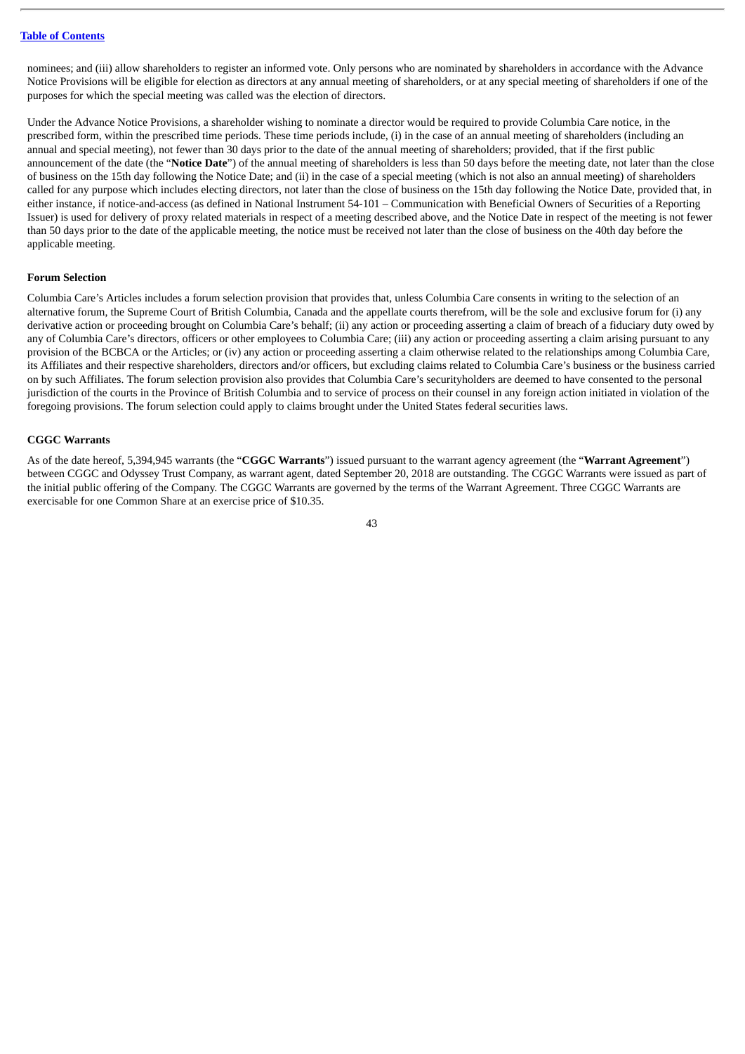nominees; and (iii) allow shareholders to register an informed vote. Only persons who are nominated by shareholders in accordance with the Advance Notice Provisions will be eligible for election as directors at any annual meeting of shareholders, or at any special meeting of shareholders if one of the purposes for which the special meeting was called was the election of directors.

Under the Advance Notice Provisions, a shareholder wishing to nominate a director would be required to provide Columbia Care notice, in the prescribed form, within the prescribed time periods. These time periods include, (i) in the case of an annual meeting of shareholders (including an annual and special meeting), not fewer than 30 days prior to the date of the annual meeting of shareholders; provided, that if the first public announcement of the date (the "**Notice Date**") of the annual meeting of shareholders is less than 50 days before the meeting date, not later than the close of business on the 15th day following the Notice Date; and (ii) in the case of a special meeting (which is not also an annual meeting) of shareholders called for any purpose which includes electing directors, not later than the close of business on the 15th day following the Notice Date, provided that, in either instance, if notice-and-access (as defined in National Instrument 54-101 – Communication with Beneficial Owners of Securities of a Reporting Issuer) is used for delivery of proxy related materials in respect of a meeting described above, and the Notice Date in respect of the meeting is not fewer than 50 days prior to the date of the applicable meeting, the notice must be received not later than the close of business on the 40th day before the applicable meeting.

**Forum Selection**

Columbia Care's Articles includes a forum selection provision that provides that, unless Columbia Care consents in writing to the selection of an alternative forum, the Supreme Court of British Columbia, Canada and the appellate courts therefrom, will be the sole and exclusive forum for (i) any derivative action or proceeding brought on Columbia Care's behalf; (ii) any action or proceeding asserting a claim of breach of a fiduciary duty owed by any of Columbia Care's directors, officers or other employees to Columbia Care; (iii) any action or proceeding asserting a claim arising pursuant to any provision of the BCBCA or the Articles; or (iv) any action or proceeding asserting a claim otherwise related to the relationships among Columbia Care, its Affiliates and their respective shareholders, directors and/or officers, but excluding claims related to Columbia Care's business or the business carried on by such Affiliates. The forum selection provision also provides that Columbia Care's securityholders are deemed to have consented to the personal jurisdiction of the courts in the Province of British Columbia and to service of process on their counsel in any foreign action initiated in violation of the foregoing provisions. The forum selection could apply to claims brought under the United States federal securities laws.

**CGGC Warrants**

As of the date hereof, 5,394,945 warrants (the "**CGGC Warrants**") issued pursuant to the warrant agency agreement (the "**Warrant Agreement**") between CGGC and Odyssey Trust Company, as warrant agent, dated September 20, 2018 are outstanding. The CGGC Warrants were issued as part of the initial public offering of the Company. The CGGC Warrants are governed by the terms of the Warrant Agreement. Three CGGC Warrants are exercisable for one Common Share at an exercise price of $10.35.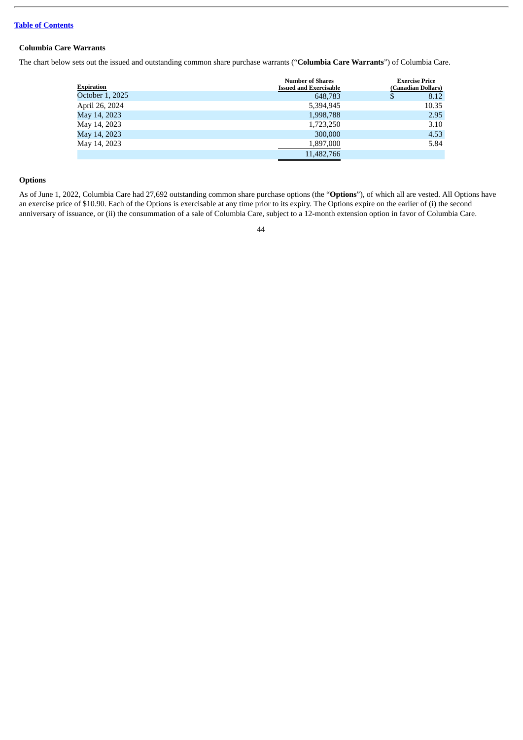### Columbia Care Warrants

The chart below sets out the issued and outstanding common share purchase warrants ("**Columbia Care Warrants**") of Columbia Care.

| Expiration | Number of Shares Issued and Exercisable | Exercise Price (Canadian Dollars) |
|---|---|---|
| October 1, 2025 | 648,783 | $ 8.12 |
| April 26, 2024 | 5,394,945 | 10.35 |
| May 14, 2023 | 1,998,788 | 2.95 |
| May 14, 2023 | 1,723,250 | 3.10 |
| May 14, 2023 | 300,000 | 4.53 |
| May 14, 2023 | 1,897,000 | 5.84 |
| | 11,482,766 | |

### Options

As of June 1, 2022, Columbia Care had 27,692 outstanding common share purchase options (the "**Options**"), of which all are vested. All Options have an exercise price of $10.90. Each of the Options is exercisable at any time prior to its expiry. The Options expire on the earlier of (i) the second anniversary of issuance, or (ii) the consummation of a sale of Columbia Care, subject to a 12-month extension option in favor of Columbia Care.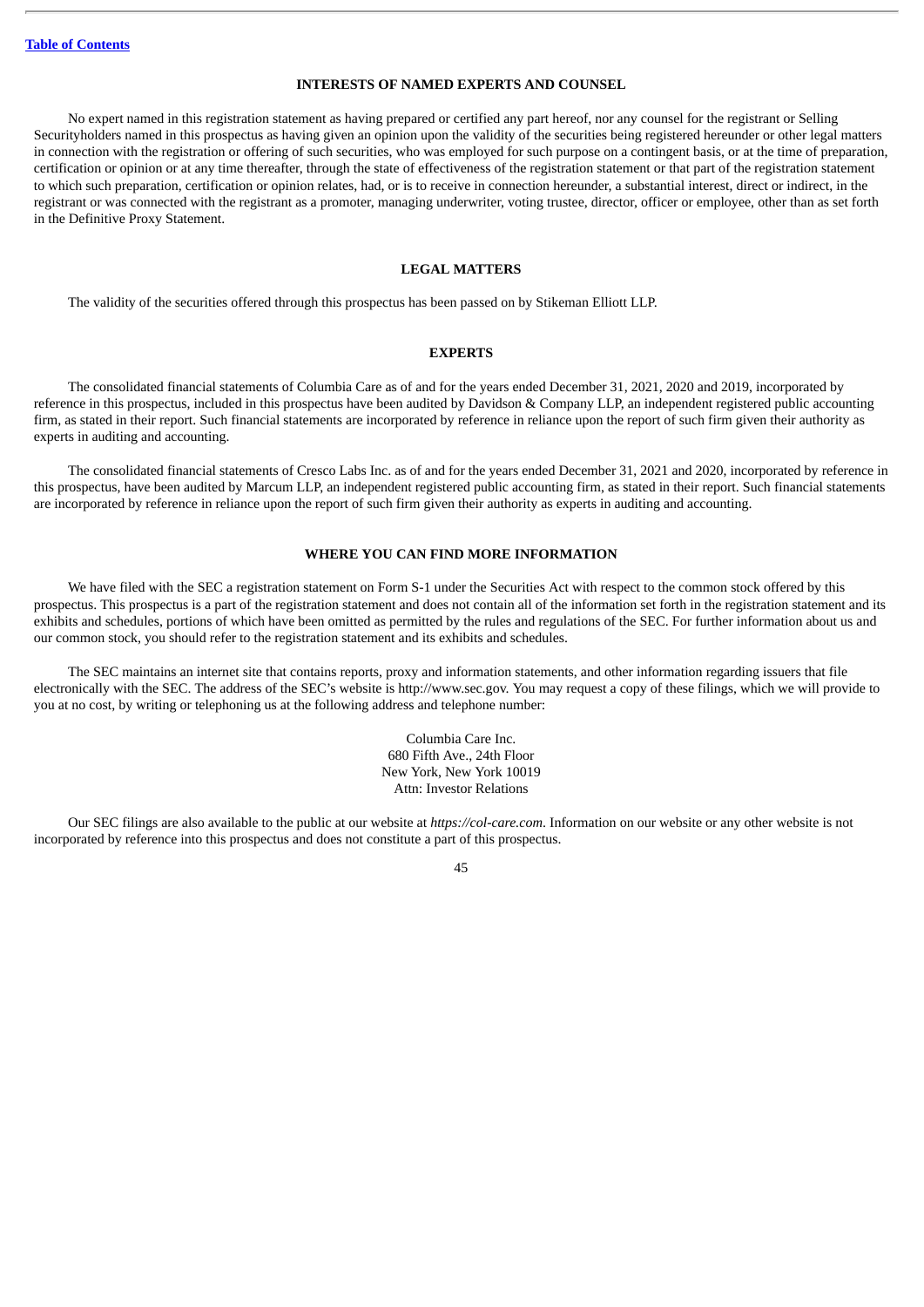[Table of Contents](#)

## INTERESTS OF NAMED EXPERTS AND COUNSEL

No expert named in this registration statement as having prepared or certified any part hereof, nor any counsel for the registrant or Selling Securityholders named in this prospectus as having given an opinion upon the validity of the securities being registered hereunder or other legal matters in connection with the registration or offering of such securities, who was employed for such purpose on a contingent basis, or at the time of preparation, certification or opinion or at any time thereafter, through the state of effectiveness of the registration statement or that part of the registration statement to which such preparation, certification or opinion relates, had, or is to receive in connection hereunder, a substantial interest, direct or indirect, in the registrant or was connected with the registrant as a promoter, managing underwriter, voting trustee, director, officer or employee, other than as set forth in the Definitive Proxy Statement.

## LEGAL MATTERS

The validity of the securities offered through this prospectus has been passed on by Stikeman Elliott LLP.

## EXPERTS

The consolidated financial statements of Columbia Care as of and for the years ended December 31, 2021, 2020 and 2019, incorporated by reference in this prospectus, included in this prospectus have been audited by Davidson & Company LLP, an independent registered public accounting firm, as stated in their report. Such financial statements are incorporated by reference in reliance upon the report of such firm given their authority as experts in auditing and accounting.

The consolidated financial statements of Cresco Labs Inc. as of and for the years ended December 31, 2021 and 2020, incorporated by reference in this prospectus, have been audited by Marcum LLP, an independent registered public accounting firm, as stated in their report. Such financial statements are incorporated by reference in reliance upon the report of such firm given their authority as experts in auditing and accounting.

## WHERE YOU CAN FIND MORE INFORMATION

We have filed with the SEC a registration statement on Form S-1 under the Securities Act with respect to the common stock offered by this prospectus. This prospectus is a part of the registration statement and does not contain all of the information set forth in the registration statement and its exhibits and schedules, portions of which have been omitted as permitted by the rules and regulations of the SEC. For further information about us and our common stock, you should refer to the registration statement and its exhibits and schedules.

The SEC maintains an internet site that contains reports, proxy and information statements, and other information regarding issuers that file electronically with the SEC. The address of the SEC's website is http://www.sec.gov. You may request a copy of these filings, which we will provide to you at no cost, by writing or telephoning us at the following address and telephone number:

Columbia Care Inc.
680 Fifth Ave., 24th Floor
New York, New York 10019
Attn: Investor Relations

Our SEC filings are also available to the public at our website at *https://col-care.com*. Information on our website or any other website is not incorporated by reference into this prospectus and does not constitute a part of this prospectus.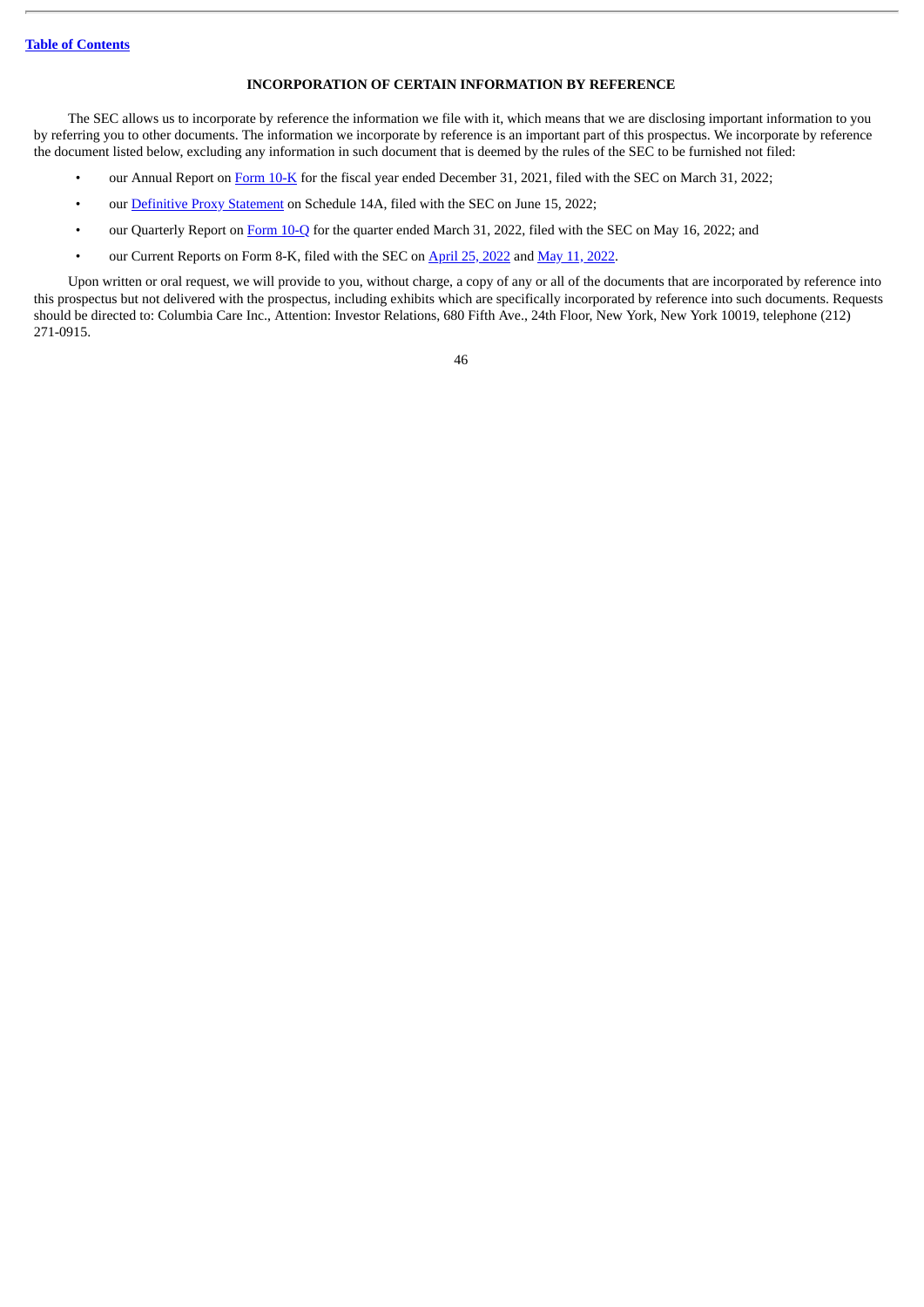## INCORPORATION OF CERTAIN INFORMATION BY REFERENCE

The SEC allows us to incorporate by reference the information we file with it, which means that we are disclosing important information to you by referring you to other documents. The information we incorporate by reference is an important part of this prospectus. We incorporate by reference the document listed below, excluding any information in such document that is deemed by the rules of the SEC to be furnished not filed:

- our Annual Report on Form 10-K for the fiscal year ended December 31, 2021, filed with the SEC on March 31, 2022;
- our Definitive Proxy Statement on Schedule 14A, filed with the SEC on June 15, 2022;
- our Quarterly Report on Form 10-Q for the quarter ended March 31, 2022, filed with the SEC on May 16, 2022; and
- our Current Reports on Form 8-K, filed with the SEC on April 25, 2022 and May 11, 2022.

Upon written or oral request, we will provide to you, without charge, a copy of any or all of the documents that are incorporated by reference into this prospectus but not delivered with the prospectus, including exhibits which are specifically incorporated by reference into such documents. Requests should be directed to: Columbia Care Inc., Attention: Investor Relations, 680 Fifth Ave., 24th Floor, New York, New York 10019, telephone (212) 271-0915.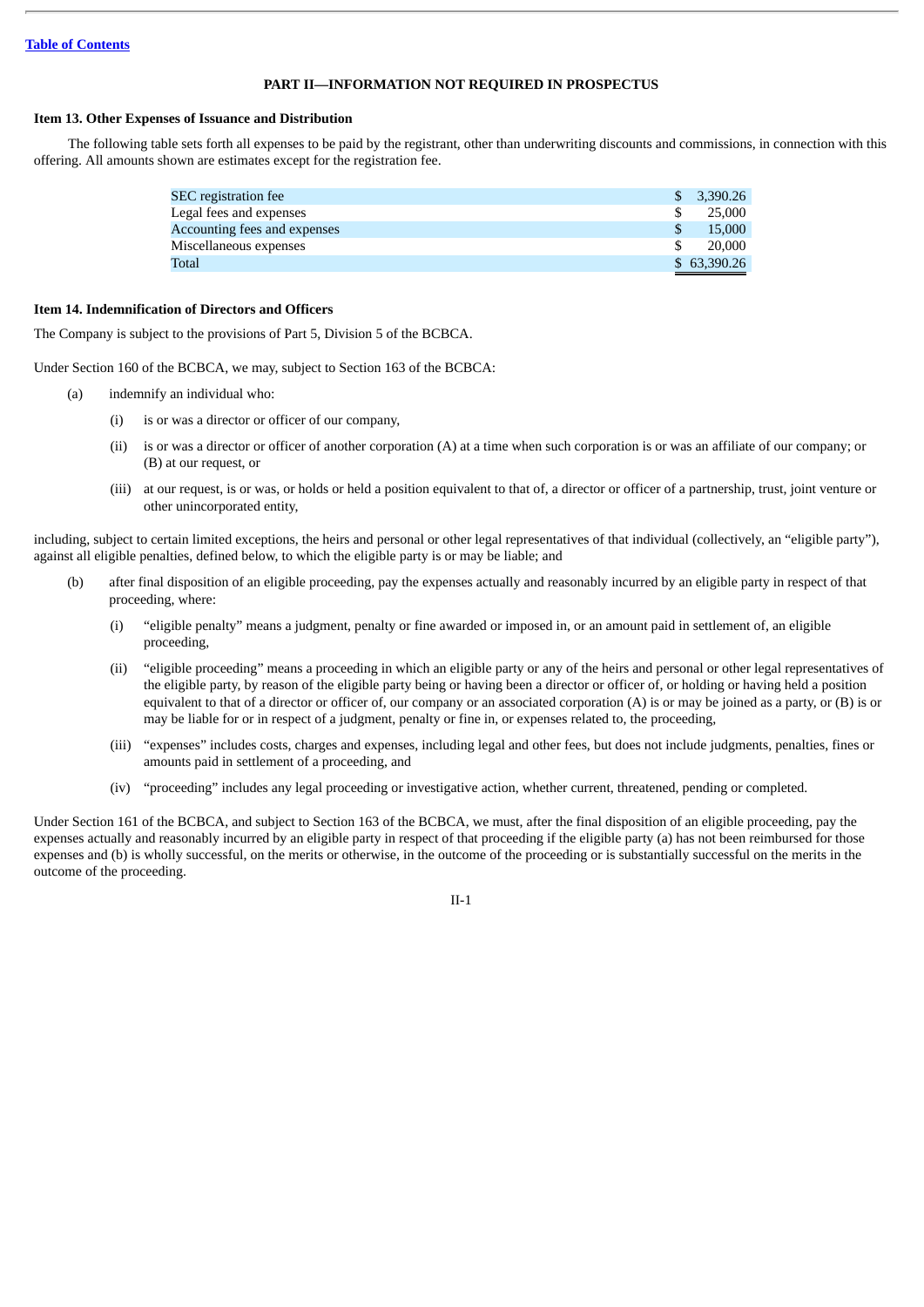[Table of Contents](#)

## PART II—INFORMATION NOT REQUIRED IN PROSPECTUS

### Item 13. Other Expenses of Issuance and Distribution

The following table sets forth all expenses to be paid by the registrant, other than underwriting discounts and commissions, in connection with this offering. All amounts shown are estimates except for the registration fee.

| | |
|---|---|
| SEC registration fee | $ 3,390.26 |
| Legal fees and expenses | $ 25,000 |
| Accounting fees and expenses | $ 15,000 |
| Miscellaneous expenses | $ 20,000 |
| Total | $ 63,390.26 |

### Item 14. Indemnification of Directors and Officers

The Company is subject to the provisions of Part 5, Division 5 of the BCBCA.

Under Section 160 of the BCBCA, we may, subject to Section 163 of the BCBCA:

(a) indemnify an individual who:

 (i) is or was a director or officer of our company,

 (ii) is or was a director or officer of another corporation (A) at a time when such corporation is or was an affiliate of our company; or (B) at our request, or

 (iii) at our request, is or was, or holds or held a position equivalent to that of, a director or officer of a partnership, trust, joint venture or other unincorporated entity,

including, subject to certain limited exceptions, the heirs and personal or other legal representatives of that individual (collectively, an "eligible party"), against all eligible penalties, defined below, to which the eligible party is or may be liable; and

(b) after final disposition of an eligible proceeding, pay the expenses actually and reasonably incurred by an eligible party in respect of that proceeding, where:

 (i) "eligible penalty" means a judgment, penalty or fine awarded or imposed in, or an amount paid in settlement of, an eligible proceeding,

 (ii) "eligible proceeding" means a proceeding in which an eligible party or any of the heirs and personal or other legal representatives of the eligible party, by reason of the eligible party being or having been a director or officer of, or holding or having held a position equivalent to that of a director or officer of, our company or an associated corporation (A) is or may be joined as a party, or (B) is or may be liable for or in respect of a judgment, penalty or fine in, or expenses related to, the proceeding,

 (iii) "expenses" includes costs, charges and expenses, including legal and other fees, but does not include judgments, penalties, fines or amounts paid in settlement of a proceeding, and

 (iv) "proceeding" includes any legal proceeding or investigative action, whether current, threatened, pending or completed.

Under Section 161 of the BCBCA, and subject to Section 163 of the BCBCA, we must, after the final disposition of an eligible proceeding, pay the expenses actually and reasonably incurred by an eligible party in respect of that proceeding if the eligible party (a) has not been reimbursed for those expenses and (b) is wholly successful, on the merits or otherwise, in the outcome of the proceeding or is substantially successful on the merits in the outcome of the proceeding.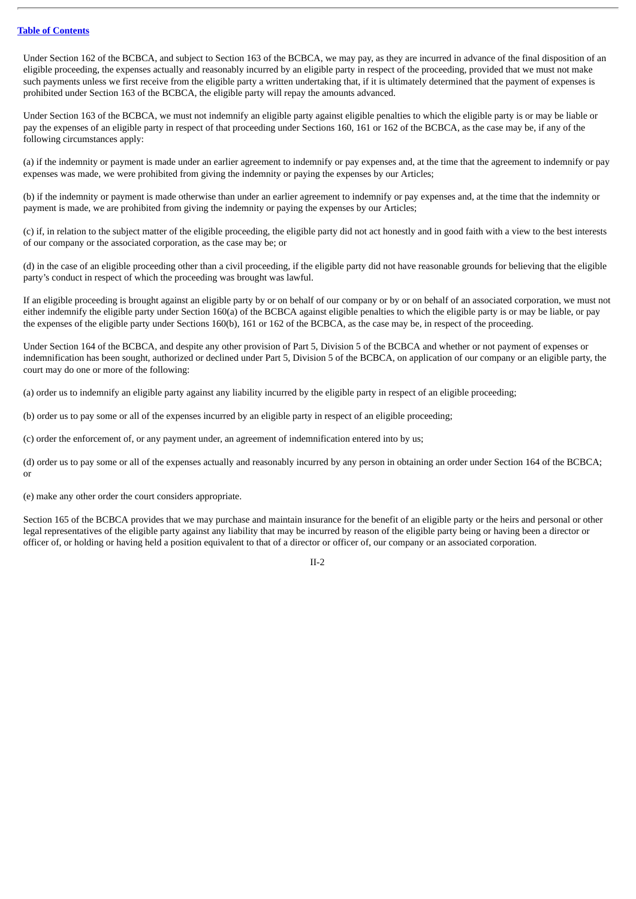Under Section 162 of the BCBCA, and subject to Section 163 of the BCBCA, we may pay, as they are incurred in advance of the final disposition of an eligible proceeding, the expenses actually and reasonably incurred by an eligible party in respect of the proceeding, provided that we must not make such payments unless we first receive from the eligible party a written undertaking that, if it is ultimately determined that the payment of expenses is prohibited under Section 163 of the BCBCA, the eligible party will repay the amounts advanced.

Under Section 163 of the BCBCA, we must not indemnify an eligible party against eligible penalties to which the eligible party is or may be liable or pay the expenses of an eligible party in respect of that proceeding under Sections 160, 161 or 162 of the BCBCA, as the case may be, if any of the following circumstances apply:

(a) if the indemnity or payment is made under an earlier agreement to indemnify or pay expenses and, at the time that the agreement to indemnify or pay expenses was made, we were prohibited from giving the indemnity or paying the expenses by our Articles;

(b) if the indemnity or payment is made otherwise than under an earlier agreement to indemnify or pay expenses and, at the time that the indemnity or payment is made, we are prohibited from giving the indemnity or paying the expenses by our Articles;

(c) if, in relation to the subject matter of the eligible proceeding, the eligible party did not act honestly and in good faith with a view to the best interests of our company or the associated corporation, as the case may be; or

(d) in the case of an eligible proceeding other than a civil proceeding, if the eligible party did not have reasonable grounds for believing that the eligible party's conduct in respect of which the proceeding was brought was lawful.

If an eligible proceeding is brought against an eligible party by or on behalf of our company or by or on behalf of an associated corporation, we must not either indemnify the eligible party under Section 160(a) of the BCBCA against eligible penalties to which the eligible party is or may be liable, or pay the expenses of the eligible party under Sections 160(b), 161 or 162 of the BCBCA, as the case may be, in respect of the proceeding.

Under Section 164 of the BCBCA, and despite any other provision of Part 5, Division 5 of the BCBCA and whether or not payment of expenses or indemnification has been sought, authorized or declined under Part 5, Division 5 of the BCBCA, on application of our company or an eligible party, the court may do one or more of the following:

(a) order us to indemnify an eligible party against any liability incurred by the eligible party in respect of an eligible proceeding;

(b) order us to pay some or all of the expenses incurred by an eligible party in respect of an eligible proceeding;

(c) order the enforcement of, or any payment under, an agreement of indemnification entered into by us;

(d) order us to pay some or all of the expenses actually and reasonably incurred by any person in obtaining an order under Section 164 of the BCBCA; or

(e) make any other order the court considers appropriate.

Section 165 of the BCBCA provides that we may purchase and maintain insurance for the benefit of an eligible party or the heirs and personal or other legal representatives of the eligible party against any liability that may be incurred by reason of the eligible party being or having been a director or officer of, or holding or having held a position equivalent to that of a director or officer of, our company or an associated corporation.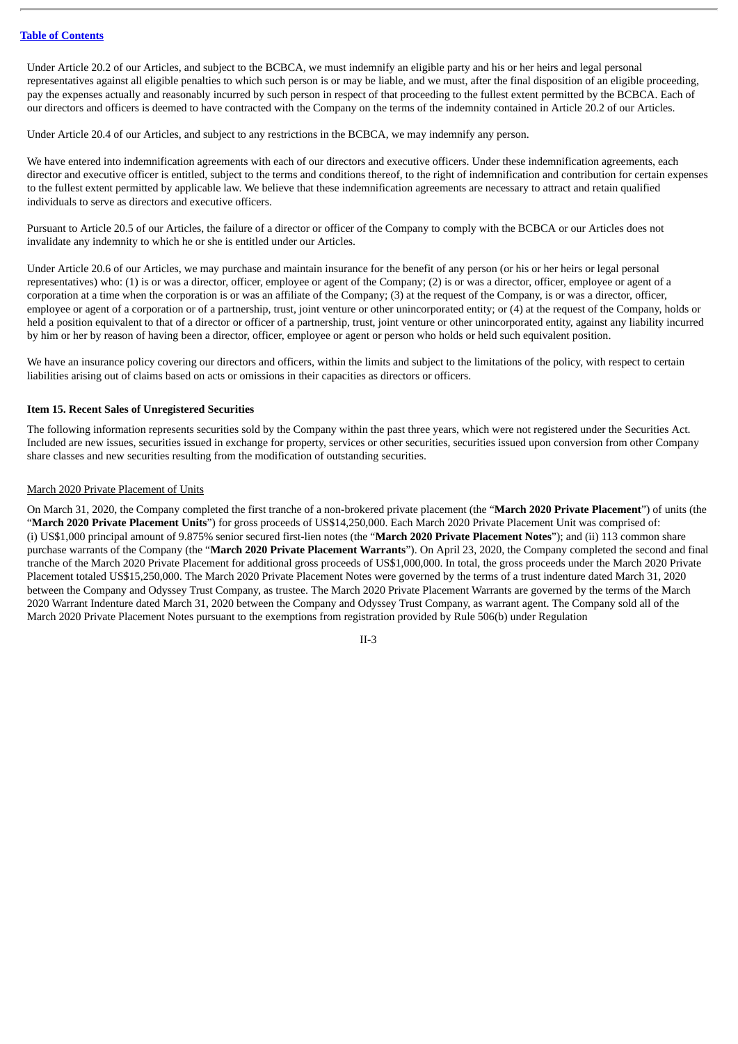Under Article 20.2 of our Articles, and subject to the BCBCA, we must indemnify an eligible party and his or her heirs and legal personal representatives against all eligible penalties to which such person is or may be liable, and we must, after the final disposition of an eligible proceeding, pay the expenses actually and reasonably incurred by such person in respect of that proceeding to the fullest extent permitted by the BCBCA. Each of our directors and officers is deemed to have contracted with the Company on the terms of the indemnity contained in Article 20.2 of our Articles.

Under Article 20.4 of our Articles, and subject to any restrictions in the BCBCA, we may indemnify any person.

We have entered into indemnification agreements with each of our directors and executive officers. Under these indemnification agreements, each director and executive officer is entitled, subject to the terms and conditions thereof, to the right of indemnification and contribution for certain expenses to the fullest extent permitted by applicable law. We believe that these indemnification agreements are necessary to attract and retain qualified individuals to serve as directors and executive officers.

Pursuant to Article 20.5 of our Articles, the failure of a director or officer of the Company to comply with the BCBCA or our Articles does not invalidate any indemnity to which he or she is entitled under our Articles.

Under Article 20.6 of our Articles, we may purchase and maintain insurance for the benefit of any person (or his or her heirs or legal personal representatives) who: (1) is or was a director, officer, employee or agent of the Company; (2) is or was a director, officer, employee or agent of a corporation at a time when the corporation is or was an affiliate of the Company; (3) at the request of the Company, is or was a director, officer, employee or agent of a corporation or of a partnership, trust, joint venture or other unincorporated entity; or (4) at the request of the Company, holds or held a position equivalent to that of a director or officer of a partnership, trust, joint venture or other unincorporated entity, against any liability incurred by him or her by reason of having been a director, officer, employee or agent or person who holds or held such equivalent position.

We have an insurance policy covering our directors and officers, within the limits and subject to the limitations of the policy, with respect to certain liabilities arising out of claims based on acts or omissions in their capacities as directors or officers.

### Item 15. Recent Sales of Unregistered Securities

The following information represents securities sold by the Company within the past three years, which were not registered under the Securities Act. Included are new issues, securities issued in exchange for property, services or other securities, securities issued upon conversion from other Company share classes and new securities resulting from the modification of outstanding securities.

March 2020 Private Placement of Units

On March 31, 2020, the Company completed the first tranche of a non-brokered private placement (the "**March 2020 Private Placement**") of units (the "**March 2020 Private Placement Units**") for gross proceeds of US$14,250,000. Each March 2020 Private Placement Unit was comprised of: (i) US$1,000 principal amount of 9.875% senior secured first-lien notes (the "**March 2020 Private Placement Notes**"); and (ii) 113 common share purchase warrants of the Company (the "**March 2020 Private Placement Warrants**"). On April 23, 2020, the Company completed the second and final tranche of the March 2020 Private Placement for additional gross proceeds of US$1,000,000. In total, the gross proceeds under the March 2020 Private Placement totaled US$15,250,000. The March 2020 Private Placement Notes were governed by the terms of a trust indenture dated March 31, 2020 between the Company and Odyssey Trust Company, as trustee. The March 2020 Private Placement Warrants are governed by the terms of the March 2020 Warrant Indenture dated March 31, 2020 between the Company and Odyssey Trust Company, as warrant agent. The Company sold all of the March 2020 Private Placement Notes pursuant to the exemptions from registration provided by Rule 506(b) under Regulation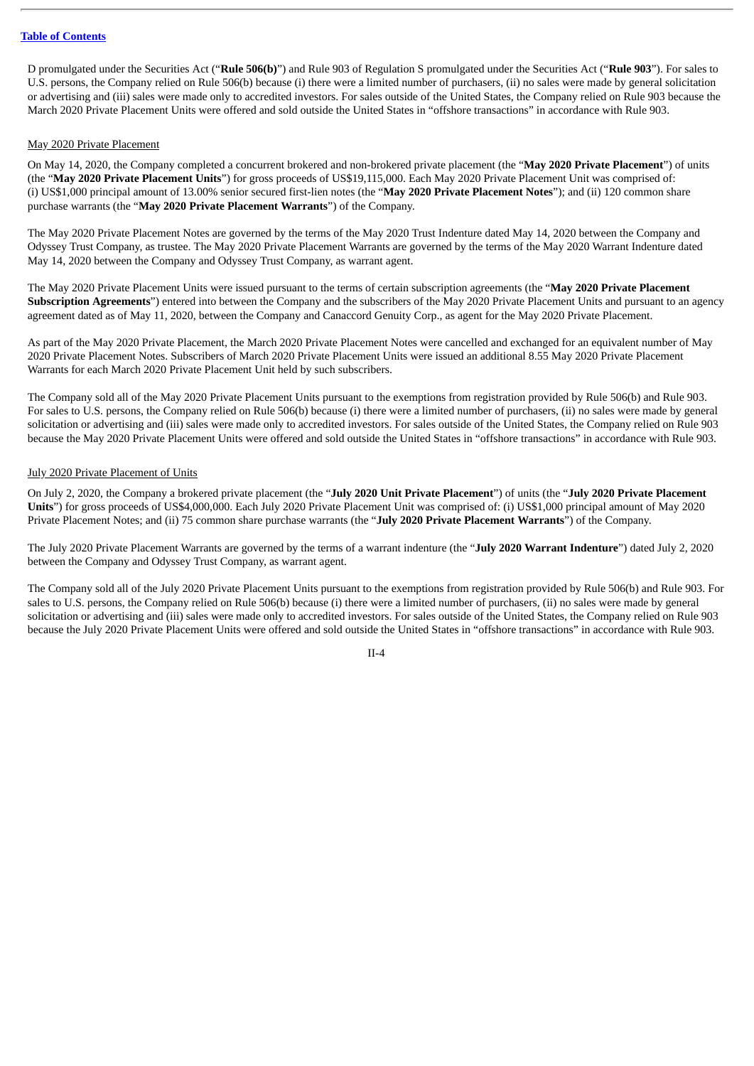D promulgated under the Securities Act ("**Rule 506(b)**") and Rule 903 of Regulation S promulgated under the Securities Act ("**Rule 903**"). For sales to U.S. persons, the Company relied on Rule 506(b) because (i) there were a limited number of purchasers, (ii) no sales were made by general solicitation or advertising and (iii) sales were made only to accredited investors. For sales outside of the United States, the Company relied on Rule 903 because the March 2020 Private Placement Units were offered and sold outside the United States in "offshore transactions" in accordance with Rule 903.

May 2020 Private Placement

On May 14, 2020, the Company completed a concurrent brokered and non-brokered private placement (the "**May 2020 Private Placement**") of units (the "**May 2020 Private Placement Units**") for gross proceeds of US$19,115,000. Each May 2020 Private Placement Unit was comprised of: (i) US$1,000 principal amount of 13.00% senior secured first-lien notes (the "**May 2020 Private Placement Notes**"); and (ii) 120 common share purchase warrants (the "**May 2020 Private Placement Warrants**") of the Company.

The May 2020 Private Placement Notes are governed by the terms of the May 2020 Trust Indenture dated May 14, 2020 between the Company and Odyssey Trust Company, as trustee. The May 2020 Private Placement Warrants are governed by the terms of the May 2020 Warrant Indenture dated May 14, 2020 between the Company and Odyssey Trust Company, as warrant agent.

The May 2020 Private Placement Units were issued pursuant to the terms of certain subscription agreements (the "**May 2020 Private Placement Subscription Agreements**") entered into between the Company and the subscribers of the May 2020 Private Placement Units and pursuant to an agency agreement dated as of May 11, 2020, between the Company and Canaccord Genuity Corp., as agent for the May 2020 Private Placement.

As part of the May 2020 Private Placement, the March 2020 Private Placement Notes were cancelled and exchanged for an equivalent number of May 2020 Private Placement Notes. Subscribers of March 2020 Private Placement Units were issued an additional 8.55 May 2020 Private Placement Warrants for each March 2020 Private Placement Unit held by such subscribers.

The Company sold all of the May 2020 Private Placement Units pursuant to the exemptions from registration provided by Rule 506(b) and Rule 903. For sales to U.S. persons, the Company relied on Rule 506(b) because (i) there were a limited number of purchasers, (ii) no sales were made by general solicitation or advertising and (iii) sales were made only to accredited investors. For sales outside of the United States, the Company relied on Rule 903 because the May 2020 Private Placement Units were offered and sold outside the United States in "offshore transactions" in accordance with Rule 903.

July 2020 Private Placement of Units

On July 2, 2020, the Company a brokered private placement (the "**July 2020 Unit Private Placement**") of units (the "**July 2020 Private Placement Units**") for gross proceeds of US$4,000,000. Each July 2020 Private Placement Unit was comprised of: (i) US$1,000 principal amount of May 2020 Private Placement Notes; and (ii) 75 common share purchase warrants (the "**July 2020 Private Placement Warrants**") of the Company.

The July 2020 Private Placement Warrants are governed by the terms of a warrant indenture (the "**July 2020 Warrant Indenture**") dated July 2, 2020 between the Company and Odyssey Trust Company, as warrant agent.

The Company sold all of the July 2020 Private Placement Units pursuant to the exemptions from registration provided by Rule 506(b) and Rule 903. For sales to U.S. persons, the Company relied on Rule 506(b) because (i) there were a limited number of purchasers, (ii) no sales were made by general solicitation or advertising and (iii) sales were made only to accredited investors. For sales outside of the United States, the Company relied on Rule 903 because the July 2020 Private Placement Units were offered and sold outside the United States in "offshore transactions" in accordance with Rule 903.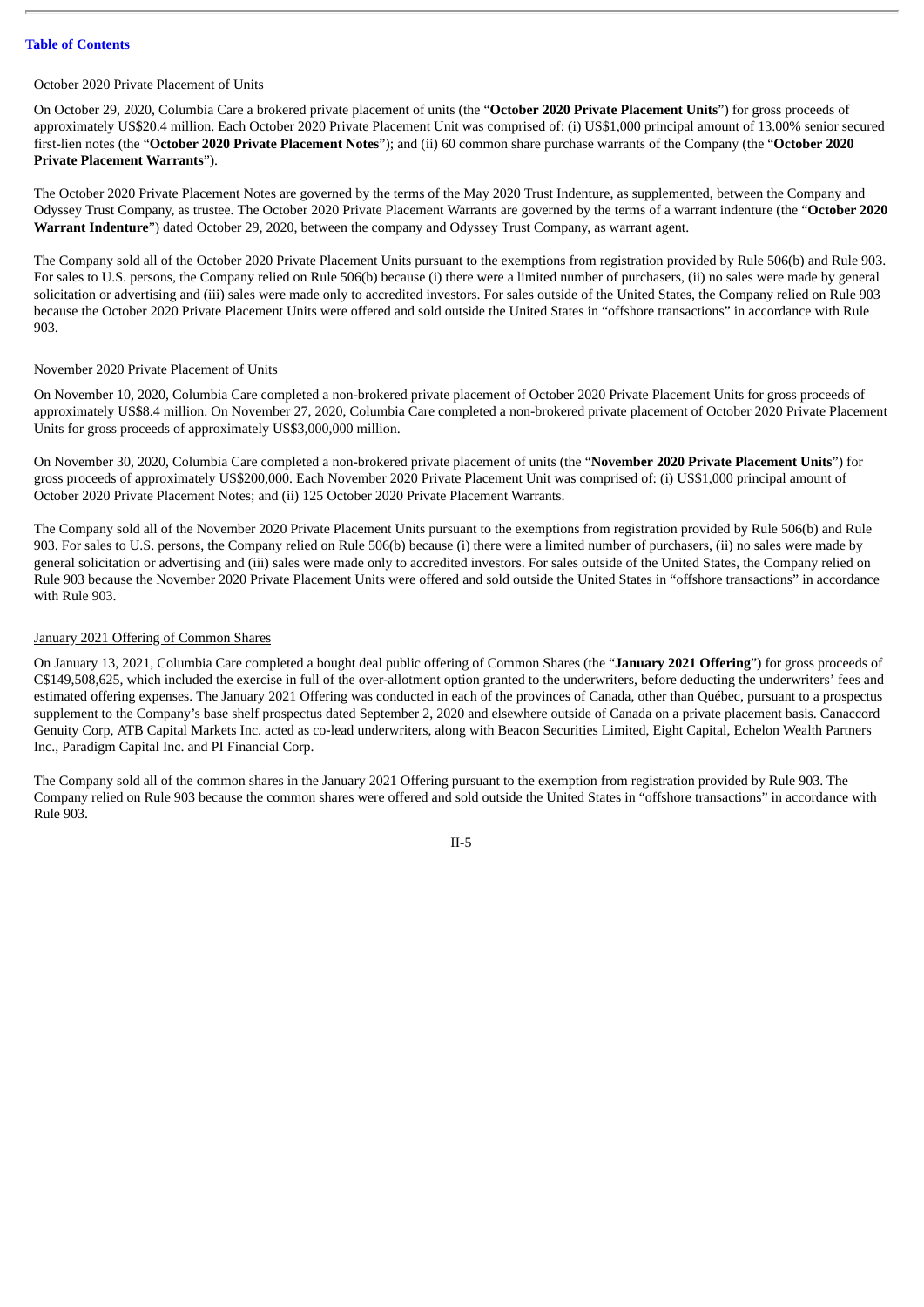October 2020 Private Placement of Units

On October 29, 2020, Columbia Care a brokered private placement of units (the "**October 2020 Private Placement Units**") for gross proceeds of approximately US$20.4 million. Each October 2020 Private Placement Unit was comprised of: (i) US$1,000 principal amount of 13.00% senior secured first-lien notes (the "**October 2020 Private Placement Notes**"); and (ii) 60 common share purchase warrants of the Company (the "**October 2020 Private Placement Warrants**").

The October 2020 Private Placement Notes are governed by the terms of the May 2020 Trust Indenture, as supplemented, between the Company and Odyssey Trust Company, as trustee. The October 2020 Private Placement Warrants are governed by the terms of a warrant indenture (the "**October 2020 Warrant Indenture**") dated October 29, 2020, between the company and Odyssey Trust Company, as warrant agent.

The Company sold all of the October 2020 Private Placement Units pursuant to the exemptions from registration provided by Rule 506(b) and Rule 903. For sales to U.S. persons, the Company relied on Rule 506(b) because (i) there were a limited number of purchasers, (ii) no sales were made by general solicitation or advertising and (iii) sales were made only to accredited investors. For sales outside of the United States, the Company relied on Rule 903 because the October 2020 Private Placement Units were offered and sold outside the United States in "offshore transactions" in accordance with Rule 903.

November 2020 Private Placement of Units

On November 10, 2020, Columbia Care completed a non-brokered private placement of October 2020 Private Placement Units for gross proceeds of approximately US$8.4 million. On November 27, 2020, Columbia Care completed a non-brokered private placement of October 2020 Private Placement Units for gross proceeds of approximately US$3,000,000 million.

On November 30, 2020, Columbia Care completed a non-brokered private placement of units (the "**November 2020 Private Placement Units**") for gross proceeds of approximately US$200,000. Each November 2020 Private Placement Unit was comprised of: (i) US$1,000 principal amount of October 2020 Private Placement Notes; and (ii) 125 October 2020 Private Placement Warrants.

The Company sold all of the November 2020 Private Placement Units pursuant to the exemptions from registration provided by Rule 506(b) and Rule 903. For sales to U.S. persons, the Company relied on Rule 506(b) because (i) there were a limited number of purchasers, (ii) no sales were made by general solicitation or advertising and (iii) sales were made only to accredited investors. For sales outside of the United States, the Company relied on Rule 903 because the November 2020 Private Placement Units were offered and sold outside the United States in "offshore transactions" in accordance with Rule 903.

January 2021 Offering of Common Shares

On January 13, 2021, Columbia Care completed a bought deal public offering of Common Shares (the "**January 2021 Offering**") for gross proceeds of C$149,508,625, which included the exercise in full of the over-allotment option granted to the underwriters, before deducting the underwriters' fees and estimated offering expenses. The January 2021 Offering was conducted in each of the provinces of Canada, other than Québec, pursuant to a prospectus supplement to the Company's base shelf prospectus dated September 2, 2020 and elsewhere outside of Canada on a private placement basis. Canaccord Genuity Corp, ATB Capital Markets Inc. acted as co-lead underwriters, along with Beacon Securities Limited, Eight Capital, Echelon Wealth Partners Inc., Paradigm Capital Inc. and PI Financial Corp.

The Company sold all of the common shares in the January 2021 Offering pursuant to the exemption from registration provided by Rule 903. The Company relied on Rule 903 because the common shares were offered and sold outside the United States in "offshore transactions" in accordance with Rule 903.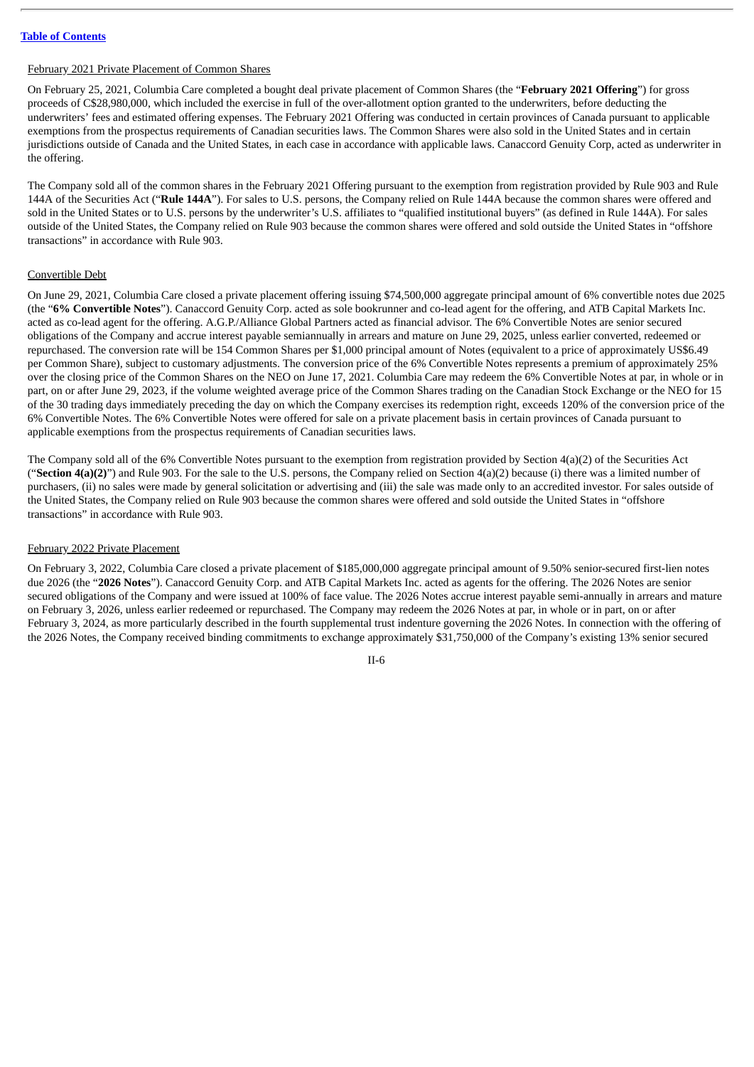February 2021 Private Placement of Common Shares

On February 25, 2021, Columbia Care completed a bought deal private placement of Common Shares (the "**February 2021 Offering**") for gross proceeds of C$28,980,000, which included the exercise in full of the over-allotment option granted to the underwriters, before deducting the underwriters' fees and estimated offering expenses. The February 2021 Offering was conducted in certain provinces of Canada pursuant to applicable exemptions from the prospectus requirements of Canadian securities laws. The Common Shares were also sold in the United States and in certain jurisdictions outside of Canada and the United States, in each case in accordance with applicable laws. Canaccord Genuity Corp, acted as underwriter in the offering.

The Company sold all of the common shares in the February 2021 Offering pursuant to the exemption from registration provided by Rule 903 and Rule 144A of the Securities Act ("**Rule 144A**"). For sales to U.S. persons, the Company relied on Rule 144A because the common shares were offered and sold in the United States or to U.S. persons by the underwriter's U.S. affiliates to "qualified institutional buyers" (as defined in Rule 144A). For sales outside of the United States, the Company relied on Rule 903 because the common shares were offered and sold outside the United States in "offshore transactions" in accordance with Rule 903.

Convertible Debt

On June 29, 2021, Columbia Care closed a private placement offering issuing $74,500,000 aggregate principal amount of 6% convertible notes due 2025 (the "**6% Convertible Notes**"). Canaccord Genuity Corp. acted as sole bookrunner and co-lead agent for the offering, and ATB Capital Markets Inc. acted as co-lead agent for the offering. A.G.P./Alliance Global Partners acted as financial advisor. The 6% Convertible Notes are senior secured obligations of the Company and accrue interest payable semiannually in arrears and mature on June 29, 2025, unless earlier converted, redeemed or repurchased. The conversion rate will be 154 Common Shares per $1,000 principal amount of Notes (equivalent to a price of approximately US$6.49 per Common Share), subject to customary adjustments. The conversion price of the 6% Convertible Notes represents a premium of approximately 25% over the closing price of the Common Shares on the NEO on June 17, 2021. Columbia Care may redeem the 6% Convertible Notes at par, in whole or in part, on or after June 29, 2023, if the volume weighted average price of the Common Shares trading on the Canadian Stock Exchange or the NEO for 15 of the 30 trading days immediately preceding the day on which the Company exercises its redemption right, exceeds 120% of the conversion price of the 6% Convertible Notes. The 6% Convertible Notes were offered for sale on a private placement basis in certain provinces of Canada pursuant to applicable exemptions from the prospectus requirements of Canadian securities laws.

The Company sold all of the 6% Convertible Notes pursuant to the exemption from registration provided by Section 4(a)(2) of the Securities Act ("**Section 4(a)(2)**") and Rule 903. For the sale to the U.S. persons, the Company relied on Section 4(a)(2) because (i) there was a limited number of purchasers, (ii) no sales were made by general solicitation or advertising and (iii) the sale was made only to an accredited investor. For sales outside of the United States, the Company relied on Rule 903 because the common shares were offered and sold outside the United States in "offshore transactions" in accordance with Rule 903.

February 2022 Private Placement

On February 3, 2022, Columbia Care closed a private placement of $185,000,000 aggregate principal amount of 9.50% senior-secured first-lien notes due 2026 (the "**2026 Notes**"). Canaccord Genuity Corp. and ATB Capital Markets Inc. acted as agents for the offering. The 2026 Notes are senior secured obligations of the Company and were issued at 100% of face value. The 2026 Notes accrue interest payable semi-annually in arrears and mature on February 3, 2026, unless earlier redeemed or repurchased. The Company may redeem the 2026 Notes at par, in whole or in part, on or after February 3, 2024, as more particularly described in the fourth supplemental trust indenture governing the 2026 Notes. In connection with the offering of the 2026 Notes, the Company received binding commitments to exchange approximately $31,750,000 of the Company's existing 13% senior secured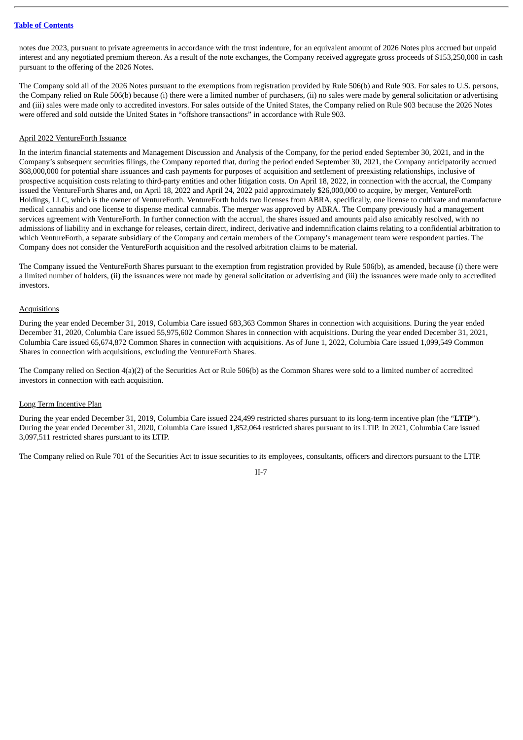notes due 2023, pursuant to private agreements in accordance with the trust indenture, for an equivalent amount of 2026 Notes plus accrued but unpaid interest and any negotiated premium thereon. As a result of the note exchanges, the Company received aggregate gross proceeds of $153,250,000 in cash pursuant to the offering of the 2026 Notes.

The Company sold all of the 2026 Notes pursuant to the exemptions from registration provided by Rule 506(b) and Rule 903. For sales to U.S. persons, the Company relied on Rule 506(b) because (i) there were a limited number of purchasers, (ii) no sales were made by general solicitation or advertising and (iii) sales were made only to accredited investors. For sales outside of the United States, the Company relied on Rule 903 because the 2026 Notes were offered and sold outside the United States in "offshore transactions" in accordance with Rule 903.

April 2022 VentureForth Issuance

In the interim financial statements and Management Discussion and Analysis of the Company, for the period ended September 30, 2021, and in the Company's subsequent securities filings, the Company reported that, during the period ended September 30, 2021, the Company anticipatorily accrued $68,000,000 for potential share issuances and cash payments for purposes of acquisition and settlement of preexisting relationships, inclusive of prospective acquisition costs relating to third-party entities and other litigation costs. On April 18, 2022, in connection with the accrual, the Company issued the VentureForth Shares and, on April 18, 2022 and April 24, 2022 paid approximately $26,000,000 to acquire, by merger, VentureForth Holdings, LLC, which is the owner of VentureForth. VentureForth holds two licenses from ABRA, specifically, one license to cultivate and manufacture medical cannabis and one license to dispense medical cannabis. The merger was approved by ABRA. The Company previously had a management services agreement with VentureForth. In further connection with the accrual, the shares issued and amounts paid also amicably resolved, with no admissions of liability and in exchange for releases, certain direct, indirect, derivative and indemnification claims relating to a confidential arbitration to which VentureForth, a separate subsidiary of the Company and certain members of the Company's management team were respondent parties. The Company does not consider the VentureForth acquisition and the resolved arbitration claims to be material.

The Company issued the VentureForth Shares pursuant to the exemption from registration provided by Rule 506(b), as amended, because (i) there were a limited number of holders, (ii) the issuances were not made by general solicitation or advertising and (iii) the issuances were made only to accredited investors.

Acquisitions

During the year ended December 31, 2019, Columbia Care issued 683,363 Common Shares in connection with acquisitions. During the year ended December 31, 2020, Columbia Care issued 55,975,602 Common Shares in connection with acquisitions. During the year ended December 31, 2021, Columbia Care issued 65,674,872 Common Shares in connection with acquisitions. As of June 1, 2022, Columbia Care issued 1,099,549 Common Shares in connection with acquisitions, excluding the VentureForth Shares.

The Company relied on Section 4(a)(2) of the Securities Act or Rule 506(b) as the Common Shares were sold to a limited number of accredited investors in connection with each acquisition.

Long Term Incentive Plan

During the year ended December 31, 2019, Columbia Care issued 224,499 restricted shares pursuant to its long-term incentive plan (the "**LTIP**"). During the year ended December 31, 2020, Columbia Care issued 1,852,064 restricted shares pursuant to its LTIP. In 2021, Columbia Care issued 3,097,511 restricted shares pursuant to its LTIP.

The Company relied on Rule 701 of the Securities Act to issue securities to its employees, consultants, officers and directors pursuant to the LTIP.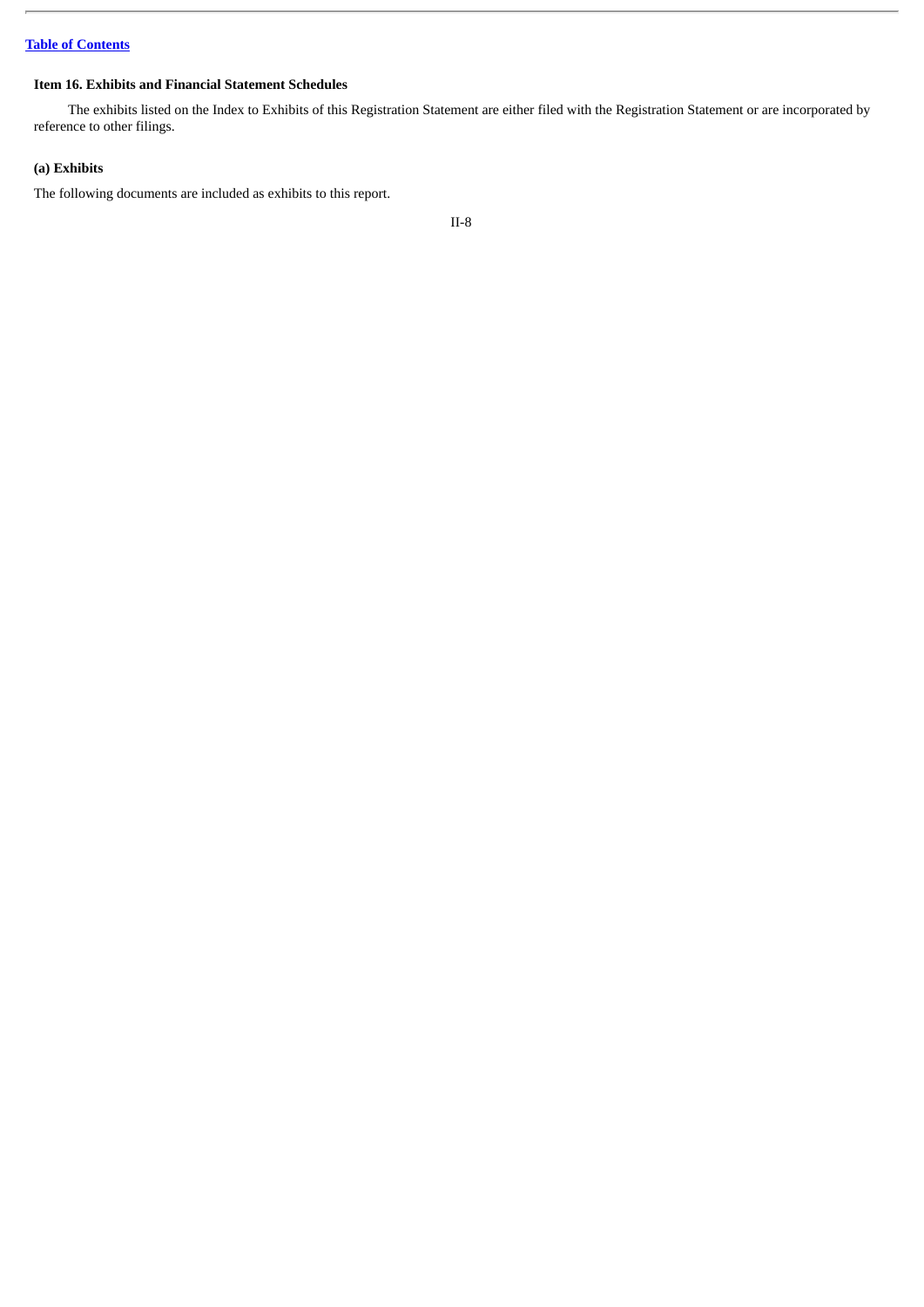### Item 16. Exhibits and Financial Statement Schedules

The exhibits listed on the Index to Exhibits of this Registration Statement are either filed with the Registration Statement or are incorporated by reference to other filings.

#### (a) Exhibits

The following documents are included as exhibits to this report.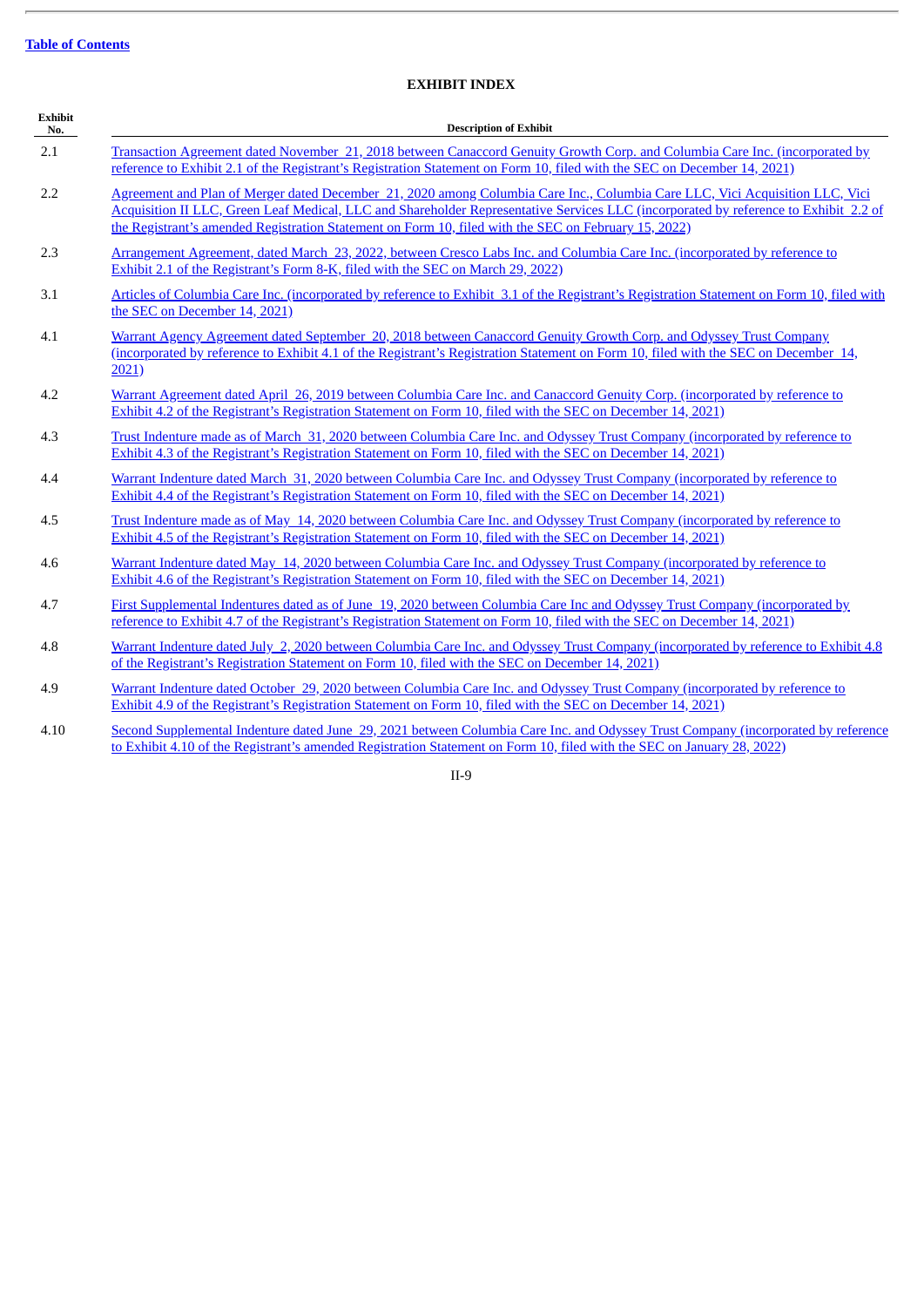[Table of Contents](#)

## EXHIBIT INDEX

| Exhibit No. | Description of Exhibit |
|---|---|
| 2.1 | Transaction Agreement dated November 21, 2018 between Canaccord Genuity Growth Corp. and Columbia Care Inc. (incorporated by reference to Exhibit 2.1 of the Registrant's Registration Statement on Form 10, filed with the SEC on December 14, 2021) |
| 2.2 | Agreement and Plan of Merger dated December 21, 2020 among Columbia Care Inc., Columbia Care LLC, Vici Acquisition LLC, Vici Acquisition II LLC, Green Leaf Medical, LLC and Shareholder Representative Services LLC (incorporated by reference to Exhibit 2.2 of the Registrant's amended Registration Statement on Form 10, filed with the SEC on February 15, 2022) |
| 2.3 | Arrangement Agreement, dated March 23, 2022, between Cresco Labs Inc. and Columbia Care Inc. (incorporated by reference to Exhibit 2.1 of the Registrant's Form 8-K, filed with the SEC on March 29, 2022) |
| 3.1 | Articles of Columbia Care Inc. (incorporated by reference to Exhibit 3.1 of the Registrant's Registration Statement on Form 10, filed with the SEC on December 14, 2021) |
| 4.1 | Warrant Agency Agreement dated September 20, 2018 between Canaccord Genuity Growth Corp. and Odyssey Trust Company (incorporated by reference to Exhibit 4.1 of the Registrant's Registration Statement on Form 10, filed with the SEC on December 14, 2021) |
| 4.2 | Warrant Agreement dated April 26, 2019 between Columbia Care Inc. and Canaccord Genuity Corp. (incorporated by reference to Exhibit 4.2 of the Registrant's Registration Statement on Form 10, filed with the SEC on December 14, 2021) |
| 4.3 | Trust Indenture made as of March 31, 2020 between Columbia Care Inc. and Odyssey Trust Company (incorporated by reference to Exhibit 4.3 of the Registrant's Registration Statement on Form 10, filed with the SEC on December 14, 2021) |
| 4.4 | Warrant Indenture dated March 31, 2020 between Columbia Care Inc. and Odyssey Trust Company (incorporated by reference to Exhibit 4.4 of the Registrant's Registration Statement on Form 10, filed with the SEC on December 14, 2021) |
| 4.5 | Trust Indenture made as of May 14, 2020 between Columbia Care Inc. and Odyssey Trust Company (incorporated by reference to Exhibit 4.5 of the Registrant's Registration Statement on Form 10, filed with the SEC on December 14, 2021) |
| 4.6 | Warrant Indenture dated May 14, 2020 between Columbia Care Inc. and Odyssey Trust Company (incorporated by reference to Exhibit 4.6 of the Registrant's Registration Statement on Form 10, filed with the SEC on December 14, 2021) |
| 4.7 | First Supplemental Indentures dated as of June 19, 2020 between Columbia Care Inc and Odyssey Trust Company (incorporated by reference to Exhibit 4.7 of the Registrant's Registration Statement on Form 10, filed with the SEC on December 14, 2021) |
| 4.8 | Warrant Indenture dated July 2, 2020 between Columbia Care Inc. and Odyssey Trust Company (incorporated by reference to Exhibit 4.8 of the Registrant's Registration Statement on Form 10, filed with the SEC on December 14, 2021) |
| 4.9 | Warrant Indenture dated October 29, 2020 between Columbia Care Inc. and Odyssey Trust Company (incorporated by reference to Exhibit 4.9 of the Registrant's Registration Statement on Form 10, filed with the SEC on December 14, 2021) |
| 4.10 | Second Supplemental Indenture dated June 29, 2021 between Columbia Care Inc. and Odyssey Trust Company (incorporated by reference to Exhibit 4.10 of the Registrant's amended Registration Statement on Form 10, filed with the SEC on January 28, 2022) |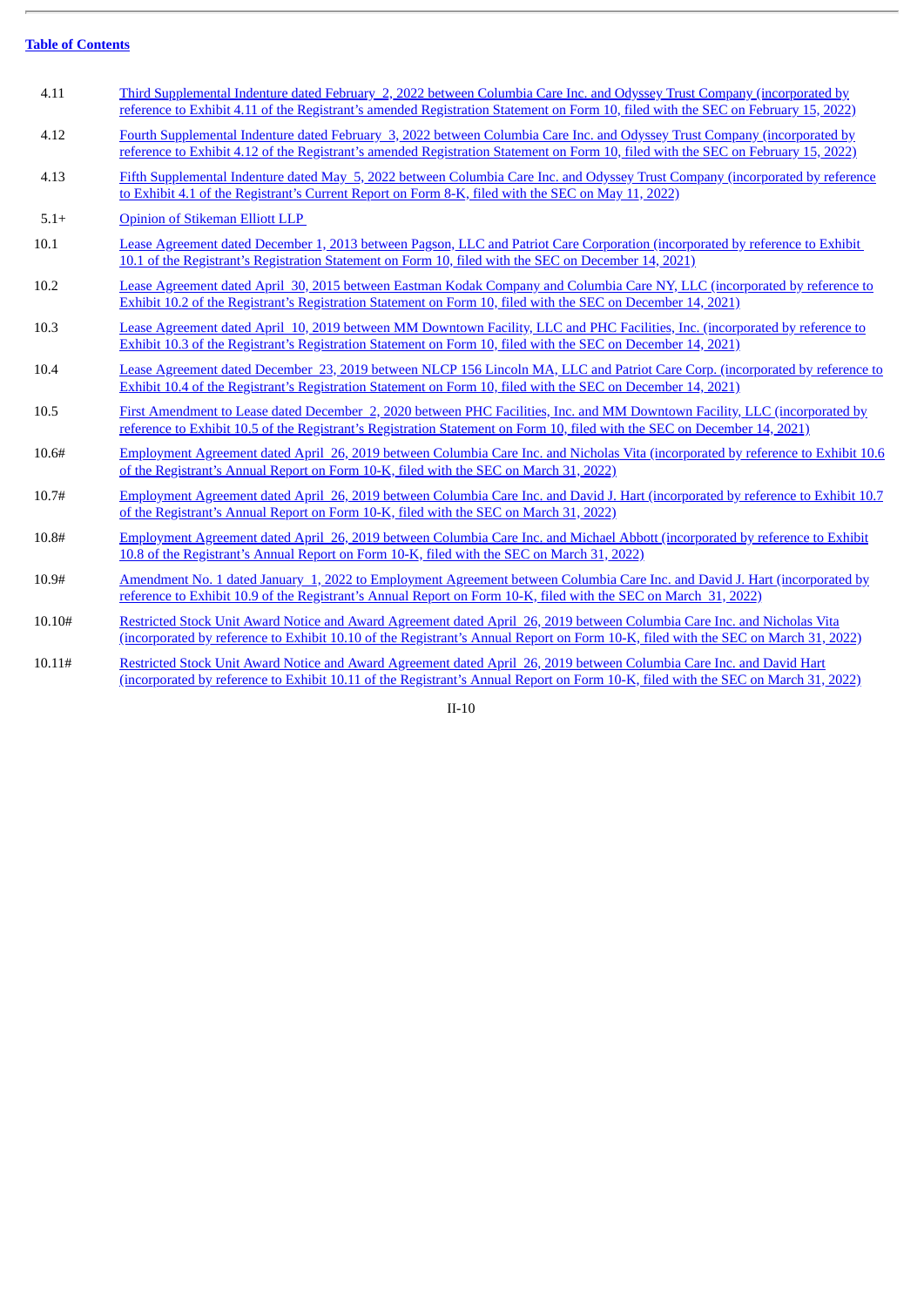[Table of Contents](#)

| | |
|---|---|
| 4.11 | Third Supplemental Indenture dated February 2, 2022 between Columbia Care Inc. and Odyssey Trust Company (incorporated by reference to Exhibit 4.11 of the Registrant's amended Registration Statement on Form 10, filed with the SEC on February 15, 2022) |
| 4.12 | Fourth Supplemental Indenture dated February 3, 2022 between Columbia Care Inc. and Odyssey Trust Company (incorporated by reference to Exhibit 4.12 of the Registrant's amended Registration Statement on Form 10, filed with the SEC on February 15, 2022) |
| 4.13 | Fifth Supplemental Indenture dated May 5, 2022 between Columbia Care Inc. and Odyssey Trust Company (incorporated by reference to Exhibit 4.1 of the Registrant's Current Report on Form 8-K, filed with the SEC on May 11, 2022) |
| 5.1+ | Opinion of Stikeman Elliott LLP |
| 10.1 | Lease Agreement dated December 1, 2013 between Pagson, LLC and Patriot Care Corporation (incorporated by reference to Exhibit 10.1 of the Registrant's Registration Statement on Form 10, filed with the SEC on December 14, 2021) |
| 10.2 | Lease Agreement dated April 30, 2015 between Eastman Kodak Company and Columbia Care NY, LLC (incorporated by reference to Exhibit 10.2 of the Registrant's Registration Statement on Form 10, filed with the SEC on December 14, 2021) |
| 10.3 | Lease Agreement dated April 10, 2019 between MM Downtown Facility, LLC and PHC Facilities, Inc. (incorporated by reference to Exhibit 10.3 of the Registrant's Registration Statement on Form 10, filed with the SEC on December 14, 2021) |
| 10.4 | Lease Agreement dated December 23, 2019 between NLCP 156 Lincoln MA, LLC and Patriot Care Corp. (incorporated by reference to Exhibit 10.4 of the Registrant's Registration Statement on Form 10, filed with the SEC on December 14, 2021) |
| 10.5 | First Amendment to Lease dated December 2, 2020 between PHC Facilities, Inc. and MM Downtown Facility, LLC (incorporated by reference to Exhibit 10.5 of the Registrant's Registration Statement on Form 10, filed with the SEC on December 14, 2021) |
| 10.6# | Employment Agreement dated April 26, 2019 between Columbia Care Inc. and Nicholas Vita (incorporated by reference to Exhibit 10.6 of the Registrant's Annual Report on Form 10-K, filed with the SEC on March 31, 2022) |
| 10.7# | Employment Agreement dated April 26, 2019 between Columbia Care Inc. and David J. Hart (incorporated by reference to Exhibit 10.7 of the Registrant's Annual Report on Form 10-K, filed with the SEC on March 31, 2022) |
| 10.8# | Employment Agreement dated April 26, 2019 between Columbia Care Inc. and Michael Abbott (incorporated by reference to Exhibit 10.8 of the Registrant's Annual Report on Form 10-K, filed with the SEC on March 31, 2022) |
| 10.9# | Amendment No. 1 dated January 1, 2022 to Employment Agreement between Columbia Care Inc. and David J. Hart (incorporated by reference to Exhibit 10.9 of the Registrant's Annual Report on Form 10-K, filed with the SEC on March 31, 2022) |
| 10.10# | Restricted Stock Unit Award Notice and Award Agreement dated April 26, 2019 between Columbia Care Inc. and Nicholas Vita (incorporated by reference to Exhibit 10.10 of the Registrant's Annual Report on Form 10-K, filed with the SEC on March 31, 2022) |
| 10.11# | Restricted Stock Unit Award Notice and Award Agreement dated April 26, 2019 between Columbia Care Inc. and David Hart (incorporated by reference to Exhibit 10.11 of the Registrant's Annual Report on Form 10-K, filed with the SEC on March 31, 2022) |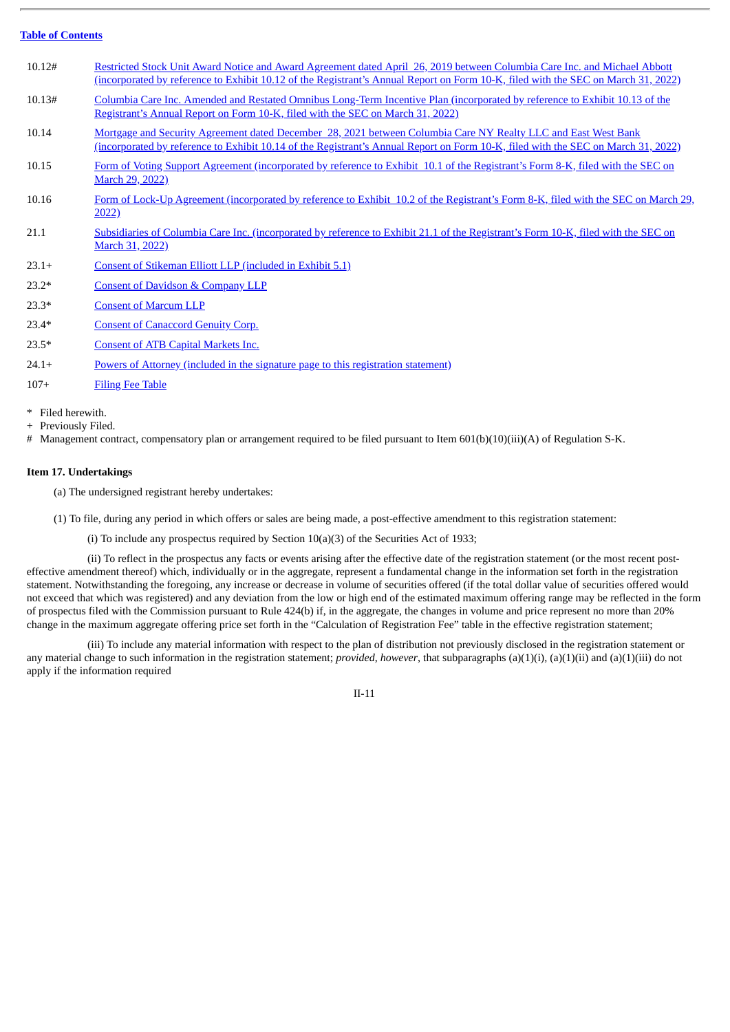| | |
|---|---|
| 10.12# | Restricted Stock Unit Award Notice and Award Agreement dated April 26, 2019 between Columbia Care Inc. and Michael Abbott (incorporated by reference to Exhibit 10.12 of the Registrant's Annual Report on Form 10-K, filed with the SEC on March 31, 2022) |
| 10.13# | Columbia Care Inc. Amended and Restated Omnibus Long-Term Incentive Plan (incorporated by reference to Exhibit 10.13 of the Registrant's Annual Report on Form 10-K, filed with the SEC on March 31, 2022) |
| 10.14 | Mortgage and Security Agreement dated December 28, 2021 between Columbia Care NY Realty LLC and East West Bank (incorporated by reference to Exhibit 10.14 of the Registrant's Annual Report on Form 10-K, filed with the SEC on March 31, 2022) |
| 10.15 | Form of Voting Support Agreement (incorporated by reference to Exhibit 10.1 of the Registrant's Form 8-K, filed with the SEC on March 29, 2022) |
| 10.16 | Form of Lock-Up Agreement (incorporated by reference to Exhibit 10.2 of the Registrant's Form 8-K, filed with the SEC on March 29, 2022) |
| 21.1 | Subsidiaries of Columbia Care Inc. (incorporated by reference to Exhibit 21.1 of the Registrant's Form 10-K, filed with the SEC on March 31, 2022) |
| 23.1+ | Consent of Stikeman Elliott LLP (included in Exhibit 5.1) |
| 23.2* | Consent of Davidson & Company LLP |
| 23.3* | Consent of Marcum LLP |
| 23.4* | Consent of Canaccord Genuity Corp. |
| 23.5* | Consent of ATB Capital Markets Inc. |
| 24.1+ | Powers of Attorney (included in the signature page to this registration statement) |
| 107+ | Filing Fee Table |

\* Filed herewith.
\+ Previously Filed.
\# Management contract, compensatory plan or arrangement required to be filed pursuant to Item 601(b)(10)(iii)(A) of Regulation S-K.

**Item 17. Undertakings**

(a) The undersigned registrant hereby undertakes:

(1) To file, during any period in which offers or sales are being made, a post-effective amendment to this registration statement:

(i) To include any prospectus required by Section 10(a)(3) of the Securities Act of 1933;

(ii) To reflect in the prospectus any facts or events arising after the effective date of the registration statement (or the most recent post-effective amendment thereof) which, individually or in the aggregate, represent a fundamental change in the information set forth in the registration statement. Notwithstanding the foregoing, any increase or decrease in volume of securities offered (if the total dollar value of securities offered would not exceed that which was registered) and any deviation from the low or high end of the estimated maximum offering range may be reflected in the form of prospectus filed with the Commission pursuant to Rule 424(b) if, in the aggregate, the changes in volume and price represent no more than 20% change in the maximum aggregate offering price set forth in the "Calculation of Registration Fee" table in the effective registration statement;

(iii) To include any material information with respect to the plan of distribution not previously disclosed in the registration statement or any material change to such information in the registration statement; *provided*, *however*, that subparagraphs (a)(1)(i), (a)(1)(ii) and (a)(1)(iii) do not apply if the information required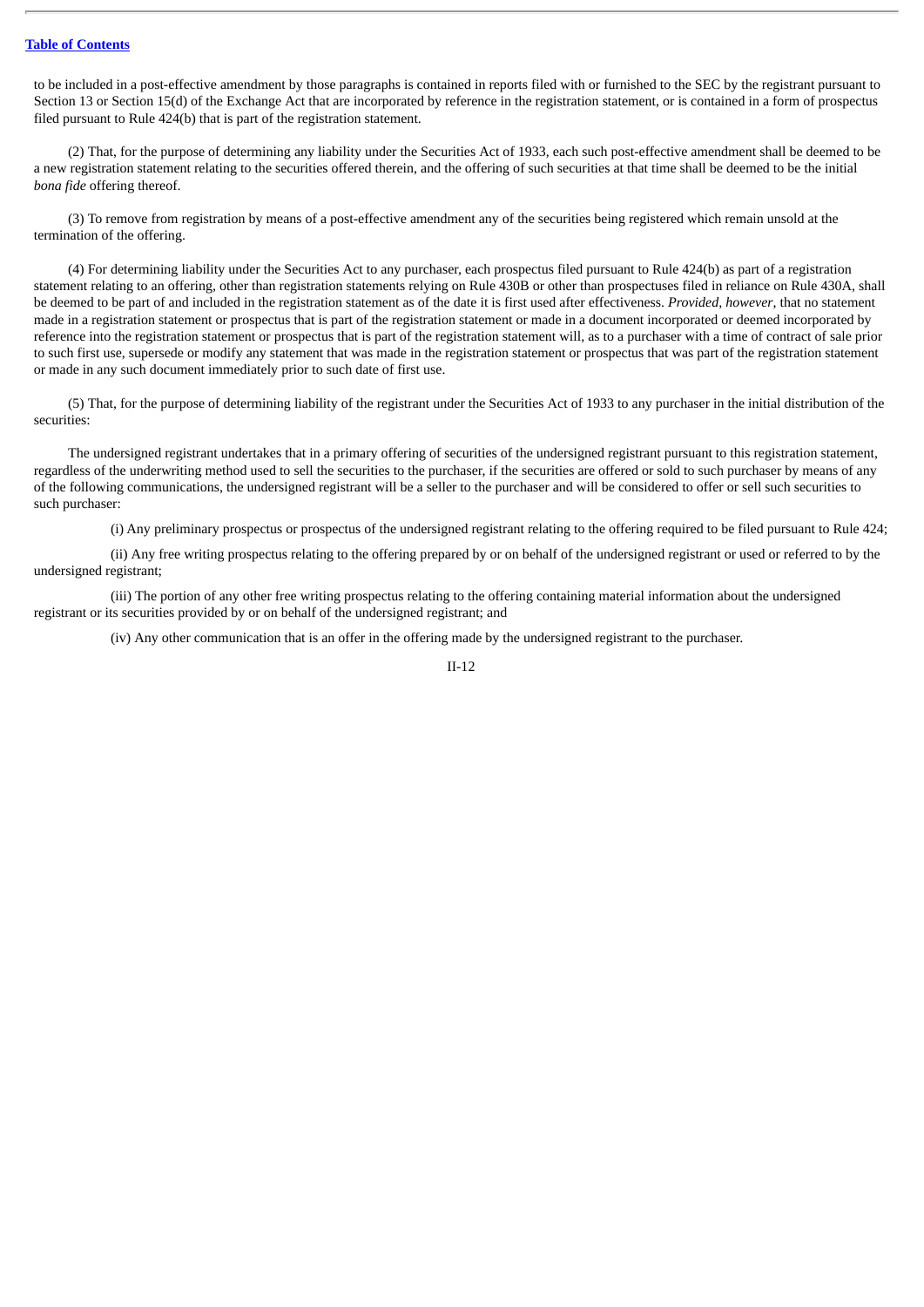to be included in a post-effective amendment by those paragraphs is contained in reports filed with or furnished to the SEC by the registrant pursuant to Section 13 or Section 15(d) of the Exchange Act that are incorporated by reference in the registration statement, or is contained in a form of prospectus filed pursuant to Rule 424(b) that is part of the registration statement.

(2) That, for the purpose of determining any liability under the Securities Act of 1933, each such post-effective amendment shall be deemed to be a new registration statement relating to the securities offered therein, and the offering of such securities at that time shall be deemed to be the initial *bona fide* offering thereof.

(3) To remove from registration by means of a post-effective amendment any of the securities being registered which remain unsold at the termination of the offering.

(4) For determining liability under the Securities Act to any purchaser, each prospectus filed pursuant to Rule 424(b) as part of a registration statement relating to an offering, other than registration statements relying on Rule 430B or other than prospectuses filed in reliance on Rule 430A, shall be deemed to be part of and included in the registration statement as of the date it is first used after effectiveness. *Provided, however*, that no statement made in a registration statement or prospectus that is part of the registration statement or made in a document incorporated or deemed incorporated by reference into the registration statement or prospectus that is part of the registration statement will, as to a purchaser with a time of contract of sale prior to such first use, supersede or modify any statement that was made in the registration statement or prospectus that was part of the registration statement or made in any such document immediately prior to such date of first use.

(5) That, for the purpose of determining liability of the registrant under the Securities Act of 1933 to any purchaser in the initial distribution of the securities:

The undersigned registrant undertakes that in a primary offering of securities of the undersigned registrant pursuant to this registration statement, regardless of the underwriting method used to sell the securities to the purchaser, if the securities are offered or sold to such purchaser by means of any of the following communications, the undersigned registrant will be a seller to the purchaser and will be considered to offer or sell such securities to such purchaser:

(i) Any preliminary prospectus or prospectus of the undersigned registrant relating to the offering required to be filed pursuant to Rule 424;

(ii) Any free writing prospectus relating to the offering prepared by or on behalf of the undersigned registrant or used or referred to by the undersigned registrant;

(iii) The portion of any other free writing prospectus relating to the offering containing material information about the undersigned registrant or its securities provided by or on behalf of the undersigned registrant; and

(iv) Any other communication that is an offer in the offering made by the undersigned registrant to the purchaser.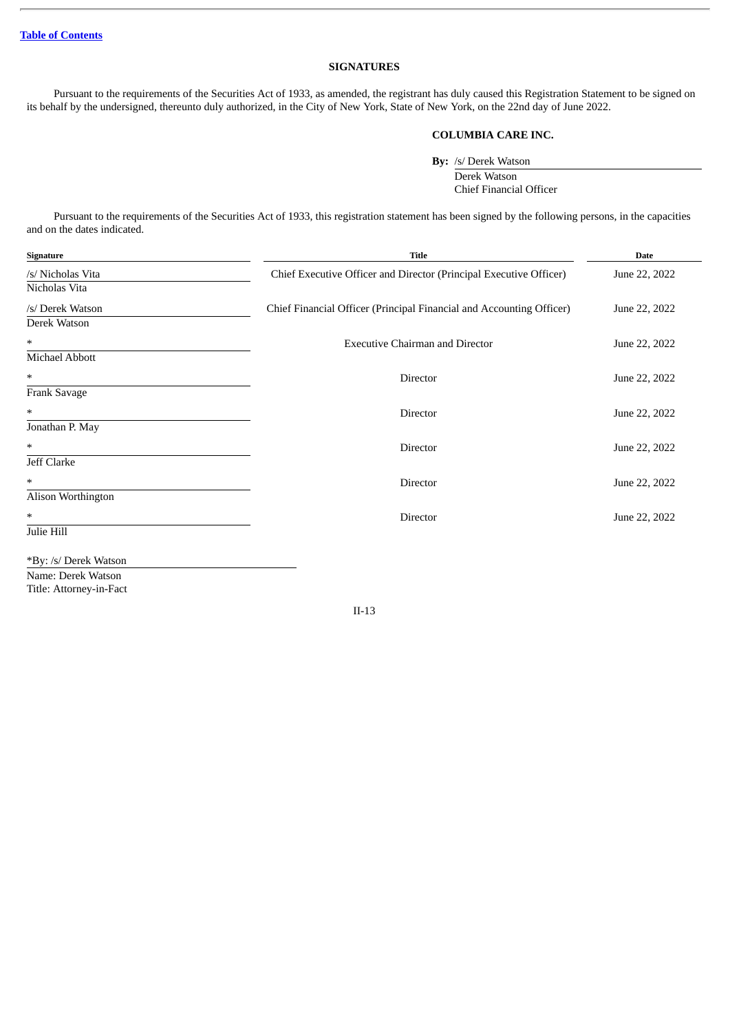[Table of Contents](#)

## SIGNATURES

Pursuant to the requirements of the Securities Act of 1933, as amended, the registrant has duly caused this Registration Statement to be signed on its behalf by the undersigned, thereunto duly authorized, in the City of New York, State of New York, on the 22nd day of June 2022.

**COLUMBIA CARE INC.**

**By:** /s/ Derek Watson
Derek Watson
Chief Financial Officer

Pursuant to the requirements of the Securities Act of 1933, this registration statement has been signed by the following persons, in the capacities and on the dates indicated.

| Signature | Title | Date |
|---|---|---|
| /s/ Nicholas Vita<br>Nicholas Vita | Chief Executive Officer and Director (Principal Executive Officer) | June 22, 2022 |
| /s/ Derek Watson<br>Derek Watson | Chief Financial Officer (Principal Financial and Accounting Officer) | June 22, 2022 |
| *<br>Michael Abbott | Executive Chairman and Director | June 22, 2022 |
| *<br>Frank Savage | Director | June 22, 2022 |
| *<br>Jonathan P. May | Director | June 22, 2022 |
| *<br>Jeff Clarke | Director | June 22, 2022 |
| *<br>Alison Worthington | Director | June 22, 2022 |
| *<br>Julie Hill | Director | June 22, 2022 |

*By: /s/ Derek Watson
Name: Derek Watson
Title: Attorney-in-Fact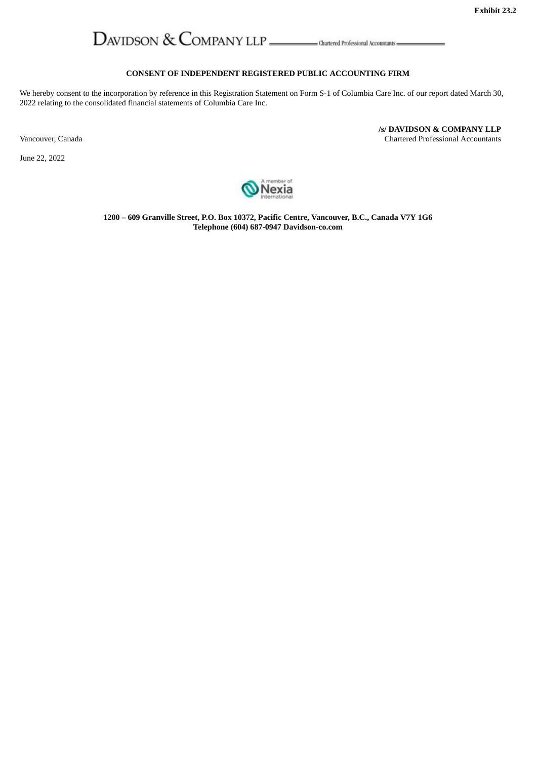**Exhibit 23.2**

DAVIDSON & COMPANY LLP — Chartered Professional Accountants

**CONSENT OF INDEPENDENT REGISTERED PUBLIC ACCOUNTING FIRM**

We hereby consent to the incorporation by reference in this Registration Statement on Form S-1 of Columbia Care Inc. of our report dated March 30, 2022 relating to the consolidated financial statements of Columbia Care Inc.

**/s/ DAVIDSON & COMPANY LLP**
Chartered Professional Accountants

Vancouver, Canada

June 22, 2022

A member of Nexia International

**1200 – 609 Granville Street, P.O. Box 10372, Pacific Centre, Vancouver, B.C., Canada V7Y 1G6**
**Telephone (604) 687-0947 Davidson-co.com**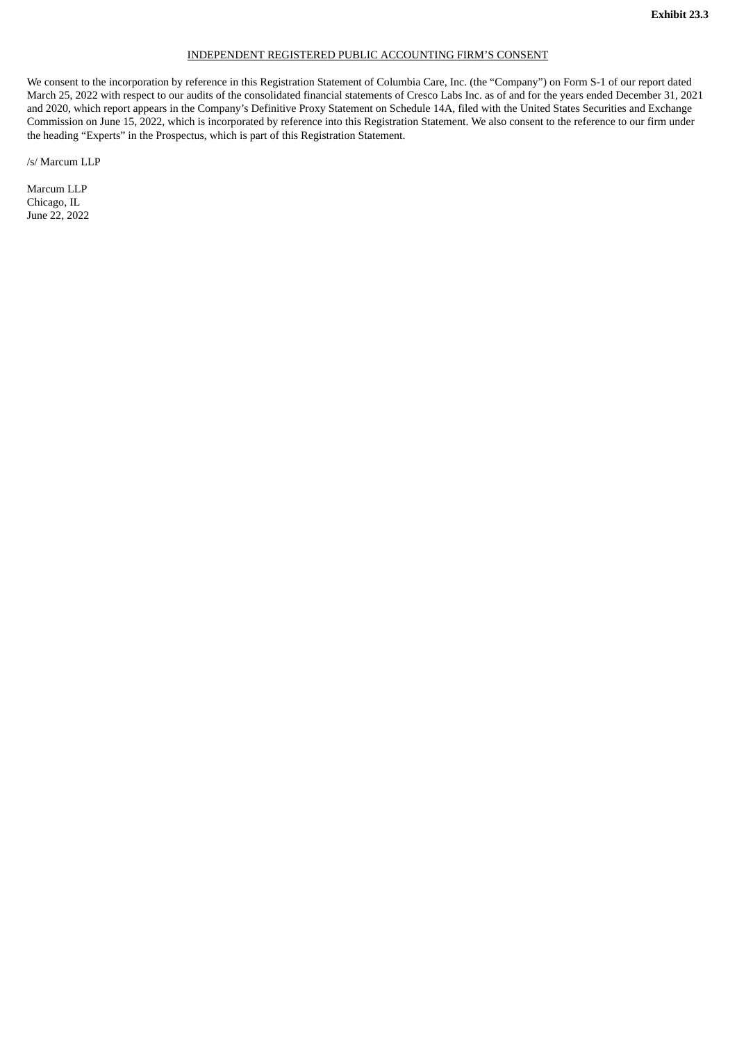**Exhibit 23.3**

<u>INDEPENDENT REGISTERED PUBLIC ACCOUNTING FIRM'S CONSENT</u>

We consent to the incorporation by reference in this Registration Statement of Columbia Care, Inc. (the "Company") on Form S-1 of our report dated March 25, 2022 with respect to our audits of the consolidated financial statements of Cresco Labs Inc. as of and for the years ended December 31, 2021 and 2020, which report appears in the Company's Definitive Proxy Statement on Schedule 14A, filed with the United States Securities and Exchange Commission on June 15, 2022, which is incorporated by reference into this Registration Statement. We also consent to the reference to our firm under the heading "Experts" in the Prospectus, which is part of this Registration Statement.

/s/ Marcum LLP

Marcum LLP
Chicago, IL
June 22, 2022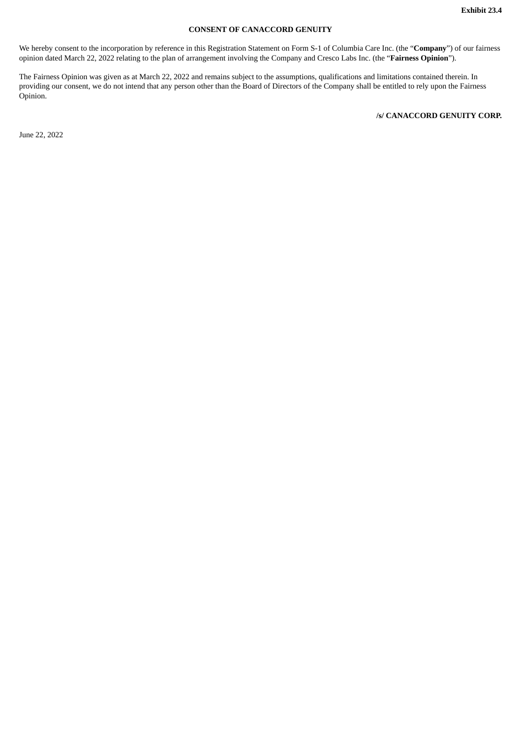**Exhibit 23.4**

# CONSENT OF CANACCORD GENUITY

We hereby consent to the incorporation by reference in this Registration Statement on Form S-1 of Columbia Care Inc. (the "**Company**") of our fairness opinion dated March 22, 2022 relating to the plan of arrangement involving the Company and Cresco Labs Inc. (the "**Fairness Opinion**").

The Fairness Opinion was given as at March 22, 2022 and remains subject to the assumptions, qualifications and limitations contained therein. In providing our consent, we do not intend that any person other than the Board of Directors of the Company shall be entitled to rely upon the Fairness Opinion.

**/s/ CANACCORD GENUITY CORP.**

June 22, 2022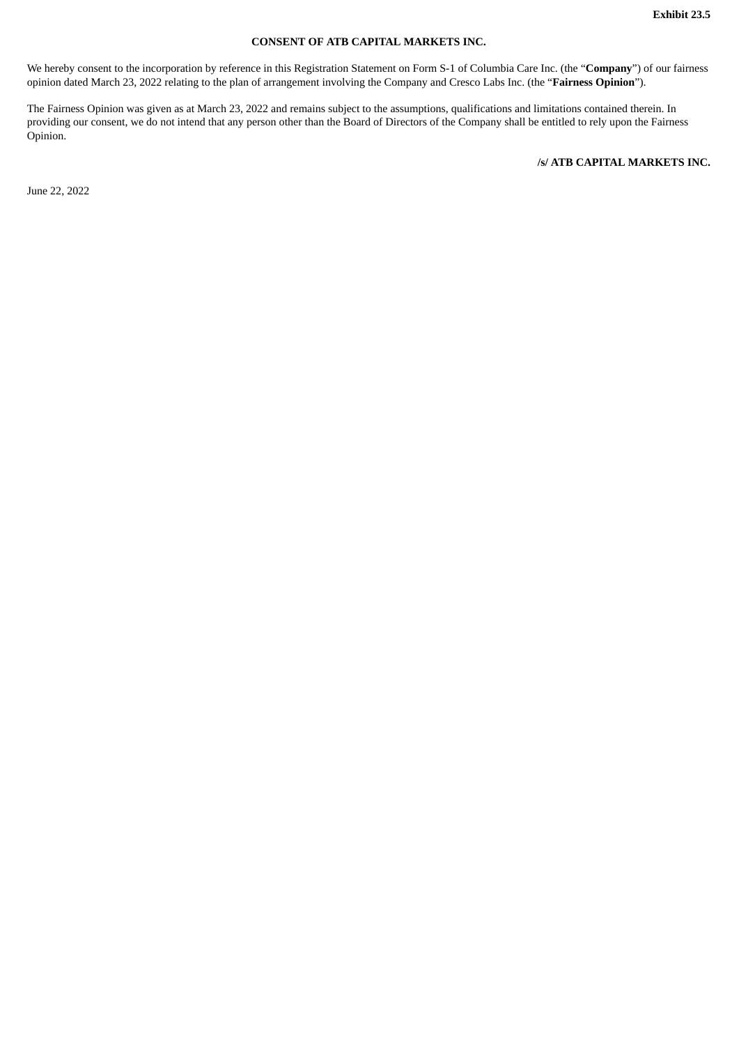**Exhibit 23.5**

**CONSENT OF ATB CAPITAL MARKETS INC.**

We hereby consent to the incorporation by reference in this Registration Statement on Form S-1 of Columbia Care Inc. (the "**Company**") of our fairness opinion dated March 23, 2022 relating to the plan of arrangement involving the Company and Cresco Labs Inc. (the "**Fairness Opinion**").

The Fairness Opinion was given as at March 23, 2022 and remains subject to the assumptions, qualifications and limitations contained therein. In providing our consent, we do not intend that any person other than the Board of Directors of the Company shall be entitled to rely upon the Fairness Opinion.

**/s/ ATB CAPITAL MARKETS INC.**

June 22, 2022